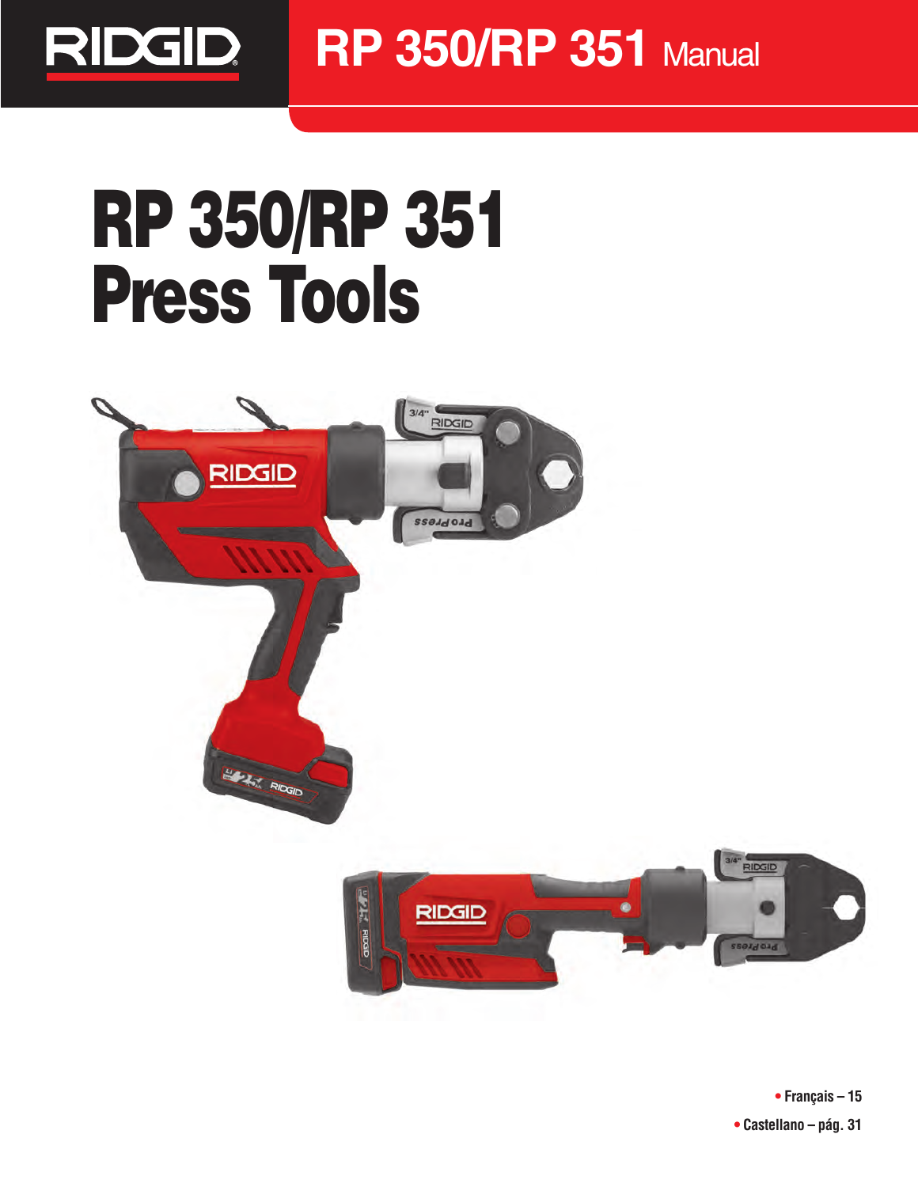# RP 350/RP 351 Manual

# RP 350/RP 351 Press Tools

- Français – 15
- Castellano – pág. 31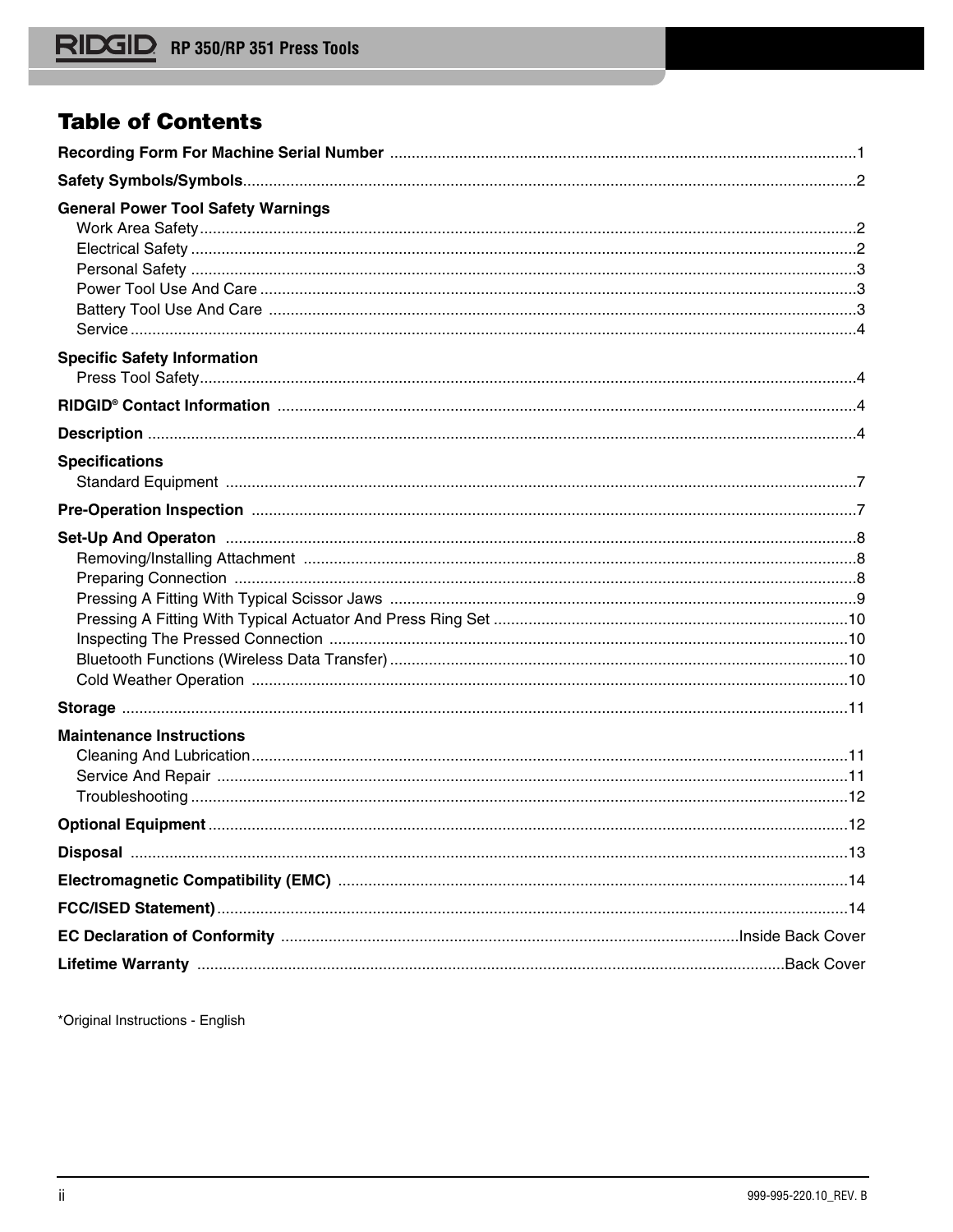# Table of Contents

| | |
|---|---|
| **Recording Form For Machine Serial Number** | 1 |
| **Safety Symbols/Symbols** | 2 |
| **General Power Tool Safety Warnings** | |
| Work Area Safety | 2 |
| Electrical Safety | 2 |
| Personal Safety | 3 |
| Power Tool Use And Care | 3 |
| Battery Tool Use And Care | 3 |
| Service | 4 |
| **Specific Safety Information** | |
| Press Tool Safety | 4 |
| **RIDGID® Contact Information** | 4 |
| **Description** | 4 |
| **Specifications** | |
| Standard Equipment | 7 |
| **Pre-Operation Inspection** | 7 |
| **Set-Up And Operaton** | 8 |
| Removing/Installing Attachment | 8 |
| Preparing Connection | 8 |
| Pressing A Fitting With Typical Scissor Jaws | 9 |
| Pressing A Fitting With Typical Actuator And Press Ring Set | 10 |
| Inspecting The Pressed Connection | 10 |
| Bluetooth Functions (Wireless Data Transfer) | 10 |
| Cold Weather Operation | 10 |
| **Storage** | 11 |
| **Maintenance Instructions** | |
| Cleaning And Lubrication | 11 |
| Service And Repair | 11 |
| Troubleshooting | 12 |
| **Optional Equipment** | 12 |
| **Disposal** | 13 |
| **Electromagnetic Compatibility (EMC)** | 14 |
| **FCC/ISED Statement)** | 14 |
| **EC Declaration of Conformity** | Inside Back Cover |
| **Lifetime Warranty** | Back Cover |

*Original Instructions - English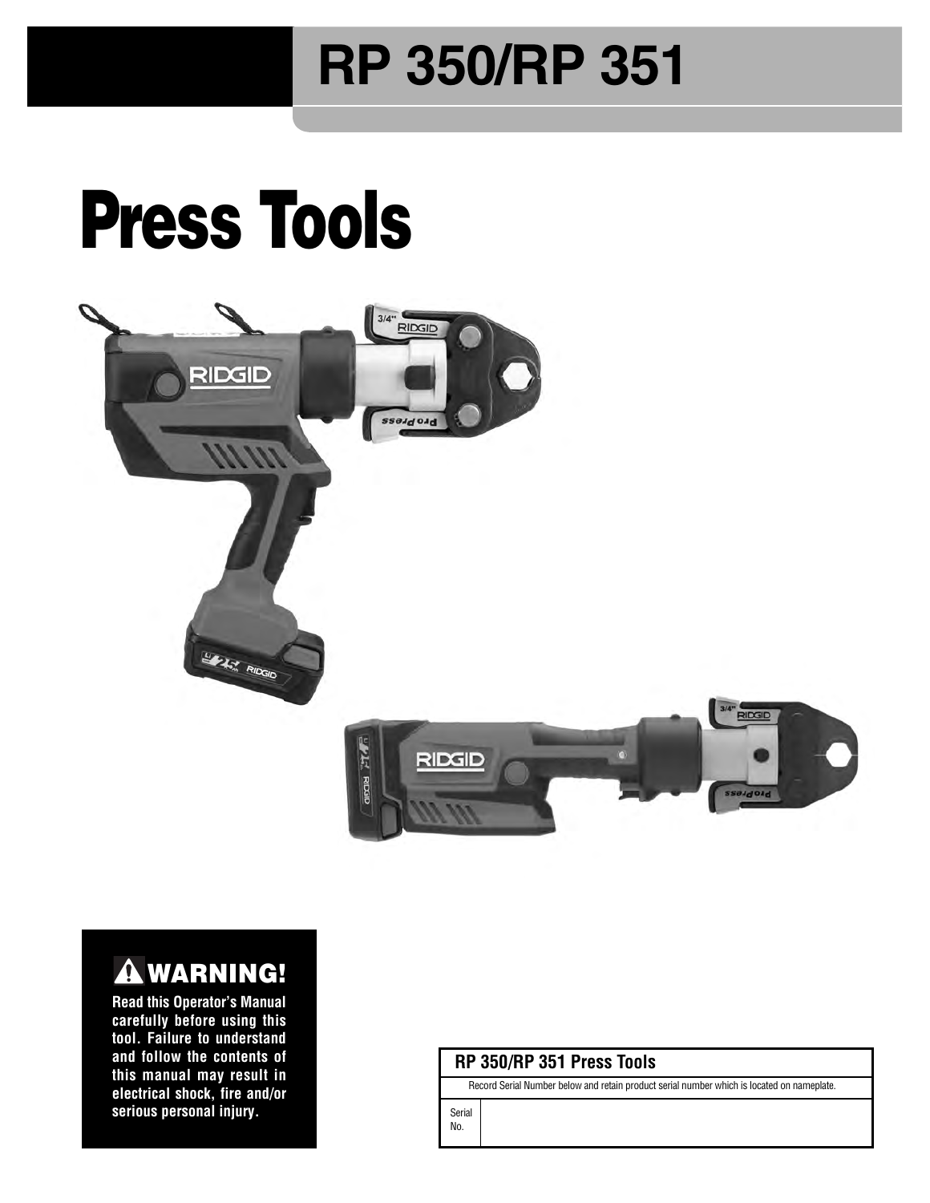# RP 350/RP 351

# Press Tools

## ⚠ WARNING!

**Read this Operator's Manual carefully before using this tool. Failure to understand and follow the contents of this manual may result in electrical shock, fire and/or serious personal injury.**

| RP 350/RP 351 Press Tools | |
|---|---|
| Record Serial Number below and retain product serial number which is located on nameplate. | |
| Serial No. | |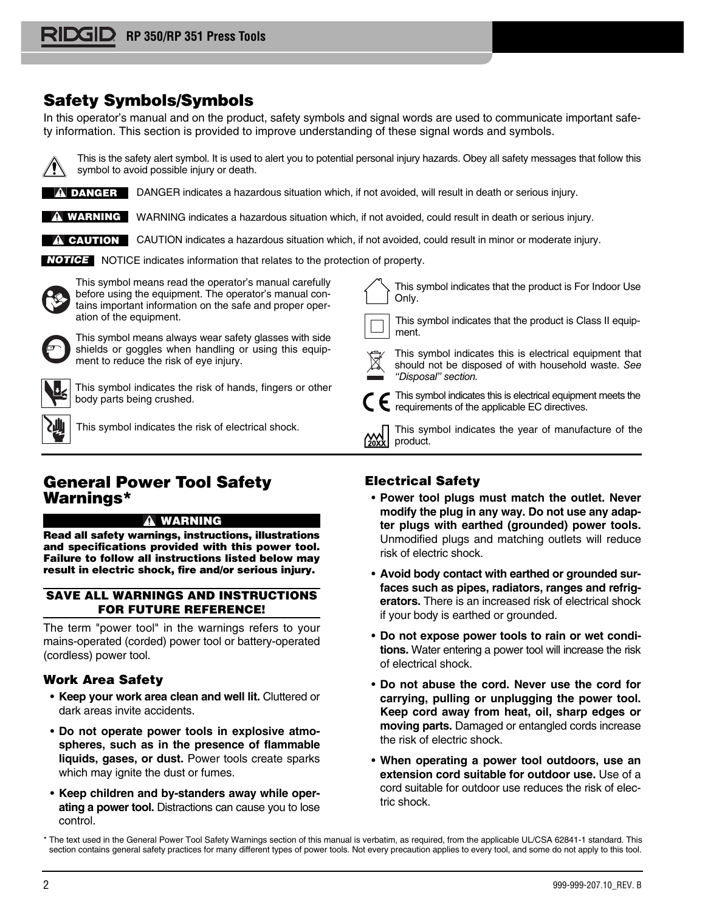## Safety Symbols/Symbols

In this operator's manual and on the product, safety symbols and signal words are used to communicate important safety information. This section is provided to improve understanding of these signal words and symbols.

This is the safety alert symbol. It is used to alert you to potential personal injury hazards. Obey all safety messages that follow this symbol to avoid possible injury or death.

**DANGER** DANGER indicates a hazardous situation which, if not avoided, will result in death or serious injury.

**WARNING** WARNING indicates a hazardous situation which, if not avoided, could result in death or serious injury.

**CAUTION** CAUTION indicates a hazardous situation which, if not avoided, could result in minor or moderate injury.

***NOTICE*** NOTICE indicates information that relates to the protection of property.

This symbol means read the operator's manual carefully before using the equipment. The operator's manual contains important information on the safe and proper operation of the equipment.

This symbol means always wear safety glasses with side shields or goggles when handling or using this equipment to reduce the risk of eye injury.

This symbol indicates the risk of hands, fingers or other body parts being crushed.

This symbol indicates the risk of electrical shock.

This symbol indicates that the product is For Indoor Use Only.

This symbol indicates that the product is Class II equipment.

This symbol indicates this is electrical equipment that should not be disposed of with household waste. *See "Disposal" section.*

This symbol indicates this is electrical equipment meets the requirements of the applicable EC directives.

This symbol indicates the year of manufacture of the product.

## General Power Tool Safety Warnings*

**WARNING**

**Read all safety warnings, instructions, illustrations and specifications provided with this power tool. Failure to follow all instructions listed below may result in electric shock, fire and/or serious injury.**

**SAVE ALL WARNINGS AND INSTRUCTIONS FOR FUTURE REFERENCE!**

The term "power tool" in the warnings refers to your mains-operated (corded) power tool or battery-operated (cordless) power tool.

### Work Area Safety

- **Keep your work area clean and well lit.** Cluttered or dark areas invite accidents.
- **Do not operate power tools in explosive atmospheres, such as in the presence of flammable liquids, gases, or dust.** Power tools create sparks which may ignite the dust or fumes.
- **Keep children and by-standers away while operating a power tool.** Distractions can cause you to lose control.

### Electrical Safety

- **Power tool plugs must match the outlet. Never modify the plug in any way. Do not use any adapter plugs with earthed (grounded) power tools.** Unmodified plugs and matching outlets will reduce risk of electric shock.
- **Avoid body contact with earthed or grounded surfaces such as pipes, radiators, ranges and refrigerators.** There is an increased risk of electrical shock if your body is earthed or grounded.
- **Do not expose power tools to rain or wet conditions.** Water entering a power tool will increase the risk of electrical shock.
- **Do not abuse the cord. Never use the cord for carrying, pulling or unplugging the power tool. Keep cord away from heat, oil, sharp edges or moving parts.** Damaged or entangled cords increase the risk of electric shock.
- **When operating a power tool outdoors, use an extension cord suitable for outdoor use.** Use of a cord suitable for outdoor use reduces the risk of electric shock.

\* The text used in the General Power Tool Safety Warnings section of this manual is verbatim, as required, from the applicable UL/CSA 62841-1 standard. This section contains general safety practices for many different types of power tools. Not every precaution applies to every tool, and some do not apply to this tool.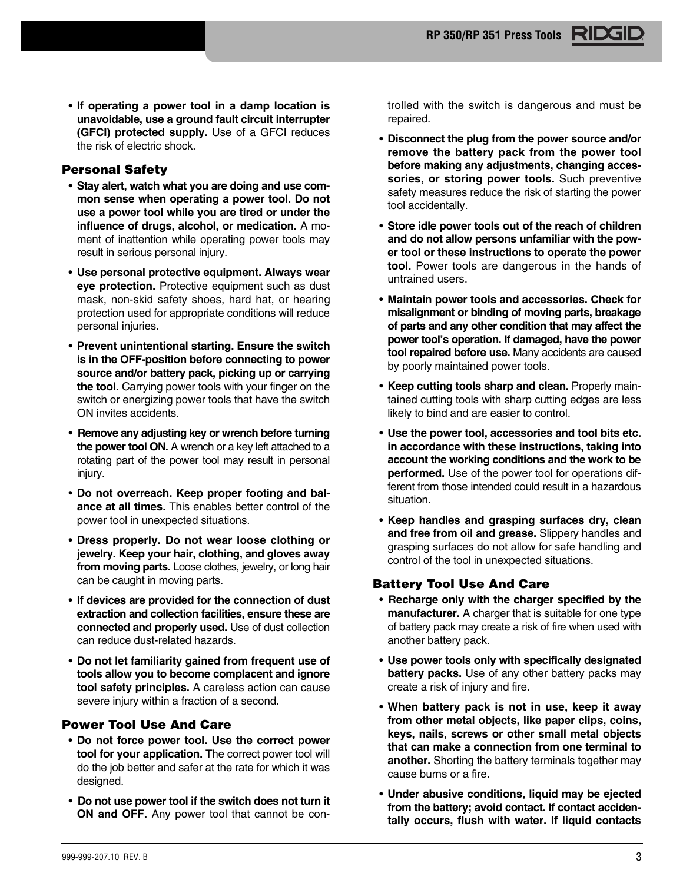- **If operating a power tool in a damp location is unavoidable, use a ground fault circuit interrupter (GFCI) protected supply.** Use of a GFCI reduces the risk of electric shock.

### Personal Safety

- **Stay alert, watch what you are doing and use common sense when operating a power tool. Do not use a power tool while you are tired or under the influence of drugs, alcohol, or medication.** A moment of inattention while operating power tools may result in serious personal injury.
- **Use personal protective equipment. Always wear eye protection.** Protective equipment such as dust mask, non-skid safety shoes, hard hat, or hearing protection used for appropriate conditions will reduce personal injuries.
- **Prevent unintentional starting. Ensure the switch is in the OFF-position before connecting to power source and/or battery pack, picking up or carrying the tool.** Carrying power tools with your finger on the switch or energizing power tools that have the switch ON invites accidents.
- **Remove any adjusting key or wrench before turning the power tool ON.** A wrench or a key left attached to a rotating part of the power tool may result in personal injury.
- **Do not overreach. Keep proper footing and balance at all times.** This enables better control of the power tool in unexpected situations.
- **Dress properly. Do not wear loose clothing or jewelry. Keep your hair, clothing, and gloves away from moving parts.** Loose clothes, jewelry, or long hair can be caught in moving parts.
- **If devices are provided for the connection of dust extraction and collection facilities, ensure these are connected and properly used.** Use of dust collection can reduce dust-related hazards.
- **Do not let familiarity gained from frequent use of tools allow you to become complacent and ignore tool safety principles.** A careless action can cause severe injury within a fraction of a second.

### Power Tool Use And Care

- **Do not force power tool. Use the correct power tool for your application.** The correct power tool will do the job better and safer at the rate for which it was designed.
- **Do not use power tool if the switch does not turn it ON and OFF.** Any power tool that cannot be controlled with the switch is dangerous and must be repaired.
- **Disconnect the plug from the power source and/or remove the battery pack from the power tool before making any adjustments, changing accessories, or storing power tools.** Such preventive safety measures reduce the risk of starting the power tool accidentally.
- **Store idle power tools out of the reach of children and do not allow persons unfamiliar with the power tool or these instructions to operate the power tool.** Power tools are dangerous in the hands of untrained users.
- **Maintain power tools and accessories. Check for misalignment or binding of moving parts, breakage of parts and any other condition that may affect the power tool's operation. If damaged, have the power tool repaired before use.** Many accidents are caused by poorly maintained power tools.
- **Keep cutting tools sharp and clean.** Properly maintained cutting tools with sharp cutting edges are less likely to bind and are easier to control.
- **Use the power tool, accessories and tool bits etc. in accordance with these instructions, taking into account the working conditions and the work to be performed.** Use of the power tool for operations different from those intended could result in a hazardous situation.
- **Keep handles and grasping surfaces dry, clean and free from oil and grease.** Slippery handles and grasping surfaces do not allow for safe handling and control of the tool in unexpected situations.

### Battery Tool Use And Care

- **Recharge only with the charger specified by the manufacturer.** A charger that is suitable for one type of battery pack may create a risk of fire when used with another battery pack.
- **Use power tools only with specifically designated battery packs.** Use of any other battery packs may create a risk of injury and fire.
- **When battery pack is not in use, keep it away from other metal objects, like paper clips, coins, keys, nails, screws or other small metal objects that can make a connection from one terminal to another.** Shorting the battery terminals together may cause burns or a fire.
- **Under abusive conditions, liquid may be ejected from the battery; avoid contact. If contact accidentally occurs, flush with water. If liquid contacts**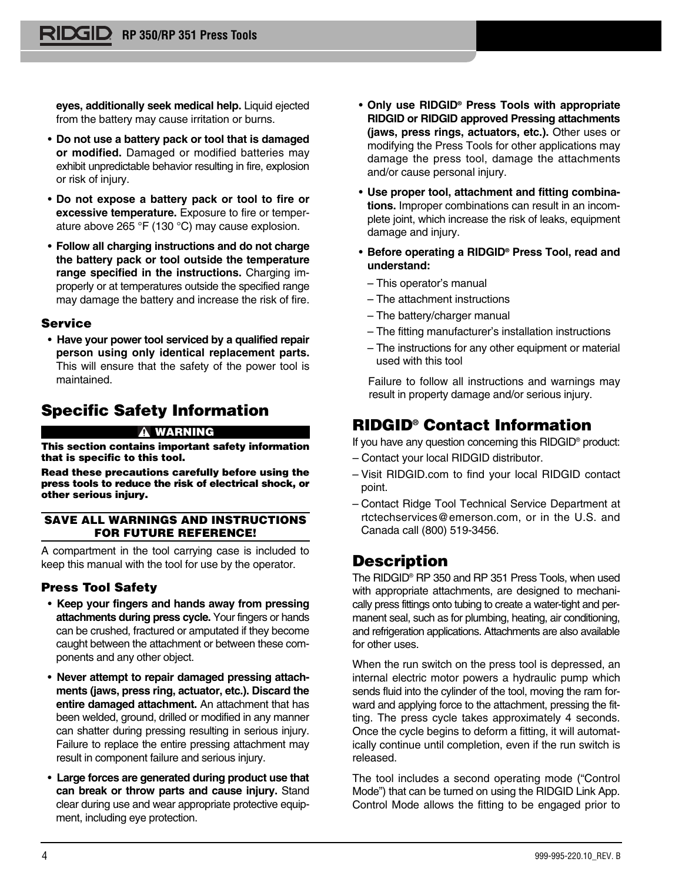**eyes, additionally seek medical help.** Liquid ejected from the battery may cause irritation or burns.

- **Do not use a battery pack or tool that is damaged or modified.** Damaged or modified batteries may exhibit unpredictable behavior resulting in fire, explosion or risk of injury.
- **Do not expose a battery pack or tool to fire or excessive temperature.** Exposure to fire or temperature above 265 °F (130 °C) may cause explosion.
- **Follow all charging instructions and do not charge the battery pack or tool outside the temperature range specified in the instructions.** Charging improperly or at temperatures outside the specified range may damage the battery and increase the risk of fire.

### Service

- **Have your power tool serviced by a qualified repair person using only identical replacement parts.** This will ensure that the safety of the power tool is maintained.

## Specific Safety Information

**⚠ WARNING**

**This section contains important safety information that is specific to this tool.**

**Read these precautions carefully before using the press tools to reduce the risk of electrical shock, or other serious injury.**

**SAVE ALL WARNINGS AND INSTRUCTIONS FOR FUTURE REFERENCE!**

A compartment in the tool carrying case is included to keep this manual with the tool for use by the operator.

### Press Tool Safety

- **Keep your fingers and hands away from pressing attachments during press cycle.** Your fingers or hands can be crushed, fractured or amputated if they become caught between the attachment or between these components and any other object.
- **Never attempt to repair damaged pressing attachments (jaws, press ring, actuator, etc.). Discard the entire damaged attachment.** An attachment that has been welded, ground, drilled or modified in any manner can shatter during pressing resulting in serious injury. Failure to replace the entire pressing attachment may result in component failure and serious injury.
- **Large forces are generated during product use that can break or throw parts and cause injury.** Stand clear during use and wear appropriate protective equipment, including eye protection.
- **Only use RIDGID® Press Tools with appropriate RIDGID or RIDGID approved Pressing attachments (jaws, press rings, actuators, etc.).** Other uses or modifying the Press Tools for other applications may damage the press tool, damage the attachments and/or cause personal injury.
- **Use proper tool, attachment and fitting combinations.** Improper combinations can result in an incomplete joint, which increase the risk of leaks, equipment damage and injury.
- **Before operating a RIDGID® Press Tool, read and understand:**
  - This operator's manual
  - The attachment instructions
  - The battery/charger manual
  - The fitting manufacturer's installation instructions
  - The instructions for any other equipment or material used with this tool

  Failure to follow all instructions and warnings may result in property damage and/or serious injury.

## RIDGID® Contact Information

If you have any question concerning this RIDGID® product:

- Contact your local RIDGID distributor.
- Visit RIDGID.com to find your local RIDGID contact point.
- Contact Ridge Tool Technical Service Department at rtctechservices@emerson.com, or in the U.S. and Canada call (800) 519-3456.

## Description

The RIDGID® RP 350 and RP 351 Press Tools, when used with appropriate attachments, are designed to mechanically press fittings onto tubing to create a water-tight and permanent seal, such as for plumbing, heating, air conditioning, and refrigeration applications. Attachments are also available for other uses.

When the run switch on the press tool is depressed, an internal electric motor powers a hydraulic pump which sends fluid into the cylinder of the tool, moving the ram forward and applying force to the attachment, pressing the fitting. The press cycle takes approximately 4 seconds. Once the cycle begins to deform a fitting, it will automatically continue until completion, even if the run switch is released.

The tool includes a second operating mode ("Control Mode") that can be turned on using the RIDGID Link App. Control Mode allows the fitting to be engaged prior to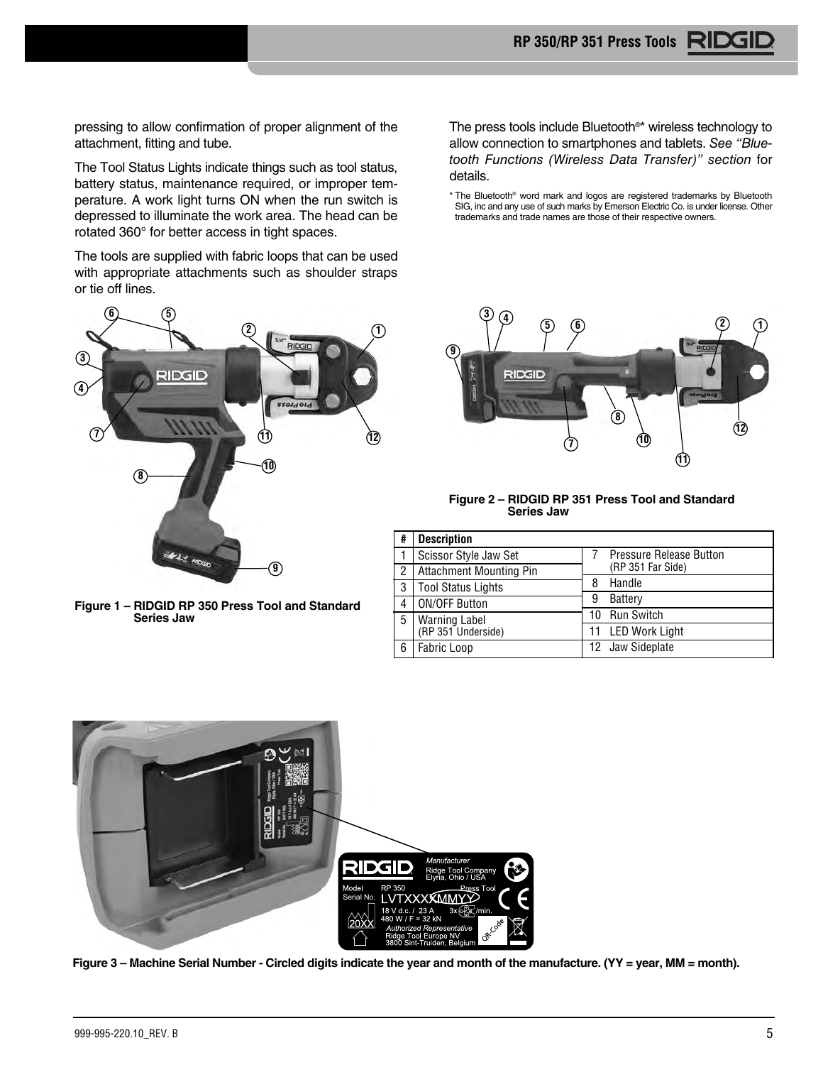pressing to allow confirmation of proper alignment of the attachment, fitting and tube.

The Tool Status Lights indicate things such as tool status, battery status, maintenance required, or improper temperature. A work light turns ON when the run switch is depressed to illuminate the work area. The head can be rotated 360° for better access in tight spaces.

The tools are supplied with fabric loops that can be used with appropriate attachments such as shoulder straps or tie off lines.

The press tools include Bluetooth®* wireless technology to allow connection to smartphones and tablets. *See "Bluetooth Functions (Wireless Data Transfer)" section* for details.

\* The Bluetooth® word mark and logos are registered trademarks by Bluetooth SIG, inc and any use of such marks by Emerson Electric Co. is under license. Other trademarks and trade names are those of their respective owners.

**Figure 1 – RIDGID RP 350 Press Tool and Standard Series Jaw**

**Figure 2 – RIDGID RP 351 Press Tool and Standard Series Jaw**

| # | Description | # | Description |
|---|---|---|---|
| 1 | Scissor Style Jaw Set | 7 | Pressure Release Button (RP 351 Far Side) |
| 2 | Attachment Mounting Pin | | |
| 3 | Tool Status Lights | 8 | Handle |
| 4 | ON/OFF Button | 9 | Battery |
| 5 | Warning Label (RP 351 Underside) | 10 | Run Switch |
| | | 11 | LED Work Light |
| 6 | Fabric Loop | 12 | Jaw Sideplate |

**Figure 3 – Machine Serial Number - Circled digits indicate the year and month of the manufacture. (YY = year, MM = month).**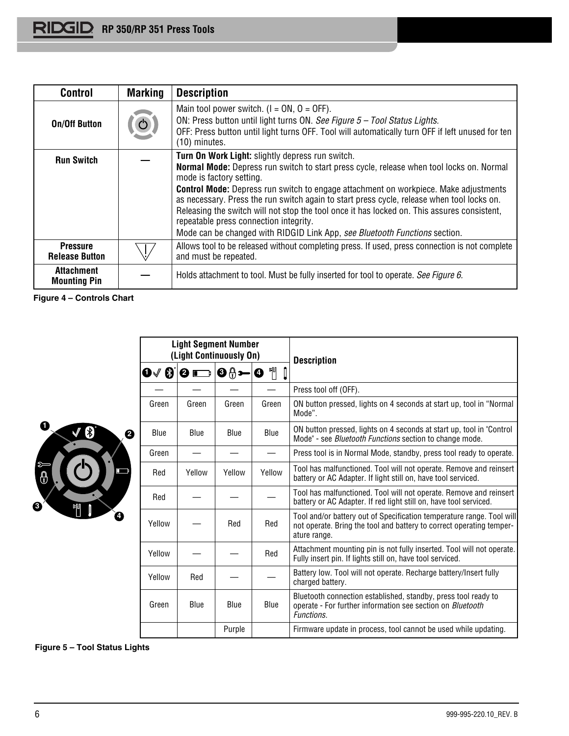| Control | Marking | Description |
|---|---|---|
| **On/Off Button** | | Main tool power switch. (I = ON, O = OFF).<br>ON: Press button until light turns ON. *See Figure 5 – Tool Status Lights.*<br>OFF: Press button until light turns OFF. Tool will automatically turn OFF if left unused for ten (10) minutes. |
| **Run Switch** | — | **Turn On Work Light:** slightly depress run switch.<br>**Normal Mode:** Depress run switch to start press cycle, release when tool locks on. Normal mode is factory setting.<br>**Control Mode:** Depress run switch to engage attachment on workpiece. Make adjustments as necessary. Press the run switch again to start press cycle, release when tool locks on. Releasing the switch will not stop the tool once it has locked on. This assures consistent, repeatable press connection integrity.<br>Mode can be changed with RIDGID Link App, *see Bluetooth Functions* section. |
| **Pressure Release Button** | | Allows tool to be released without completing press. If used, press connection is not complete and must be repeated. |
| **Attachment Mounting Pin** | — | Holds attachment to tool. Must be fully inserted for tool to operate. *See Figure 6.* |

**Figure 4 – Controls Chart**

| Light Segment Number (Light Continuously On) | | | | Description |
|---|---|---|---|---|
| 1 | 2 | 3 | 4 | |
| — | — | — | — | Press tool off (OFF). |
| Green | Green | Green | Green | ON button pressed, lights on 4 seconds at start up, tool in "Normal Mode". |
| Blue | Blue | Blue | Blue | ON button pressed, lights on 4 seconds at start up, tool in "Control Mode" - see *Bluetooth Functions* section to change mode. |
| Green | — | — | — | Press tool is in Normal Mode, standby, press tool ready to operate. |
| Red | Yellow | Yellow | Yellow | Tool has malfunctioned. Tool will not operate. Remove and reinsert battery or AC Adapter. If light still on, have tool serviced. |
| Red | — | — | — | Tool has malfunctioned. Tool will not operate. Remove and reinsert battery or AC Adapter. If red light still on, have tool serviced. |
| Yellow | — | Red | Red | Tool and/or battery out of Specification temperature range. Tool will not operate. Bring the tool and battery to correct operating temperature range. |
| Yellow | — | — | Red | Attachment mounting pin is not fully inserted. Tool will not operate. Fully insert pin. If lights still on, have tool serviced. |
| Yellow | Red | — | — | Battery low. Tool will not operate. Recharge battery/Insert fully charged battery. |
| Green | Blue | Blue | Blue | Bluetooth connection established, standby, press tool ready to operate - For further information see section on *Bluetooth Functions.* |
| | | Purple | | Firmware update in process, tool cannot be used while updating. |

**Figure 5 – Tool Status Lights**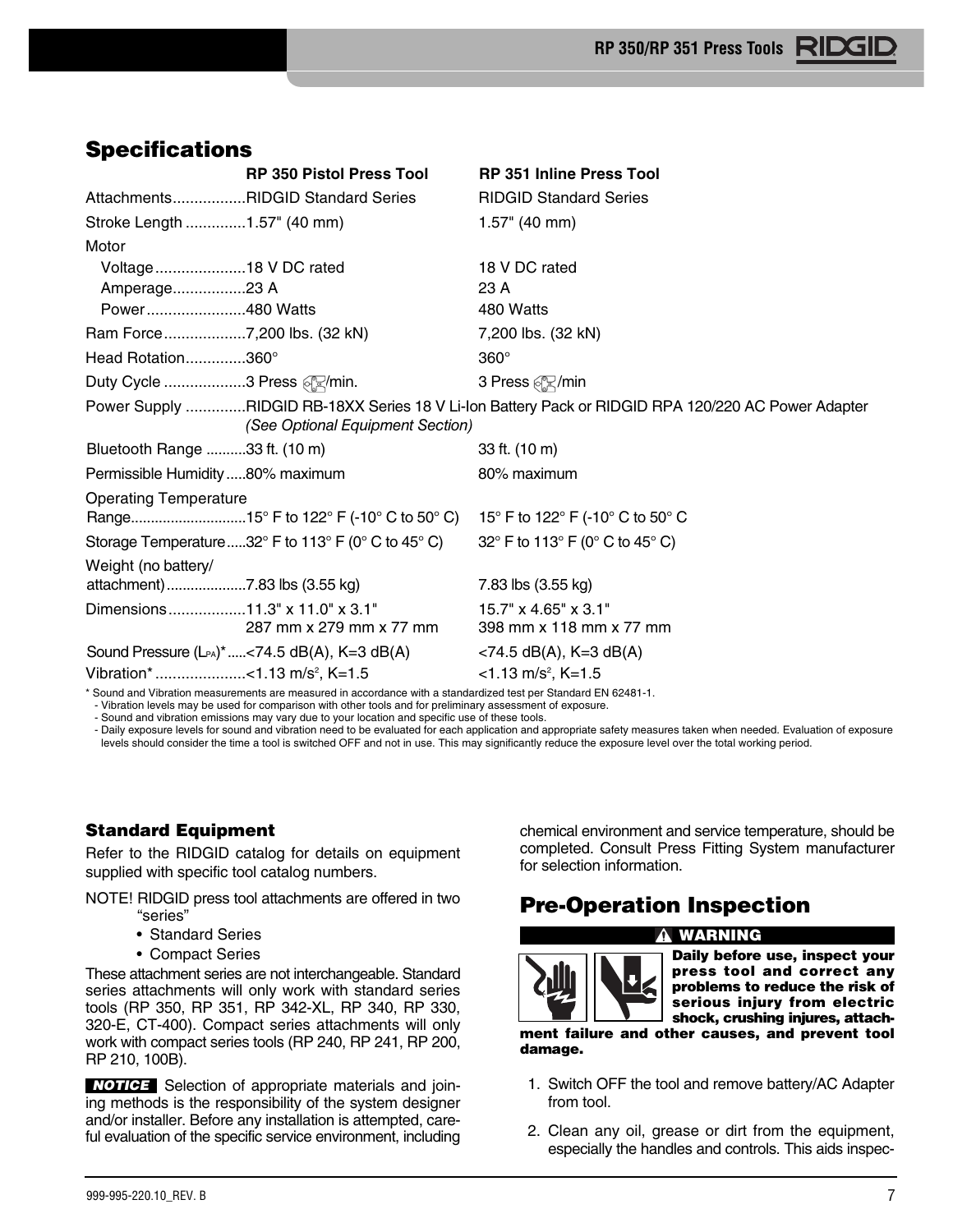## Specifications

| | RP 350 Pistol Press Tool | RP 351 Inline Press Tool |
|---|---|---|
| Attachments | RIDGID Standard Series | RIDGID Standard Series |
| Stroke Length | 1.57" (40 mm) | 1.57" (40 mm) |
| Motor | | |
| Voltage | 18 V DC rated | 18 V DC rated |
| Amperage | 23 A | 23 A |
| Power | 480 Watts | 480 Watts |
| Ram Force | 7,200 lbs. (32 kN) | 7,200 lbs. (32 kN) |
| Head Rotation | 360° | 360° |
| Duty Cycle | 3 Press /min. | 3 Press /min |
| Power Supply | RIDGID RB-18XX Series 18 V Li-Ion Battery Pack or RIDGID RPA 120/220 AC Power Adapter *(See Optional Equipment Section)* | |
| Bluetooth Range | 33 ft. (10 m) | 33 ft. (10 m) |
| Permissible Humidity | 80% maximum | 80% maximum |
| Operating Temperature Range | 15° F to 122° F (-10° C to 50° C) | 15° F to 122° F (-10° C to 50° C |
| Storage Temperature | 32° F to 113° F (0° C to 45° C) | 32° F to 113° F (0° C to 45° C) |
| Weight (no battery/ attachment) | 7.83 lbs (3.55 kg) | 7.83 lbs (3.55 kg) |
| Dimensions | 11.3" x 11.0" x 3.1" 287 mm x 279 mm x 77 mm | 15.7" x 4.65" x 3.1" 398 mm x 118 mm x 77 mm |
| Sound Pressure ($L_{PA}$)* | <74.5 dB(A), K=3 dB(A) | <74.5 dB(A), K=3 dB(A) |
| Vibration* | <1.13 m/s², K=1.5 | <1.13 m/s², K=1.5 |

\* Sound and Vibration measurements are measured in accordance with a standardized test per Standard EN 62481-1.
- Vibration levels may be used for comparison with other tools and for preliminary assessment of exposure.
- Sound and vibration emissions may vary due to your location and specific use of these tools.
- Daily exposure levels for sound and vibration need to be evaluated for each application and appropriate safety measures taken when needed. Evaluation of exposure levels should consider the time a tool is switched OFF and not in use. This may significantly reduce the exposure level over the total working period.

### Standard Equipment

Refer to the RIDGID catalog for details on equipment supplied with specific tool catalog numbers.

NOTE! RIDGID press tool attachments are offered in two "series"

- Standard Series
- Compact Series

These attachment series are not interchangeable. Standard series attachments will only work with standard series tools (RP 350, RP 351, RP 342-XL, RP 340, RP 330, 320-E, CT-400). Compact series attachments will only work with compact series tools (RP 240, RP 241, RP 200, RP 210, 100B).

**NOTICE** Selection of appropriate materials and joining methods is the responsibility of the system designer and/or installer. Before any installation is attempted, careful evaluation of the specific service environment, including chemical environment and service temperature, should be completed. Consult Press Fitting System manufacturer for selection information.

## Pre-Operation Inspection

**⚠ WARNING**

**Daily before use, inspect your press tool and correct any problems to reduce the risk of serious injury from electric shock, crushing injures, attachment failure and other causes, and prevent tool damage.**

1. Switch OFF the tool and remove battery/AC Adapter from tool.
2. Clean any oil, grease or dirt from the equipment, especially the handles and controls. This aids inspec-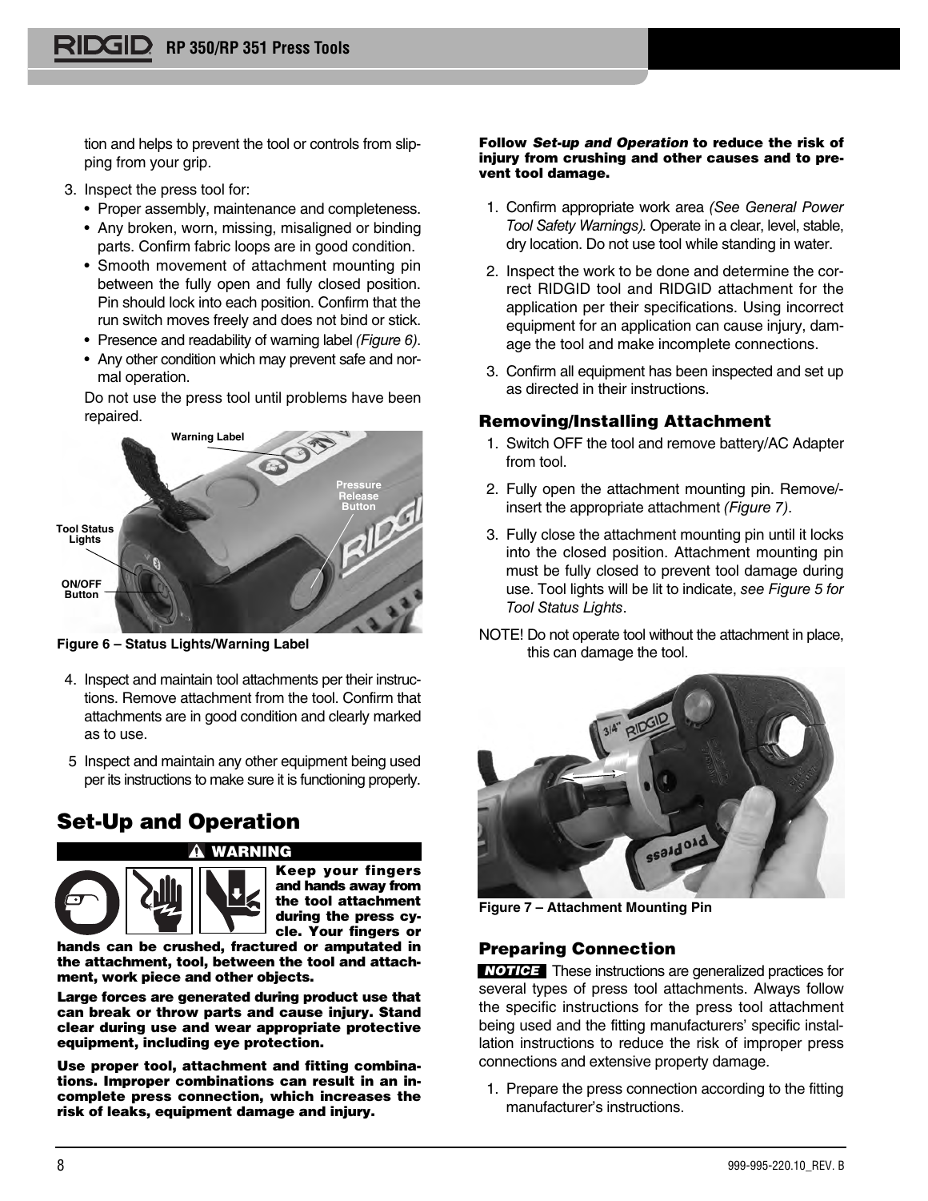tion and helps to prevent the tool or controls from slipping from your grip.

3. Inspect the press tool for:
   - Proper assembly, maintenance and completeness.
   - Any broken, worn, missing, misaligned or binding parts. Confirm fabric loops are in good condition.
   - Smooth movement of attachment mounting pin between the fully open and fully closed position. Pin should lock into each position. Confirm that the run switch moves freely and does not bind or stick.
   - Presence and readability of warning label *(Figure 6)*.
   - Any other condition which may prevent safe and normal operation.

   Do not use the press tool until problems have been repaired.

Warning Label

Pressure Release Button

Tool Status Lights

ON/OFF Button

Figure 6 – Status Lights/Warning Label

4. Inspect and maintain tool attachments per their instructions. Remove attachment from the tool. Confirm that attachments are in good condition and clearly marked as to use.

5 Inspect and maintain any other equipment being used per its instructions to make sure it is functioning properly.

## Set-Up and Operation

**⚠ WARNING**

**Keep your fingers and hands away from the tool attachment during the press cycle. Your fingers or hands can be crushed, fractured or amputated in the attachment, tool, between the tool and attachment, work piece and other objects.**

**Large forces are generated during product use that can break or throw parts and cause injury. Stand clear during use and wear appropriate protective equipment, including eye protection.**

**Use proper tool, attachment and fitting combinations. Improper combinations can result in an incomplete press connection, which increases the risk of leaks, equipment damage and injury.**

**Follow *Set-up and Operation* to reduce the risk of injury from crushing and other causes and to prevent tool damage.**

1. Confirm appropriate work area *(See General Power Tool Safety Warnings).* Operate in a clear, level, stable, dry location. Do not use tool while standing in water.

2. Inspect the work to be done and determine the correct RIDGID tool and RIDGID attachment for the application per their specifications. Using incorrect equipment for an application can cause injury, damage the tool and make incomplete connections.

3. Confirm all equipment has been inspected and set up as directed in their instructions.

### Removing/Installing Attachment

1. Switch OFF the tool and remove battery/AC Adapter from tool.

2. Fully open the attachment mounting pin. Remove/-insert the appropriate attachment *(Figure 7)*.

3. Fully close the attachment mounting pin until it locks into the closed position. Attachment mounting pin must be fully closed to prevent tool damage during use. Tool lights will be lit to indicate, *see Figure 5 for Tool Status Lights*.

NOTE! Do not operate tool without the attachment in place, this can damage the tool.

Figure 7 – Attachment Mounting Pin

### Preparing Connection

**NOTICE** These instructions are generalized practices for several types of press tool attachments. Always follow the specific instructions for the press tool attachment being used and the fitting manufacturers' specific installation instructions to reduce the risk of improper press connections and extensive property damage.

1. Prepare the press connection according to the fitting manufacturer's instructions.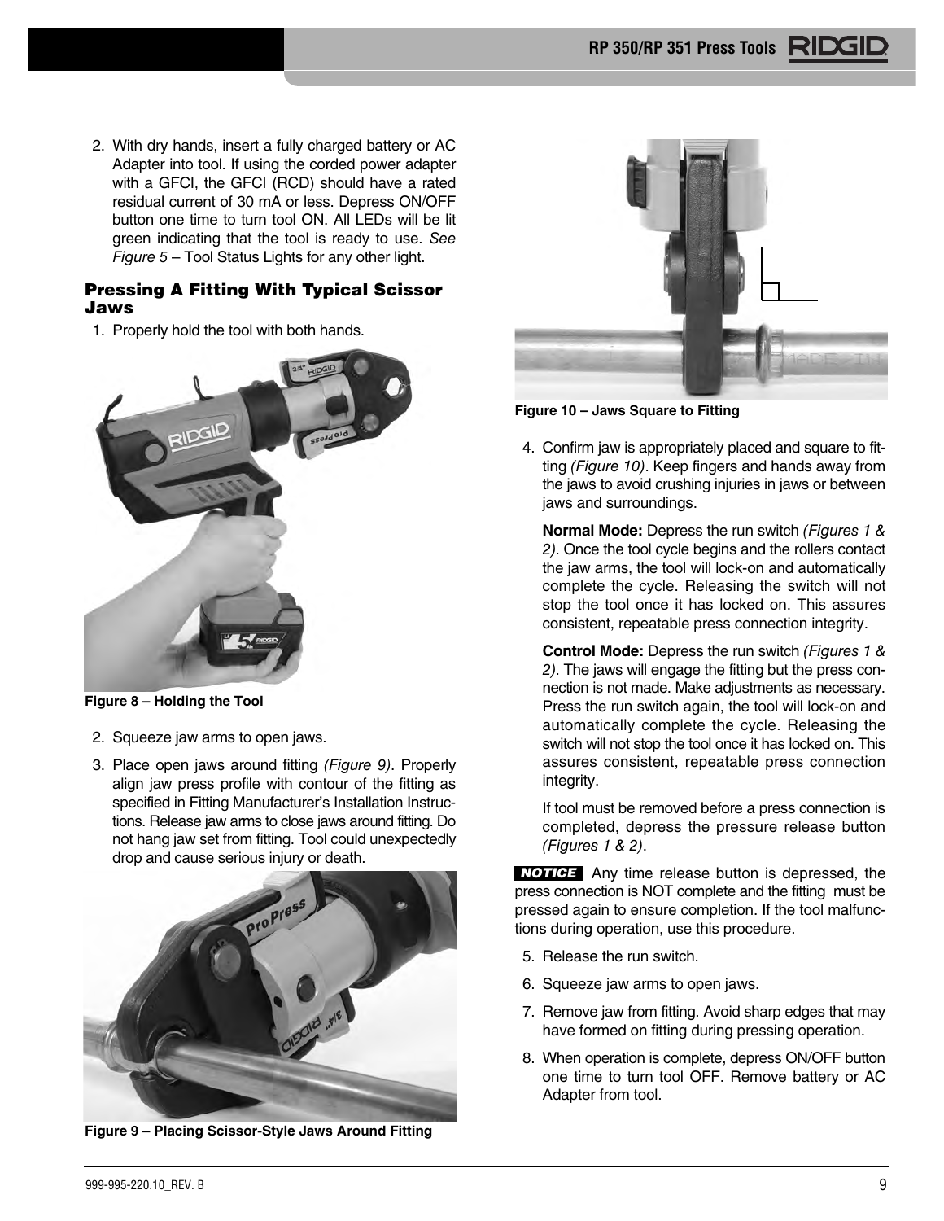2. With dry hands, insert a fully charged battery or AC Adapter into tool. If using the corded power adapter with a GFCI, the GFCI (RCD) should have a rated residual current of 30 mA or less. Depress ON/OFF button one time to turn tool ON. All LEDs will be lit green indicating that the tool is ready to use. *See Figure 5* – Tool Status Lights for any other light.

### Pressing A Fitting With Typical Scissor Jaws

1. Properly hold the tool with both hands.

Figure 8 – Holding the Tool

2. Squeeze jaw arms to open jaws.
3. Place open jaws around fitting *(Figure 9)*. Properly align jaw press profile with contour of the fitting as specified in Fitting Manufacturer's Installation Instructions. Release jaw arms to close jaws around fitting. Do not hang jaw set from fitting. Tool could unexpectedly drop and cause serious injury or death.

Figure 9 – Placing Scissor-Style Jaws Around Fitting

Figure 10 – Jaws Square to Fitting

4. Confirm jaw is appropriately placed and square to fitting *(Figure 10)*. Keep fingers and hands away from the jaws to avoid crushing injuries in jaws or between jaws and surroundings.

   **Normal Mode:** Depress the run switch *(Figures 1 & 2)*. Once the tool cycle begins and the rollers contact the jaw arms, the tool will lock-on and automatically complete the cycle. Releasing the switch will not stop the tool once it has locked on. This assures consistent, repeatable press connection integrity.

   **Control Mode:** Depress the run switch *(Figures 1 & 2)*. The jaws will engage the fitting but the press connection is not made. Make adjustments as necessary. Press the run switch again, the tool will lock-on and automatically complete the cycle. Releasing the switch will not stop the tool once it has locked on. This assures consistent, repeatable press connection integrity.

   If tool must be removed before a press connection is completed, depress the pressure release button *(Figures 1 & 2)*.

**NOTICE** Any time release button is depressed, the press connection is NOT complete and the fitting must be pressed again to ensure completion. If the tool malfunctions during operation, use this procedure.

5. Release the run switch.
6. Squeeze jaw arms to open jaws.
7. Remove jaw from fitting. Avoid sharp edges that may have formed on fitting during pressing operation.
8. When operation is complete, depress ON/OFF button one time to turn tool OFF. Remove battery or AC Adapter from tool.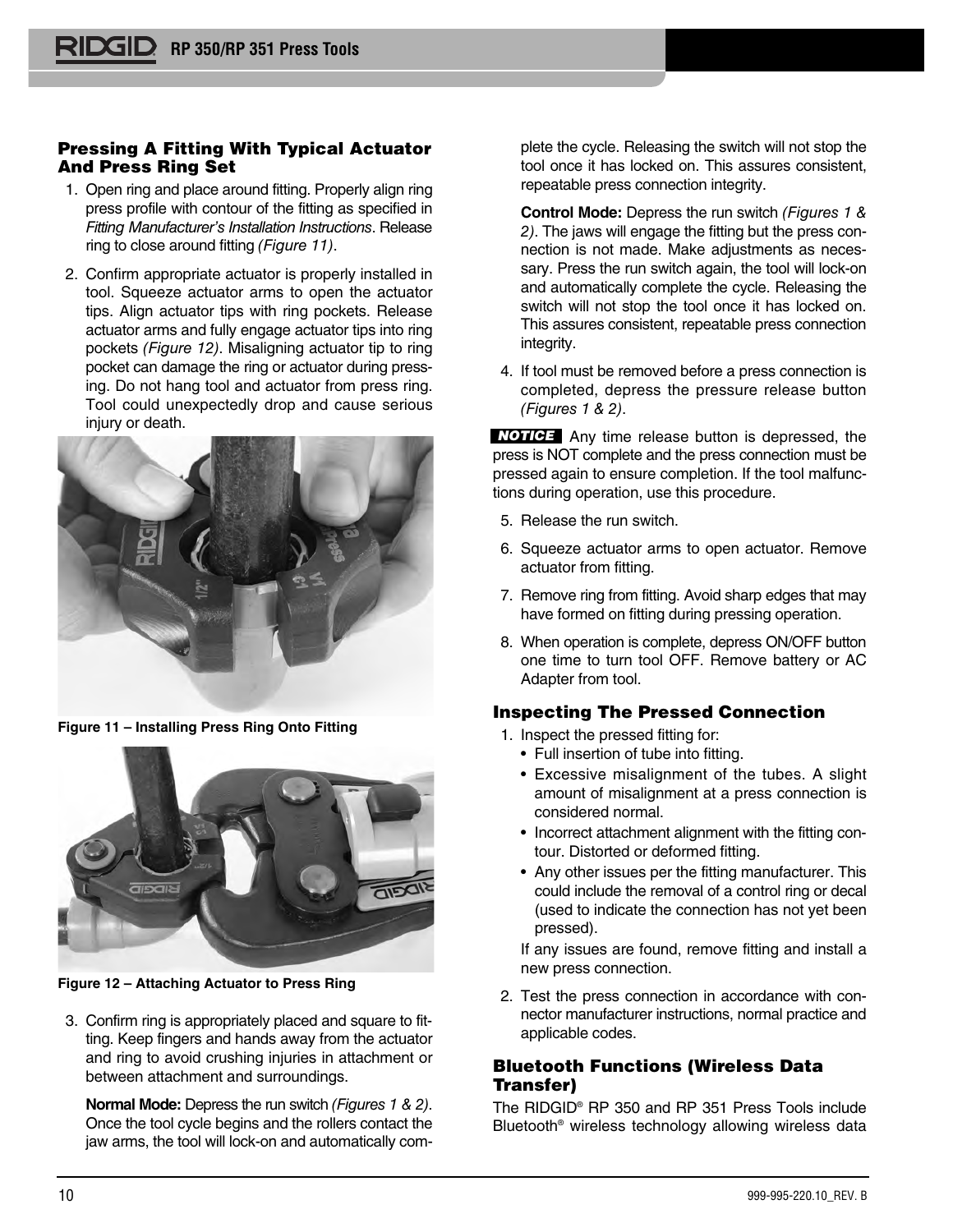### Pressing A Fitting With Typical Actuator And Press Ring Set

1. Open ring and place around fitting. Properly align ring press profile with contour of the fitting as specified in *Fitting Manufacturer's Installation Instructions*. Release ring to close around fitting *(Figure 11)*.
2. Confirm appropriate actuator is properly installed in tool. Squeeze actuator arms to open the actuator tips. Align actuator tips with ring pockets. Release actuator arms and fully engage actuator tips into ring pockets *(Figure 12)*. Misaligning actuator tip to ring pocket can damage the ring or actuator during pressing. Do not hang tool and actuator from press ring. Tool could unexpectedly drop and cause serious injury or death.

**Figure 11 – Installing Press Ring Onto Fitting**

**Figure 12 – Attaching Actuator to Press Ring**

3. Confirm ring is appropriately placed and square to fitting. Keep fingers and hands away from the actuator and ring to avoid crushing injuries in attachment or between attachment and surroundings.

   **Normal Mode:** Depress the run switch *(Figures 1 & 2)*. Once the tool cycle begins and the rollers contact the jaw arms, the tool will lock-on and automatically complete the cycle. Releasing the switch will not stop the tool once it has locked on. This assures consistent, repeatable press connection integrity.

   **Control Mode:** Depress the run switch *(Figures 1 & 2)*. The jaws will engage the fitting but the press connection is not made. Make adjustments as necessary. Press the run switch again, the tool will lock-on and automatically complete the cycle. Releasing the switch will not stop the tool once it has locked on. This assures consistent, repeatable press connection integrity.

4. If tool must be removed before a press connection is completed, depress the pressure release button *(Figures 1 & 2)*.

**NOTICE** Any time release button is depressed, the press is NOT complete and the press connection must be pressed again to ensure completion. If the tool malfunctions during operation, use this procedure.

5. Release the run switch.
6. Squeeze actuator arms to open actuator. Remove actuator from fitting.
7. Remove ring from fitting. Avoid sharp edges that may have formed on fitting during pressing operation.
8. When operation is complete, depress ON/OFF button one time to turn tool OFF. Remove battery or AC Adapter from tool.

### Inspecting The Pressed Connection

1. Inspect the pressed fitting for:
   - Full insertion of tube into fitting.
   - Excessive misalignment of the tubes. A slight amount of misalignment at a press connection is considered normal.
   - Incorrect attachment alignment with the fitting contour. Distorted or deformed fitting.
   - Any other issues per the fitting manufacturer. This could include the removal of a control ring or decal (used to indicate the connection has not yet been pressed).

   If any issues are found, remove fitting and install a new press connection.

2. Test the press connection in accordance with connector manufacturer instructions, normal practice and applicable codes.

### Bluetooth Functions (Wireless Data Transfer)

The RIDGID® RP 350 and RP 351 Press Tools include Bluetooth® wireless technology allowing wireless data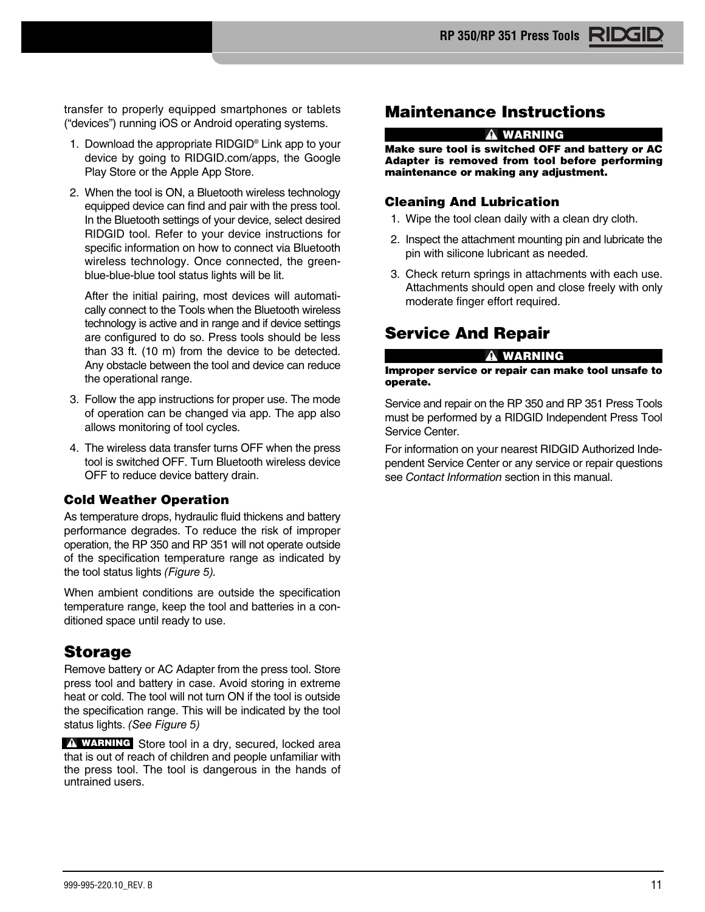transfer to properly equipped smartphones or tablets (“devices”) running iOS or Android operating systems.

1. Download the appropriate RIDGID® Link app to your device by going to RIDGID.com/apps, the Google Play Store or the Apple App Store.
2. When the tool is ON, a Bluetooth wireless technology equipped device can find and pair with the press tool. In the Bluetooth settings of your device, select desired RIDGID tool. Refer to your device instructions for specific information on how to connect via Bluetooth wireless technology. Once connected, the green-blue-blue-blue tool status lights will be lit.

   After the initial pairing, most devices will automatically connect to the Tools when the Bluetooth wireless technology is active and in range and if device settings are configured to do so. Press tools should be less than 33 ft. (10 m) from the device to be detected. Any obstacle between the tool and device can reduce the operational range.
3. Follow the app instructions for proper use. The mode of operation can be changed via app. The app also allows monitoring of tool cycles.
4. The wireless data transfer turns OFF when the press tool is switched OFF. Turn Bluetooth wireless device OFF to reduce device battery drain.

### Cold Weather Operation

As temperature drops, hydraulic fluid thickens and battery performance degrades. To reduce the risk of improper operation, the RP 350 and RP 351 will not operate outside of the specification temperature range as indicated by the tool status lights *(Figure 5).*

When ambient conditions are outside the specification temperature range, keep the tool and batteries in a conditioned space until ready to use.

## Storage

Remove battery or AC Adapter from the press tool. Store press tool and battery in case. Avoid storing in extreme heat or cold. The tool will not turn ON if the tool is outside the specification range. This will be indicated by the tool status lights. *(See Figure 5)*

**⚠ WARNING** Store tool in a dry, secured, locked area that is out of reach of children and people unfamiliar with the press tool. The tool is dangerous in the hands of untrained users.

## Maintenance Instructions

**⚠ WARNING**

**Make sure tool is switched OFF and battery or AC Adapter is removed from tool before performing maintenance or making any adjustment.**

### Cleaning And Lubrication

1. Wipe the tool clean daily with a clean dry cloth.
2. Inspect the attachment mounting pin and lubricate the pin with silicone lubricant as needed.
3. Check return springs in attachments with each use. Attachments should open and close freely with only moderate finger effort required.

## Service And Repair

**⚠ WARNING**

**Improper service or repair can make tool unsafe to operate.**

Service and repair on the RP 350 and RP 351 Press Tools must be performed by a RIDGID Independent Press Tool Service Center.

For information on your nearest RIDGID Authorized Independent Service Center or any service or repair questions see *Contact Information* section in this manual.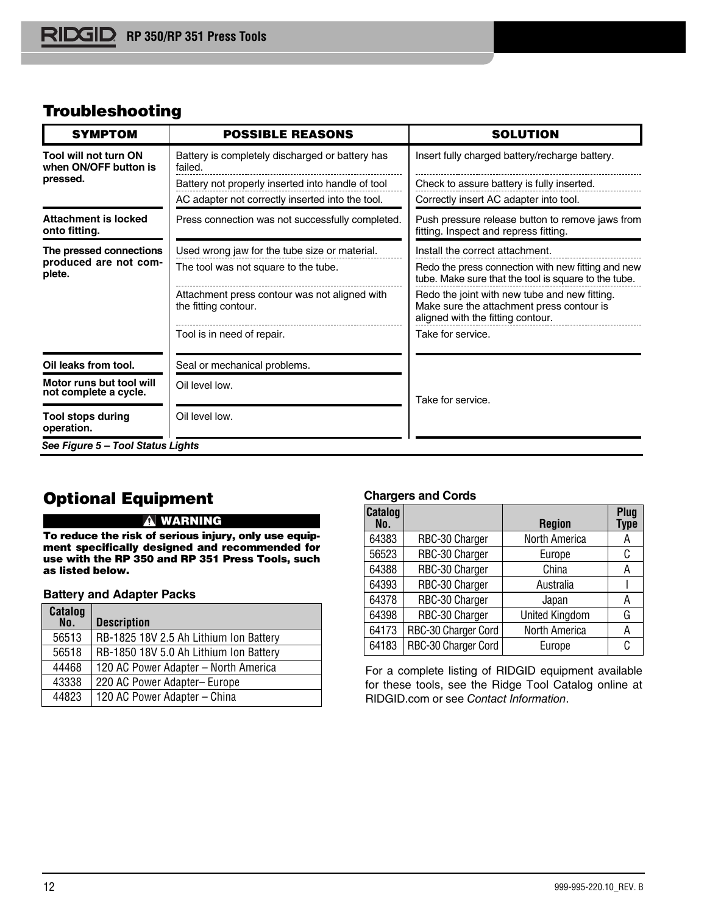## Troubleshooting

| SYMPTOM | POSSIBLE REASONS | SOLUTION |
|---|---|---|
| **Tool will not turn ON when ON/OFF button is pressed.** | Battery is completely discharged or battery has failed. | Insert fully charged battery/recharge battery. |
| | Battery not properly inserted into handle of tool | Check to assure battery is fully inserted. |
| | AC adapter not correctly inserted into the tool. | Correctly insert AC adapter into tool. |
| **Attachment is locked onto fitting.** | Press connection was not successfully completed. | Push pressure release button to remove jaws from fitting. Inspect and repress fitting. |
| **The pressed connections produced are not complete.** | Used wrong jaw for the tube size or material. | Install the correct attachment. |
| | The tool was not square to the tube. | Redo the press connection with new fitting and new tube. Make sure that the tool is square to the tube. |
| | Attachment press contour was not aligned with the fitting contour. | Redo the joint with new tube and new fitting. Make sure the attachment press contour is aligned with the fitting contour. |
| | Tool is in need of repair. | Take for service. |
| **Oil leaks from tool.** | Seal or mechanical problems. | Take for service. |
| **Motor runs but tool will not complete a cycle.** | Oil level low. | Take for service. |
| **Tool stops during operation.** | Oil level low. | Take for service. |

***See Figure 5 – Tool Status Lights***

## Optional Equipment

**⚠ WARNING**

**To reduce the risk of serious injury, only use equipment specifically designed and recommended for use with the RP 350 and RP 351 Press Tools, such as listed below.**

### Battery and Adapter Packs

| Catalog No. | Description |
|---|---|
| 56513 | RB-1825 18V 2.5 Ah Lithium Ion Battery |
| 56518 | RB-1850 18V 5.0 Ah Lithium Ion Battery |
| 44468 | 120 AC Power Adapter – North America |
| 43338 | 220 AC Power Adapter– Europe |
| 44823 | 120 AC Power Adapter – China |

### Chargers and Cords

| Catalog No. | | Region | Plug Type |
|---|---|---|---|
| 64383 | RBC-30 Charger | North America | A |
| 56523 | RBC-30 Charger | Europe | C |
| 64388 | RBC-30 Charger | China | A |
| 64393 | RBC-30 Charger | Australia | I |
| 64378 | RBC-30 Charger | Japan | A |
| 64398 | RBC-30 Charger | United Kingdom | G |
| 64173 | RBC-30 Charger Cord | North America | A |
| 64183 | RBC-30 Charger Cord | Europe | C |

For a complete listing of RIDGID equipment available for these tools, see the Ridge Tool Catalog online at RIDGID.com or see *Contact Information*.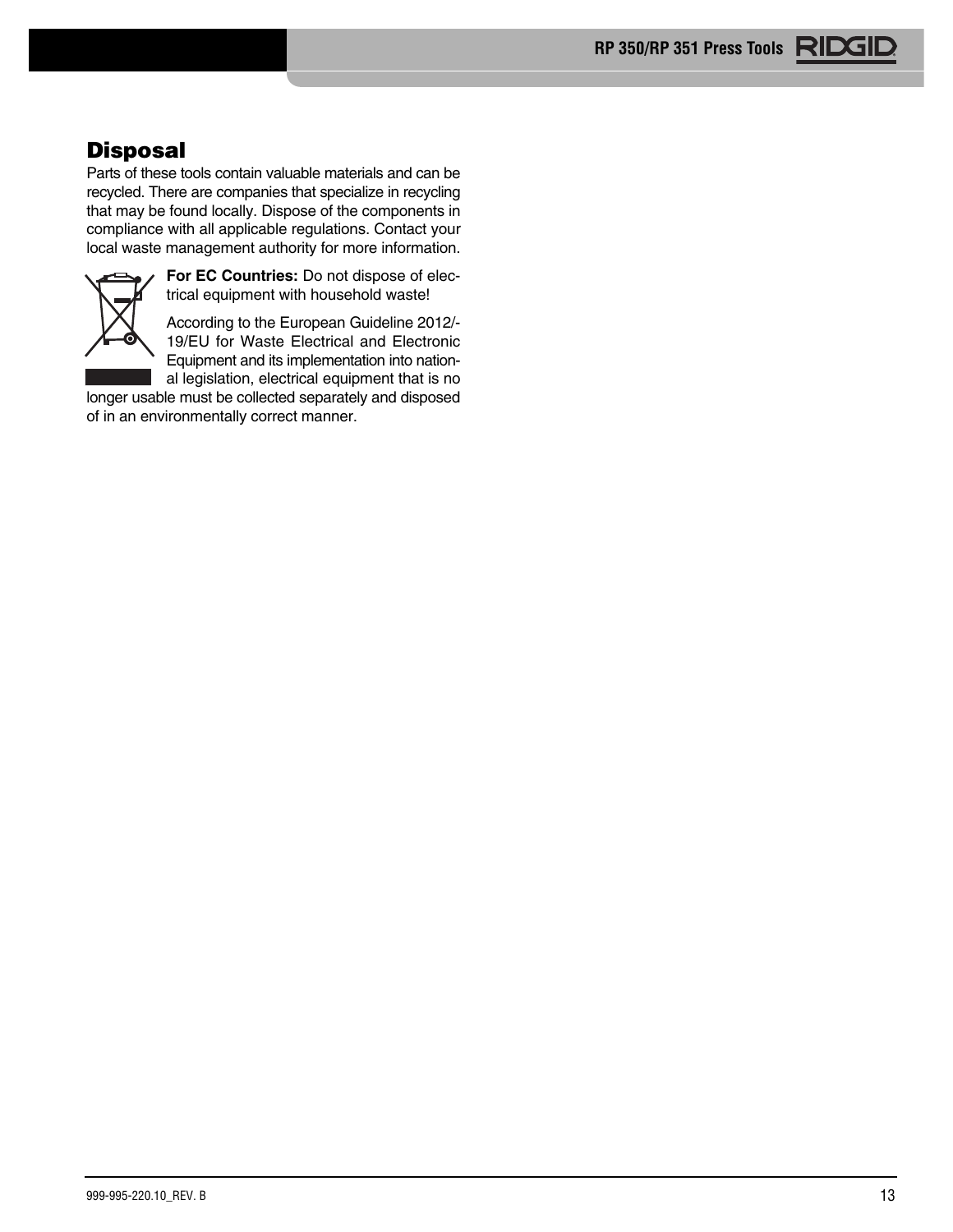## Disposal

Parts of these tools contain valuable materials and can be recycled. There are companies that specialize in recycling that may be found locally. Dispose of the components in compliance with all applicable regulations. Contact your local waste management authority for more information.

**For EC Countries:** Do not dispose of electrical equipment with household waste!

According to the European Guideline 2012/19/EU for Waste Electrical and Electronic Equipment and its implementation into national legislation, electrical equipment that is no longer usable must be collected separately and disposed of in an environmentally correct manner.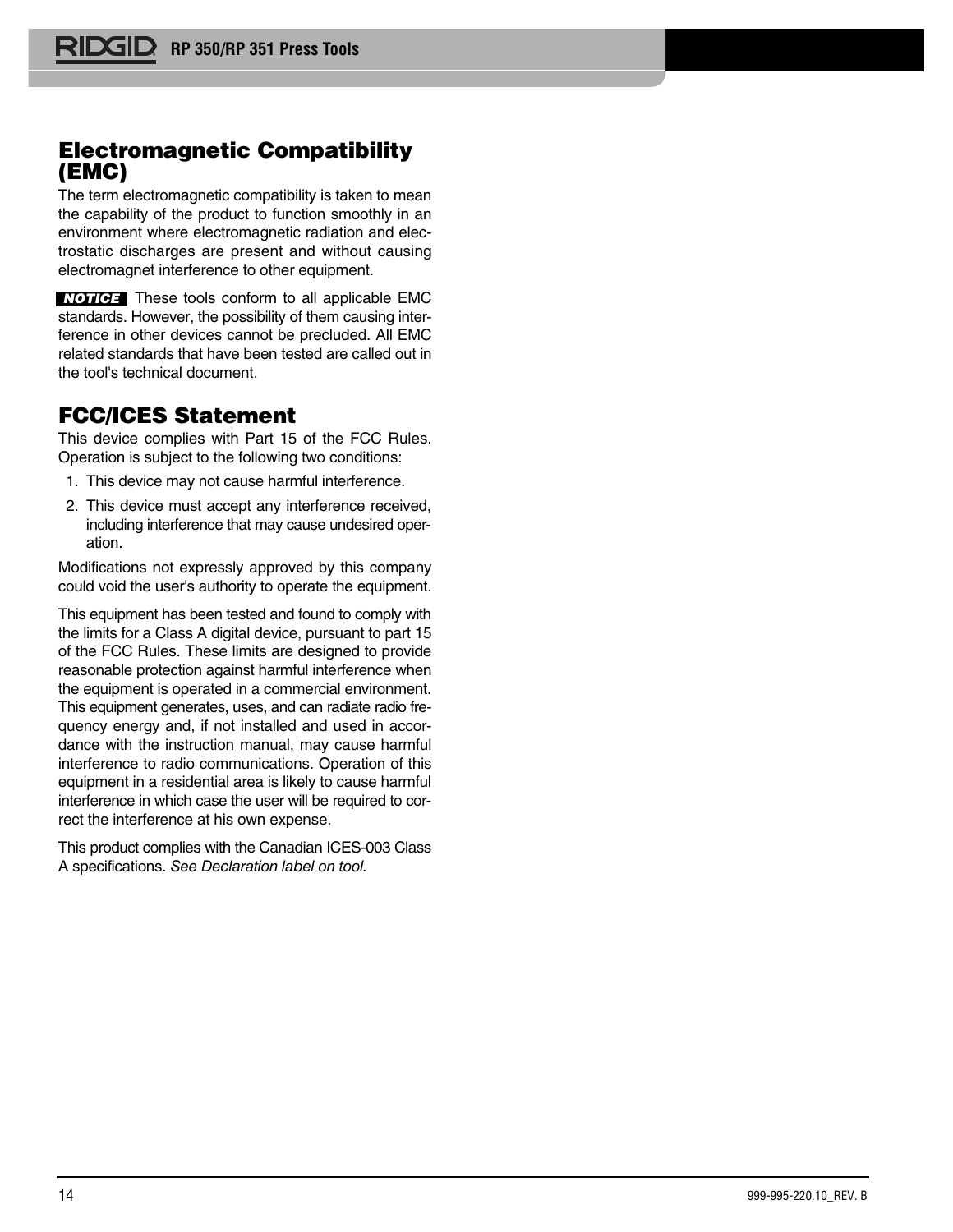## Electromagnetic Compatibility (EMC)

The term electromagnetic compatibility is taken to mean the capability of the product to function smoothly in an environment where electromagnetic radiation and electrostatic discharges are present and without causing electromagnet interference to other equipment.

**NOTICE** These tools conform to all applicable EMC standards. However, the possibility of them causing interference in other devices cannot be precluded. All EMC related standards that have been tested are called out in the tool's technical document.

## FCC/ICES Statement

This device complies with Part 15 of the FCC Rules. Operation is subject to the following two conditions:

1. This device may not cause harmful interference.
2. This device must accept any interference received, including interference that may cause undesired operation.

Modifications not expressly approved by this company could void the user's authority to operate the equipment.

This equipment has been tested and found to comply with the limits for a Class A digital device, pursuant to part 15 of the FCC Rules. These limits are designed to provide reasonable protection against harmful interference when the equipment is operated in a commercial environment. This equipment generates, uses, and can radiate radio frequency energy and, if not installed and used in accordance with the instruction manual, may cause harmful interference to radio communications. Operation of this equipment in a residential area is likely to cause harmful interference in which case the user will be required to correct the interference at his own expense.

This product complies with the Canadian ICES-003 Class A specifications. *See Declaration label on tool.*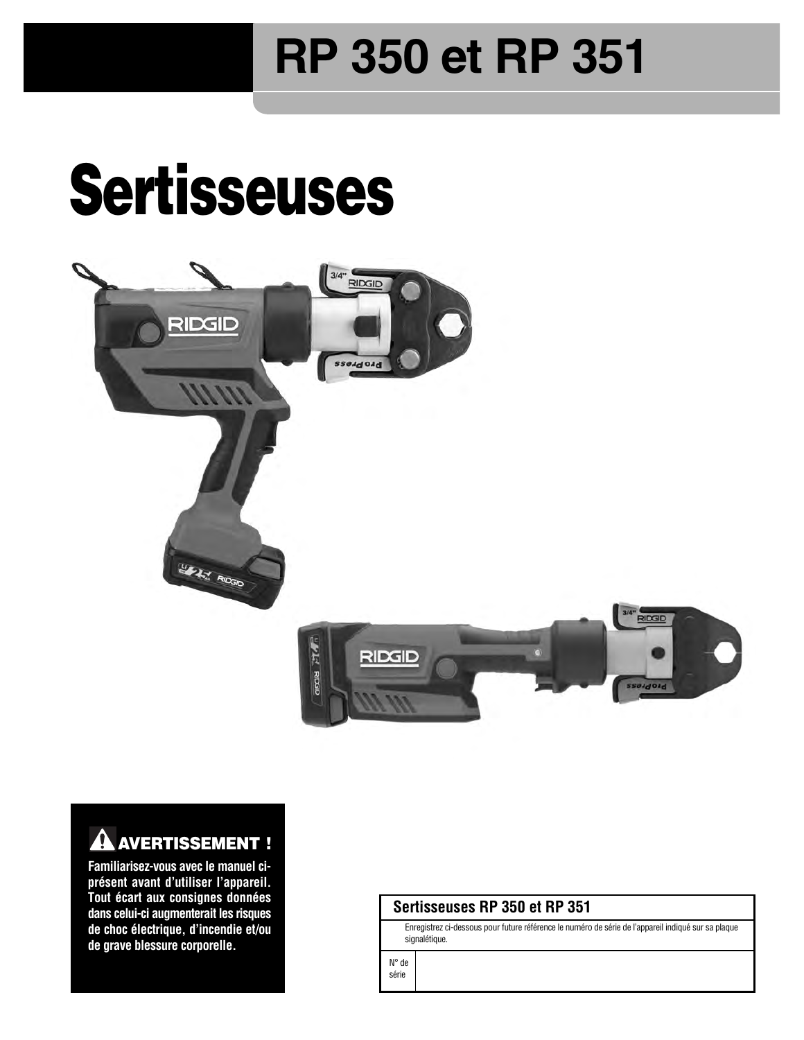# RP 350 et RP 351

# Sertisseuses

**⚠ AVERTISSEMENT !**

**Familiarisez-vous avec le manuel ci-présent avant d'utiliser l'appareil. Tout écart aux consignes données dans celui-ci augmenterait les risques de choc électrique, d'incendie et/ou de grave blessure corporelle.**

| Sertisseuses RP 350 et RP 351 | |
|---|---|
| Enregistrez ci-dessous pour future référence le numéro de série de l'appareil indiqué sur sa plaque signalétique. | |
| N° de série | |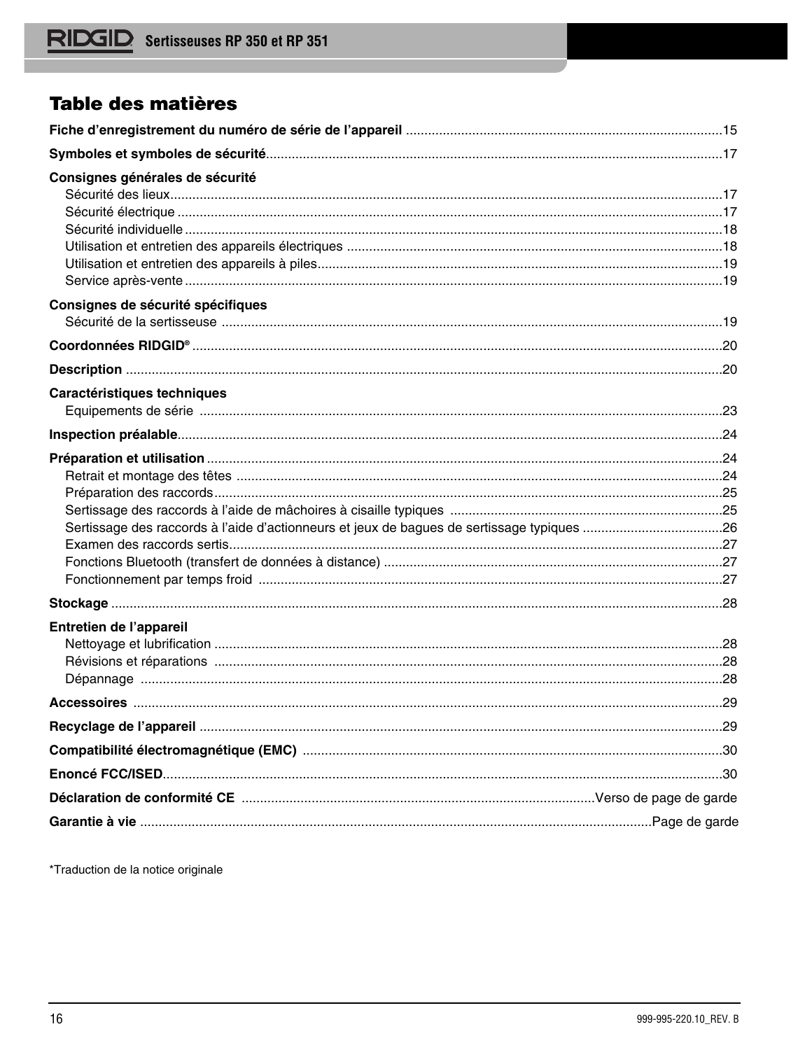# Table des matières

**Fiche d'enregistrement du numéro de série de l'appareil** .....15

**Symboles et symboles de sécurité**.....17

**Consignes générales de sécurité**
- Sécurité des lieux.....17
- Sécurité électrique .....17
- Sécurité individuelle .....18
- Utilisation et entretien des appareils électriques .....18
- Utilisation et entretien des appareils à piles.....19
- Service après-vente .....19

**Consignes de sécurité spécifiques**
- Sécurité de la sertisseuse .....19

**Coordonnées RIDGID®** .....20

**Description** .....20

**Caractéristiques techniques**
- Equipements de série .....23

**Inspection préalable**.....24

**Préparation et utilisation** .....24
- Retrait et montage des têtes .....24
- Préparation des raccords.....25
- Sertissage des raccords à l'aide de mâchoires à cisaille typiques .....25
- Sertissage des raccords à l'aide d'actionneurs et jeux de bagues de sertissage typiques .....26
- Examen des raccords sertis.....27
- Fonctions Bluetooth (transfert de données à distance) .....27
- Fonctionnement par temps froid .....27

**Stockage** .....28

**Entretien de l'appareil**
- Nettoyage et lubrification .....28
- Révisions et réparations .....28
- Dépannage .....28

**Accessoires** .....29

**Recyclage de l'appareil** .....29

**Compatibilité électromagnétique (EMC)** .....30

**Enoncé FCC/ISED**.....30

**Déclaration de conformité CE** .....Verso de page de garde

**Garantie à vie** .....Page de garde

*Traduction de la notice originale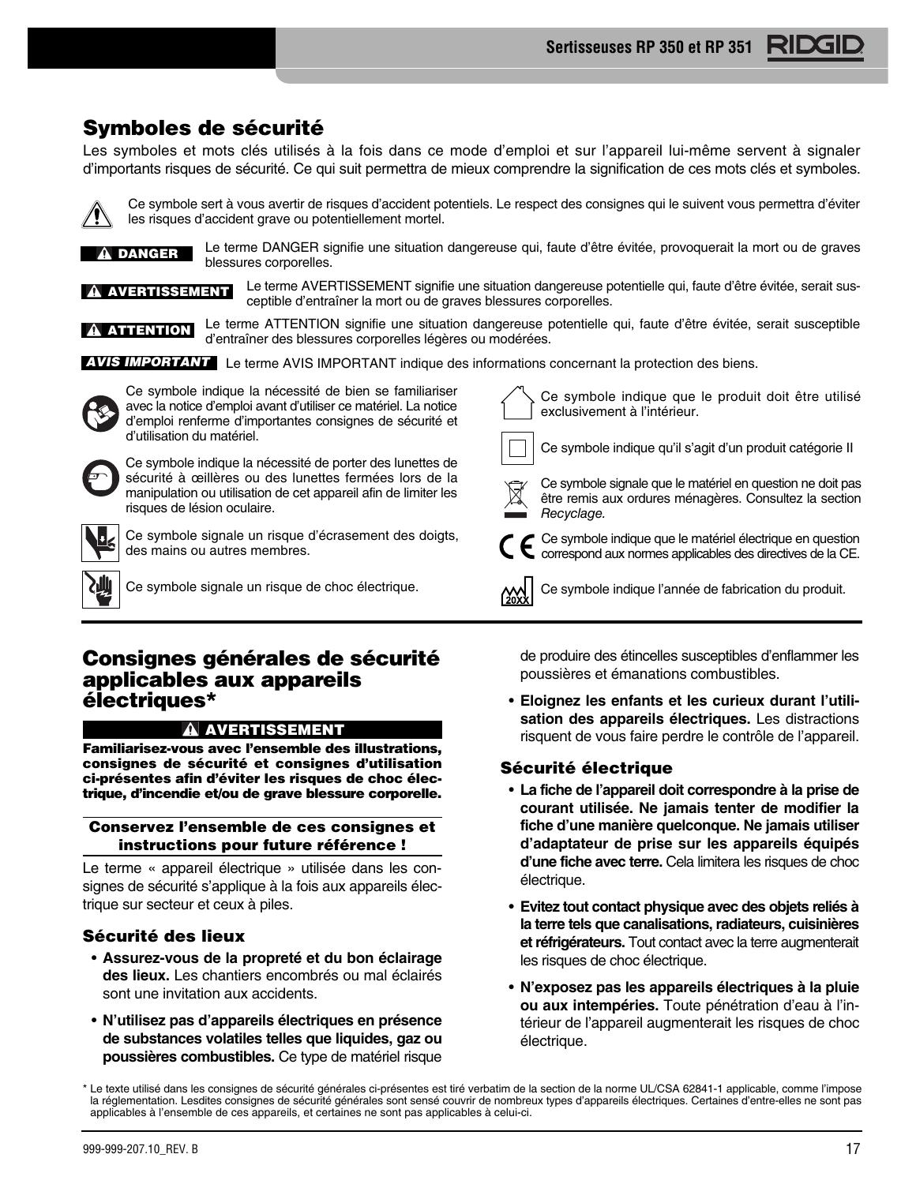## Symboles de sécurité

Les symboles et mots clés utilisés à la fois dans ce mode d'emploi et sur l'appareil lui-même servent à signaler d'importants risques de sécurité. Ce qui suit permettra de mieux comprendre la signification de ces mots clés et symboles.

Ce symbole sert à vous avertir de risques d'accident potentiels. Le respect des consignes qui le suivent vous permettra d'éviter les risques d'accident grave ou potentiellement mortel.

**DANGER** Le terme DANGER signifie une situation dangereuse qui, faute d'être évitée, provoquerait la mort ou de graves blessures corporelles.

**AVERTISSEMENT** Le terme AVERTISSEMENT signifie une situation dangereuse potentielle qui, faute d'être évitée, serait susceptible d'entraîner la mort ou de graves blessures corporelles.

**ATTENTION** Le terme ATTENTION signifie une situation dangereuse potentielle qui, faute d'être évitée, serait susceptible d'entraîner des blessures corporelles légères ou modérées.

***AVIS IMPORTANT*** Le terme AVIS IMPORTANT indique des informations concernant la protection des biens.

Ce symbole indique la nécessité de bien se familiariser avec la notice d'emploi avant d'utiliser ce matériel. La notice d'emploi renferme d'importantes consignes de sécurité et d'utilisation du matériel.

Ce symbole indique la nécessité de porter des lunettes de sécurité à œillères ou des lunettes fermées lors de la manipulation ou utilisation de cet appareil afin de limiter les risques de lésion oculaire.

Ce symbole signale un risque d'écrasement des doigts, des mains ou autres membres.

Ce symbole signale un risque de choc électrique.

Ce symbole indique que le produit doit être utilisé exclusivement à l'intérieur.

Ce symbole indique qu'il s'agit d'un produit catégorie II

Ce symbole signale que le matériel en question ne doit pas être remis aux ordures ménagères. Consultez la section *Recyclage.*

Ce symbole indique que le matériel électrique en question correspond aux normes applicables des directives de la CE.

Ce symbole indique l'année de fabrication du produit.

## Consignes générales de sécurité applicables aux appareils électriques*

**AVERTISSEMENT**

**Familiarisez-vous avec l'ensemble des illustrations, consignes de sécurité et consignes d'utilisation ci-présentes afin d'éviter les risques de choc électrique, d'incendie et/ou de grave blessure corporelle.**

**Conservez l'ensemble de ces consignes et instructions pour future référence !**

Le terme « appareil électrique » utilisée dans les consignes de sécurité s'applique à la fois aux appareils électrique sur secteur et ceux à piles.

### Sécurité des lieux

- **Assurez-vous de la propreté et du bon éclairage des lieux.** Les chantiers encombrés ou mal éclairés sont une invitation aux accidents.
- **N'utilisez pas d'appareils électriques en présence de substances volatiles telles que liquides, gaz ou poussières combustibles.** Ce type de matériel risque de produire des étincelles susceptibles d'enflammer les poussières et émanations combustibles.
- **Eloignez les enfants et les curieux durant l'utilisation des appareils électriques.** Les distractions risquent de vous faire perdre le contrôle de l'appareil.

### Sécurité électrique

- **La fiche de l'appareil doit correspondre à la prise de courant utilisée. Ne jamais tenter de modifier la fiche d'une manière quelconque. Ne jamais utiliser d'adaptateur de prise sur les appareils équipés d'une fiche avec terre.** Cela limitera les risques de choc électrique.
- **Evitez tout contact physique avec des objets reliés à la terre tels que canalisations, radiateurs, cuisinières et réfrigérateurs.** Tout contact avec la terre augmenterait les risques de choc électrique.
- **N'exposez pas les appareils électriques à la pluie ou aux intempéries.** Toute pénétration d'eau à l'intérieur de l'appareil augmenterait les risques de choc électrique.

\* Le texte utilisé dans les consignes de sécurité générales ci-présentes est tiré verbatim de la section de la norme UL/CSA 62841-1 applicable, comme l'impose la réglementation. Lesdites consignes de sécurité générales sont sensé couvrir de nombreux types d'appareils électriques. Certaines d'entre-elles ne sont pas applicables à l'ensemble de ces appareils, et certaines ne sont pas applicables à celui-ci.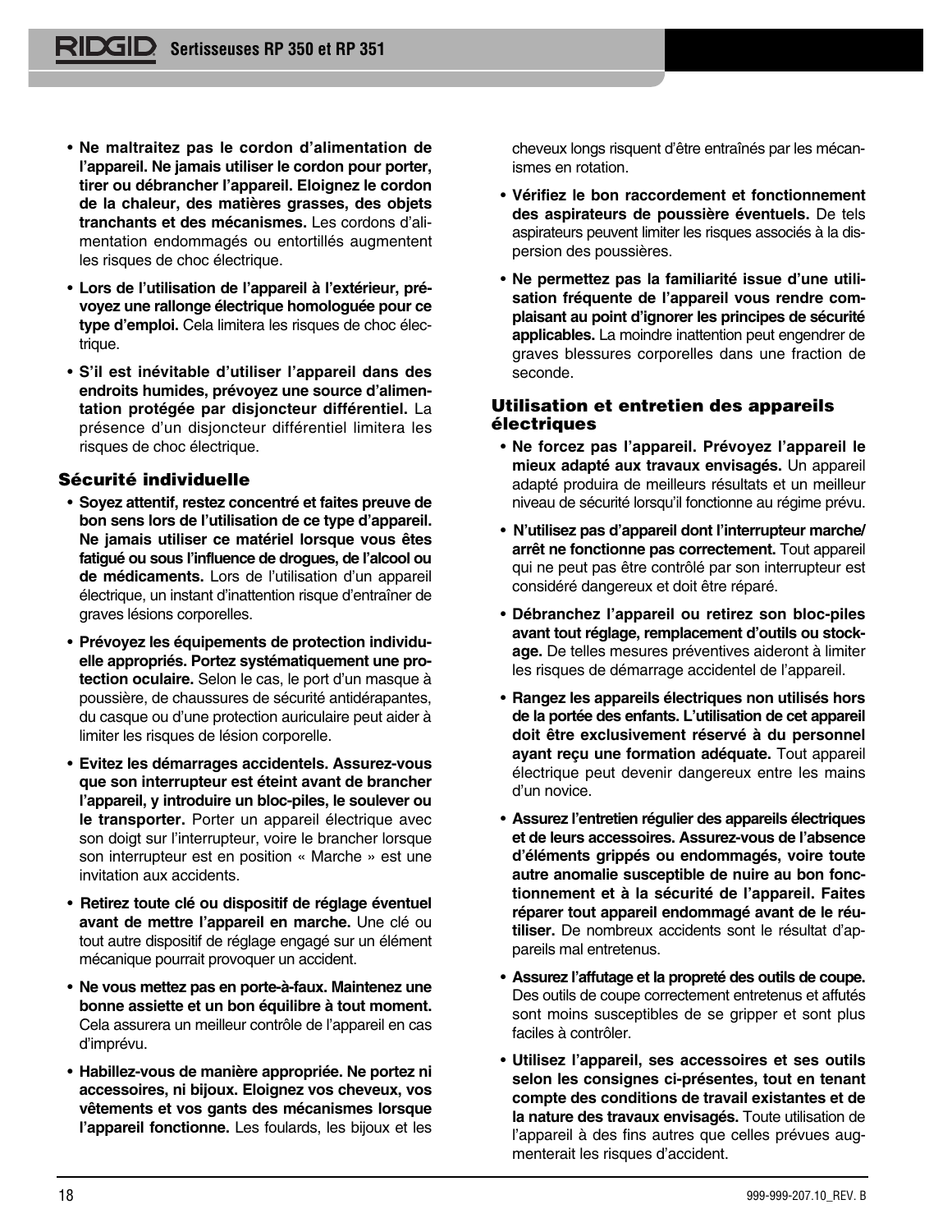- **Ne maltraitez pas le cordon d'alimentation de l'appareil. Ne jamais utiliser le cordon pour porter, tirer ou débrancher l'appareil. Eloignez le cordon de la chaleur, des matières grasses, des objets tranchants et des mécanismes.** Les cordons d'alimentation endommagés ou entortillés augmentent les risques de choc électrique.
- **Lors de l'utilisation de l'appareil à l'extérieur, prévoyez une rallonge électrique homologuée pour ce type d'emploi.** Cela limitera les risques de choc électrique.
- **S'il est inévitable d'utiliser l'appareil dans des endroits humides, prévoyez une source d'alimentation protégée par disjoncteur différentiel.** La présence d'un disjoncteur différentiel limitera les risques de choc électrique.

## Sécurité individuelle

- **Soyez attentif, restez concentré et faites preuve de bon sens lors de l'utilisation de ce type d'appareil. Ne jamais utiliser ce matériel lorsque vous êtes fatigué ou sous l'influence de drogues, de l'alcool ou de médicaments.** Lors de l'utilisation d'un appareil électrique, un instant d'inattention risque d'entraîner de graves lésions corporelles.
- **Prévoyez les équipements de protection individuelle appropriés. Portez systématiquement une protection oculaire.** Selon le cas, le port d'un masque à poussière, de chaussures de sécurité antidérapantes, du casque ou d'une protection auriculaire peut aider à limiter les risques de lésion corporelle.
- **Evitez les démarrages accidentels. Assurez-vous que son interrupteur est éteint avant de brancher l'appareil, y introduire un bloc-piles, le soulever ou le transporter.** Porter un appareil électrique avec son doigt sur l'interrupteur, voire le brancher lorsque son interrupteur est en position « Marche » est une invitation aux accidents.
- **Retirez toute clé ou dispositif de réglage éventuel avant de mettre l'appareil en marche.** Une clé ou tout autre dispositif de réglage engagé sur un élément mécanique pourrait provoquer un accident.
- **Ne vous mettez pas en porte-à-faux. Maintenez une bonne assiette et un bon équilibre à tout moment.** Cela assurera un meilleur contrôle de l'appareil en cas d'imprévu.
- **Habillez-vous de manière appropriée. Ne portez ni accessoires, ni bijoux. Eloignez vos cheveux, vos vêtements et vos gants des mécanismes lorsque l'appareil fonctionne.** Les foulards, les bijoux et les cheveux longs risquent d'être entraînés par les mécanismes en rotation.
- **Vérifiez le bon raccordement et fonctionnement des aspirateurs de poussière éventuels.** De tels aspirateurs peuvent limiter les risques associés à la dispersion des poussières.
- **Ne permettez pas la familiarité issue d'une utilisation fréquente de l'appareil vous rendre complaisant au point d'ignorer les principes de sécurité applicables.** La moindre inattention peut engendrer de graves blessures corporelles dans une fraction de seconde.

## Utilisation et entretien des appareils électriques

- **Ne forcez pas l'appareil. Prévoyez l'appareil le mieux adapté aux travaux envisagés.** Un appareil adapté produira de meilleurs résultats et un meilleur niveau de sécurité lorsqu'il fonctionne au régime prévu.
- **N'utilisez pas d'appareil dont l'interrupteur marche/arrêt ne fonctionne pas correctement.** Tout appareil qui ne peut pas être contrôlé par son interrupteur est considéré dangereux et doit être réparé.
- **Débranchez l'appareil ou retirez son bloc-piles avant tout réglage, remplacement d'outils ou stockage.** De telles mesures préventives aideront à limiter les risques de démarrage accidentel de l'appareil.
- **Rangez les appareils électriques non utilisés hors de la portée des enfants. L'utilisation de cet appareil doit être exclusivement réservé à du personnel ayant reçu une formation adéquate.** Tout appareil électrique peut devenir dangereux entre les mains d'un novice.
- **Assurez l'entretien régulier des appareils électriques et de leurs accessoires. Assurez-vous de l'absence d'éléments grippés ou endommagés, voire toute autre anomalie susceptible de nuire au bon fonctionnement et à la sécurité de l'appareil. Faites réparer tout appareil endommagé avant de le réutiliser.** De nombreux accidents sont le résultat d'appareils mal entretenus.
- **Assurez l'affutage et la propreté des outils de coupe.** Des outils de coupe correctement entretenus et affutés sont moins susceptibles de se gripper et sont plus faciles à contrôler.
- **Utilisez l'appareil, ses accessoires et ses outils selon les consignes ci-présentes, tout en tenant compte des conditions de travail existantes et de la nature des travaux envisagés.** Toute utilisation de l'appareil à des fins autres que celles prévues augmenterait les risques d'accident.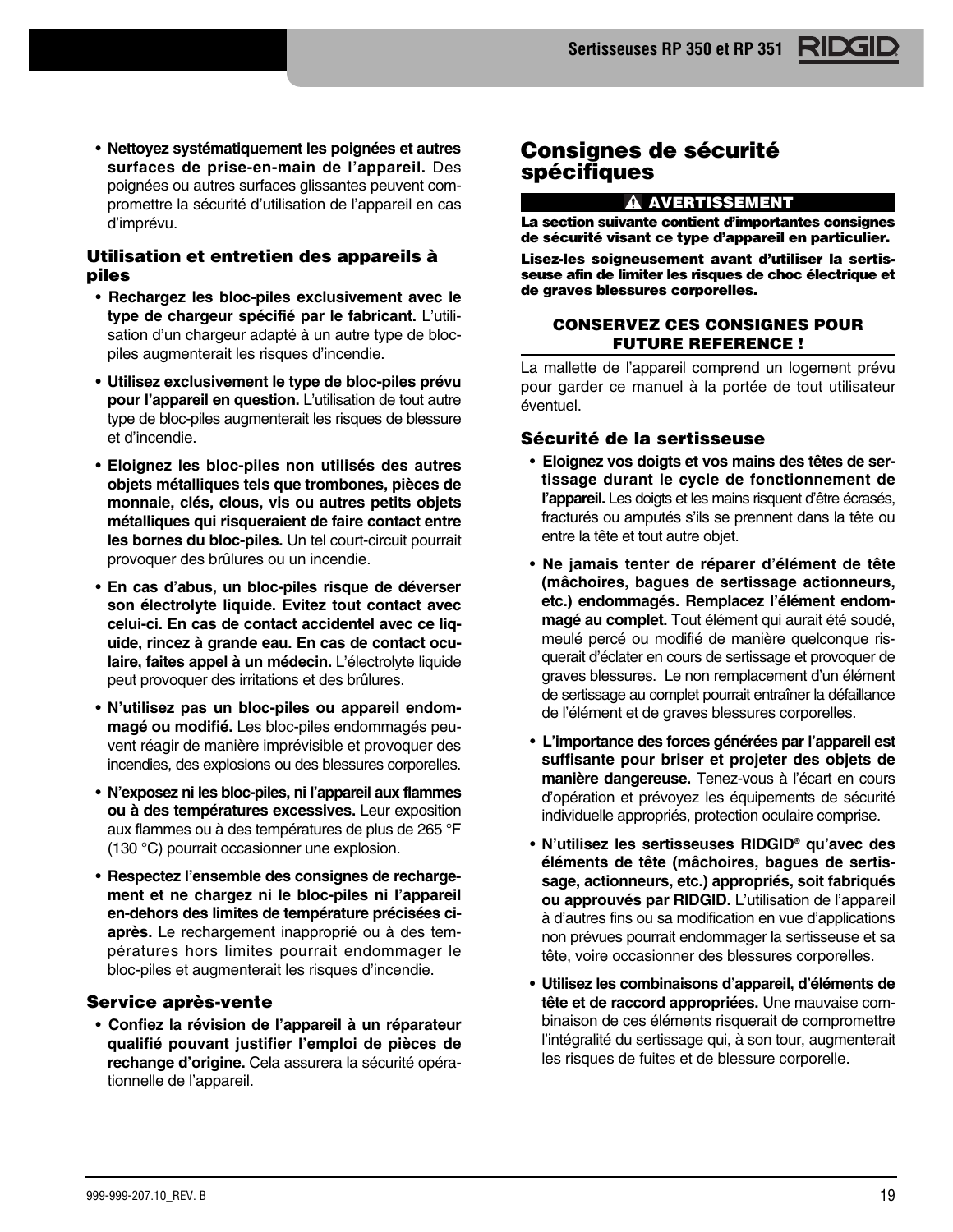- **Nettoyez systématiquement les poignées et autres surfaces de prise-en-main de l'appareil.** Des poignées ou autres surfaces glissantes peuvent compromettre la sécurité d'utilisation de l'appareil en cas d'imprévu.

### Utilisation et entretien des appareils à piles

- **Rechargez les bloc-piles exclusivement avec le type de chargeur spécifié par le fabricant.** L'utilisation d'un chargeur adapté à un autre type de bloc-piles augmenterait les risques d'incendie.
- **Utilisez exclusivement le type de bloc-piles prévu pour l'appareil en question.** L'utilisation de tout autre type de bloc-piles augmenterait les risques de blessure et d'incendie.
- **Eloignez les bloc-piles non utilisés des autres objets métalliques tels que trombones, pièces de monnaie, clés, clous, vis ou autres petits objets métalliques qui risqueraient de faire contact entre les bornes du bloc-piles.** Un tel court-circuit pourrait provoquer des brûlures ou un incendie.
- **En cas d'abus, un bloc-piles risque de déverser son électrolyte liquide. Evitez tout contact avec celui-ci. En cas de contact accidentel avec ce liquide, rincez à grande eau. En cas de contact oculaire, faites appel à un médecin.** L'électrolyte liquide peut provoquer des irritations et des brûlures.
- **N'utilisez pas un bloc-piles ou appareil endommagé ou modifié.** Les bloc-piles endommagés peuvent réagir de manière imprévisible et provoquer des incendies, des explosions ou des blessures corporelles.
- **N'exposez ni les bloc-piles, ni l'appareil aux flammes ou à des températures excessives.** Leur exposition aux flammes ou à des températures de plus de 265 °F (130 °C) pourrait occasionner une explosion.
- **Respectez l'ensemble des consignes de rechargement et ne chargez ni le bloc-piles ni l'appareil en-dehors des limites de température précisées ci-après.** Le rechargement inapproprié ou à des températures hors limites pourrait endommager le bloc-piles et augmenterait les risques d'incendie.

### Service après-vente

- **Confiez la révision de l'appareil à un réparateur qualifié pouvant justifier l'emploi de pièces de rechange d'origine.** Cela assurera la sécurité opérationnelle de l'appareil.

## Consignes de sécurité spécifiques

**⚠ AVERTISSEMENT**

**La section suivante contient d'importantes consignes de sécurité visant ce type d'appareil en particulier.**

**Lisez-les soigneusement avant d'utiliser la sertisseuse afin de limiter les risques de choc électrique et de graves blessures corporelles.**

**CONSERVEZ CES CONSIGNES POUR FUTURE REFERENCE !**

La mallette de l'appareil comprend un logement prévu pour garder ce manuel à la portée de tout utilisateur éventuel.

### Sécurité de la sertisseuse

- **Eloignez vos doigts et vos mains des têtes de sertissage durant le cycle de fonctionnement de l'appareil.** Les doigts et les mains risquent d'être écrasés, fracturés ou amputés s'ils se prennent dans la tête ou entre la tête et tout autre objet.
- **Ne jamais tenter de réparer d'élément de tête (mâchoires, bagues de sertissage actionneurs, etc.) endommagés. Remplacez l'élément endommagé au complet.** Tout élément qui aurait été soudé, meulé percé ou modifié de manière quelconque risquerait d'éclater en cours de sertissage et provoquer de graves blessures. Le non remplacement d'un élément de sertissage au complet pourrait entraîner la défaillance de l'élément et de graves blessures corporelles.
- **L'importance des forces générées par l'appareil est suffisante pour briser et projeter des objets de manière dangereuse.** Tenez-vous à l'écart en cours d'opération et prévoyez les équipements de sécurité individuelle appropriés, protection oculaire comprise.
- **N'utilisez les sertisseuses RIDGID® qu'avec des éléments de tête (mâchoires, bagues de sertissage, actionneurs, etc.) appropriés, soit fabriqués ou approuvés par RIDGID.** L'utilisation de l'appareil à d'autres fins ou sa modification en vue d'applications non prévues pourrait endommager la sertisseuse et sa tête, voire occasionner des blessures corporelles.
- **Utilisez les combinaisons d'appareil, d'éléments de tête et de raccord appropriées.** Une mauvaise combinaison de ces éléments risquerait de compromettre l'intégralité du sertissage qui, à son tour, augmenterait les risques de fuites et de blessure corporelle.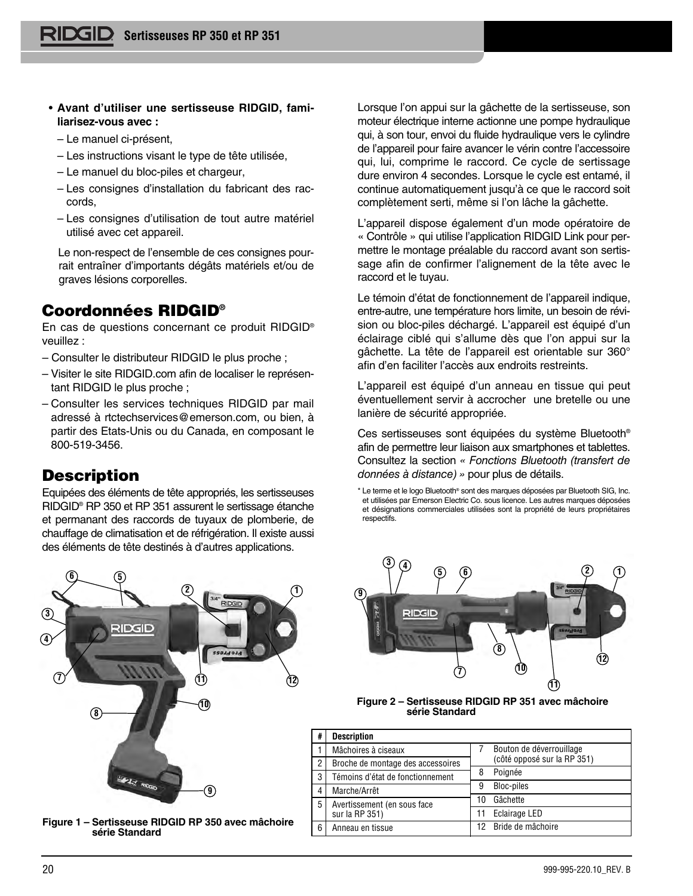- **Avant d'utiliser une sertisseuse RIDGID, familiarisez-vous avec :**
  - – Le manuel ci-présent,
  - – Les instructions visant le type de tête utilisée,
  - – Le manuel du bloc-piles et chargeur,
  - – Les consignes d'installation du fabricant des raccords,
  - – Les consignes d'utilisation de tout autre matériel utilisé avec cet appareil.

  Le non-respect de l'ensemble de ces consignes pourrait entraîner d'importants dégâts matériels et/ou de graves lésions corporelles.

## Coordonnées RIDGID®

En cas de questions concernant ce produit RIDGID® veuillez :

– Consulter le distributeur RIDGID le plus proche ;

– Visiter le site RIDGID.com afin de localiser le représentant RIDGID le plus proche ;

– Consulter les services techniques RIDGID par mail adressé à rtctechservices@emerson.com, ou bien, à partir des Etats-Unis ou du Canada, en composant le 800-519-3456.

## Description

Equipées des éléments de tête appropriés, les sertisseuses RIDGID® RP 350 et RP 351 assurent le sertissage étanche et permanant des raccords de tuyaux de plomberie, de chauffage de climatisation et de réfrigération. Il existe aussi des éléments de tête destinés à d'autres applications.

Lorsque l'on appui sur la gâchette de la sertisseuse, son moteur électrique interne actionne une pompe hydraulique qui, à son tour, envoi du fluide hydraulique vers le cylindre de l'appareil pour faire avancer le vérin contre l'accessoire qui, lui, comprime le raccord. Ce cycle de sertissage dure environ 4 secondes. Lorsque le cycle est entamé, il continue automatiquement jusqu'à ce que le raccord soit complètement serti, même si l'on lâche la gâchette.

L'appareil dispose également d'un mode opératoire de « Contrôle » qui utilise l'application RIDGID Link pour permettre le montage préalable du raccord avant son sertissage afin de confirmer l'alignement de la tête avec le raccord et le tuyau.

Le témoin d'état de fonctionnement de l'appareil indique, entre-autre, une température hors limite, un besoin de révision ou bloc-piles déchargé. L'appareil est équipé d'un éclairage ciblé qui s'allume dès que l'on appui sur la gâchette. La tête de l'appareil est orientable sur 360° afin d'en faciliter l'accès aux endroits restreints.

L'appareil est équipé d'un anneau en tissue qui peut éventuellement servir à accrocher une bretelle ou une lanière de sécurité appropriée.

Ces sertisseuses sont équipées du système Bluetooth® afin de permettre leur liaison aux smartphones et tablettes. Consultez la section *« Fonctions Bluetooth (transfert de données à distance) »* pour plus de détails.

\* Le terme et le logo Bluetooth® sont des marques déposées par Bluetooth SIG, Inc. et utilisées par Emerson Electric Co. sous licence. Les autres marques déposées et désignations commerciales utilisées sont la propriété de leurs propriétaires respectifs.

**Figure 1 – Sertisseuse RIDGID RP 350 avec mâchoire série Standard**

**Figure 2 – Sertisseuse RIDGID RP 351 avec mâchoire série Standard**

| # | Description | # | Description |
|---|---|---|---|
| 1 | Mâchoires à ciseaux | 7 | Bouton de déverrouillage (côté opposé sur la RP 351) |
| 2 | Broche de montage des accessoires | | |
| 3 | Témoins d'état de fonctionnement | 8 | Poignée |
| 4 | Marche/Arrêt | 9 | Bloc-piles |
| 5 | Avertissement (en sous face sur la RP 351) | 10 | Gâchette |
| | | 11 | Eclairage LED |
| 6 | Anneau en tissue | 12 | Bride de mâchoire |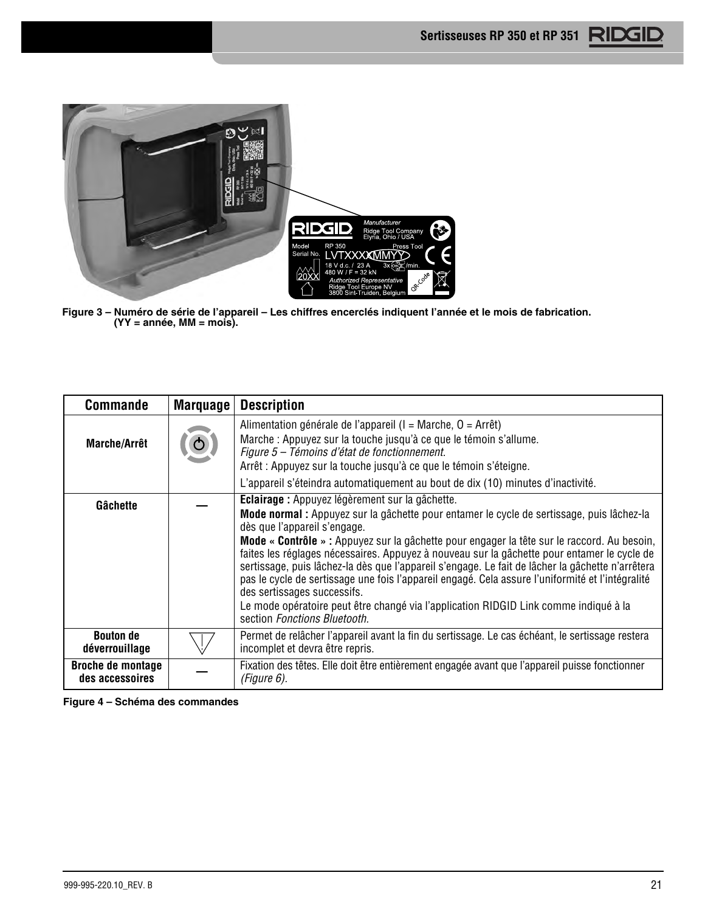Figure 3 – Numéro de série de l'appareil – Les chiffres encerclés indiquent l'année et le mois de fabrication. (YY = année, MM = mois).

| Commande | Marquage | Description |
|---|---|---|
| **Marche/Arrêt** | | Alimentation générale de l'appareil (I = Marche, O = Arrêt)<br>Marche : Appuyez sur la touche jusqu'à ce que le témoin s'allume.<br>*Figure 5 – Témoins d'état de fonctionnement.*<br>Arrêt : Appuyez sur la touche jusqu'à ce que le témoin s'éteigne.<br>L'appareil s'éteindra automatiquement au bout de dix (10) minutes d'inactivité. |
| **Gâchette** | — | **Eclairage :** Appuyez légèrement sur la gâchette.<br>**Mode normal :** Appuyez sur la gâchette pour entamer le cycle de sertissage, puis lâchez-la dès que l'appareil s'engage.<br>**Mode « Contrôle » :** Appuyez sur la gâchette pour engager la tête sur le raccord. Au besoin, faites les réglages nécessaires. Appuyez à nouveau sur la gâchette pour entamer le cycle de sertissage, puis lâchez-la dès que l'appareil s'engage. Le fait de lâcher la gâchette n'arrêtera pas le cycle de sertissage une fois l'appareil engagé. Cela assure l'uniformité et l'intégralité des sertissages successifs.<br>Le mode opératoire peut être changé via l'application RIDGID Link comme indiqué à la section *Fonctions Bluetooth.* |
| **Bouton de déverrouillage** | | Permet de relâcher l'appareil avant la fin du sertissage. Le cas échéant, le sertissage restera incomplet et devra être repris. |
| **Broche de montage des accessoires** | — | Fixation des têtes. Elle doit être entièrement engagée avant que l'appareil puisse fonctionner *(Figure 6).* |

**Figure 4 – Schéma des commandes**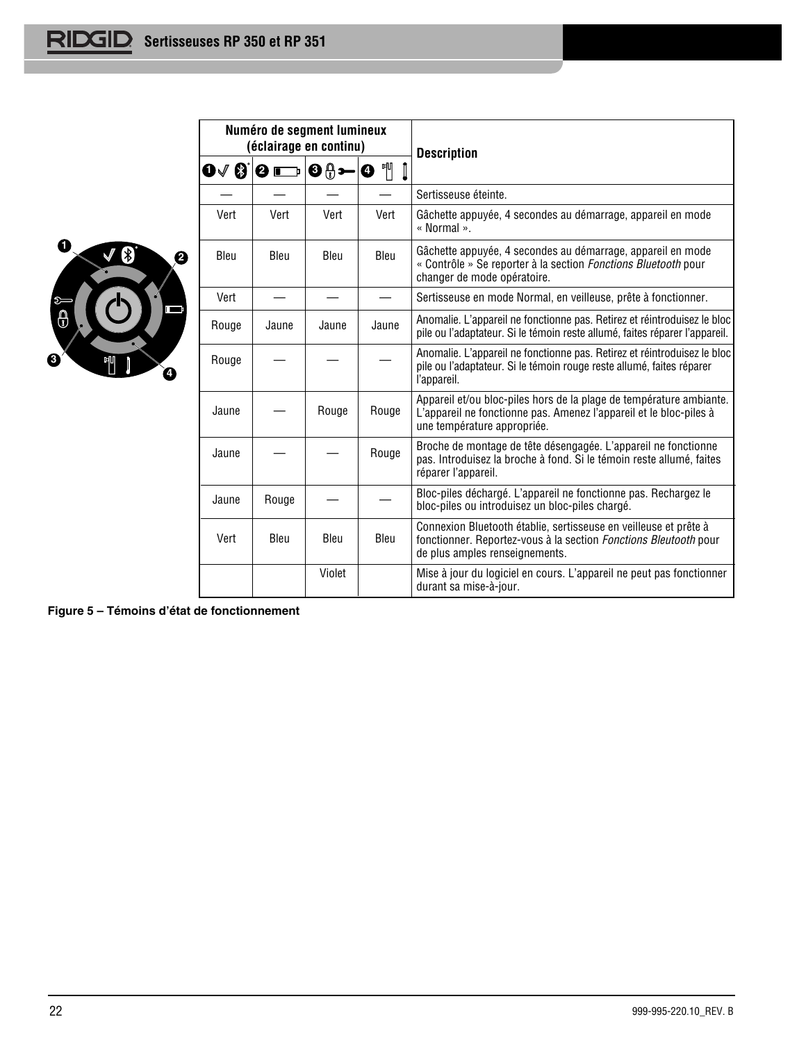| Numéro de segment lumineux (éclairage en continu) | | | | Description |
|---|---|---|---|---|
| ❶ | ❷ | ❸ | ❹ | |
| — | — | — | — | Sertisseuse éteinte. |
| Vert | Vert | Vert | Vert | Gâchette appuyée, 4 secondes au démarrage, appareil en mode « Normal ». |
| Bleu | Bleu | Bleu | Bleu | Gâchette appuyée, 4 secondes au démarrage, appareil en mode « Contrôle » Se reporter à la section *Fonctions Bluetooth* pour changer de mode opératoire. |
| Vert | — | — | — | Sertisseuse en mode Normal, en veilleuse, prête à fonctionner. |
| Rouge | Jaune | Jaune | Jaune | Anomalie. L'appareil ne fonctionne pas. Retirez et réintroduisez le bloc pile ou l'adaptateur. Si le témoin reste allumé, faites réparer l'appareil. |
| Rouge | — | — | — | Anomalie. L'appareil ne fonctionne pas. Retirez et réintroduisez le bloc pile ou l'adaptateur. Si le témoin rouge reste allumé, faites réparer l'appareil. |
| Jaune | — | Rouge | Rouge | Appareil et/ou bloc-piles hors de la plage de température ambiante. L'appareil ne fonctionne pas. Amenez l'appareil et le bloc-piles à une température appropriée. |
| Jaune | — | — | Rouge | Broche de montage de tête désengagée. L'appareil ne fonctionne pas. Introduisez la broche à fond. Si le témoin reste allumé, faites réparer l'appareil. |
| Jaune | Rouge | — | — | Bloc-piles déchargé. L'appareil ne fonctionne pas. Rechargez le bloc-piles ou introduisez un bloc-piles chargé. |
| Vert | Bleu | Bleu | Bleu | Connexion Bluetooth établie, sertisseuse en veilleuse et prête à fonctionner. Reportez-vous à la section *Fonctions Bleutooth* pour de plus amples renseignements. |
| | | Violet | | Mise à jour du logiciel en cours. L'appareil ne peut pas fonctionner durant sa mise-à-jour. |

**Figure 5 – Témoins d'état de fonctionnement**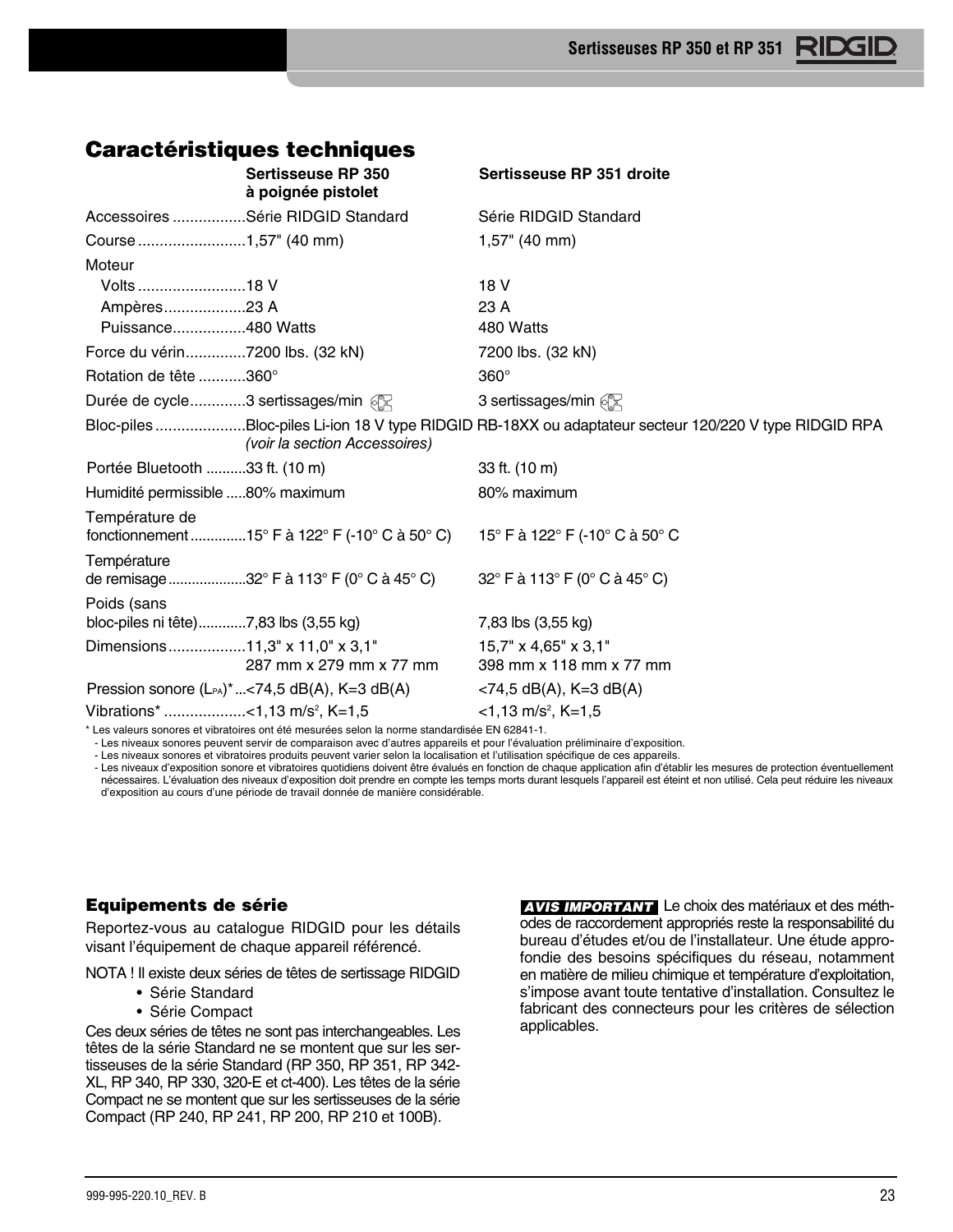## Caractéristiques techniques

| | Sertisseuse RP 350 à poignée pistolet | Sertisseuse RP 351 droite |
|---|---|---|
| Accessoires | Série RIDGID Standard | Série RIDGID Standard |
| Course | 1,57" (40 mm) | 1,57" (40 mm) |
| Moteur | | |
| Volts | 18 V | 18 V |
| Ampères | 23 A | 23 A |
| Puissance | 480 Watts | 480 Watts |
| Force du vérin | 7200 lbs. (32 kN) | 7200 lbs. (32 kN) |
| Rotation de tête | 360° | 360° |
| Durée de cycle | 3 sertissages/min | 3 sertissages/min |
| Bloc-piles | Bloc-piles Li-ion 18 V type RIDGID RB-18XX ou adaptateur secteur 120/220 V type RIDGID RPA *(voir la section Accessoires)* | |
| Portée Bluetooth | 33 ft. (10 m) | 33 ft. (10 m) |
| Humidité permissible | 80% maximum | 80% maximum |
| Température de fonctionnement | 15° F à 122° F (-10° C à 50° C) | 15° F à 122° F (-10° C à 50° C |
| Température de remisage | 32° F à 113° F (0° C à 45° C) | 32° F à 113° F (0° C à 45° C) |
| Poids (sans bloc-piles ni tête) | 7,83 lbs (3,55 kg) | 7,83 lbs (3,55 kg) |
| Dimensions | 11,3" x 11,0" x 3,1" 287 mm x 279 mm x 77 mm | 15,7" x 4,65" x 3,1" 398 mm x 118 mm x 77 mm |
| Pression sonore ($L_{PA}$)* | <74,5 dB(A), K=3 dB(A) | <74,5 dB(A), K=3 dB(A) |
| Vibrations* | <1,13 m/s², K=1,5 | <1,13 m/s², K=1,5 |

\* Les valeurs sonores et vibratoires ont été mesurées selon la norme standardisée EN 62841-1.
- Les niveaux sonores peuvent servir de comparaison avec d'autres appareils et pour l'évaluation préliminaire d'exposition.
- Les niveaux sonores et vibratoires produits peuvent varier selon la localisation et l'utilisation spécifique de ces appareils.
- Les niveaux d'exposition sonore et vibratoires quotidiens doivent être évalués en fonction de chaque application afin d'établir les mesures de protection éventuellement nécessaires. L'évaluation des niveaux d'exposition doit prendre en compte les temps morts durant lesquels l'appareil est éteint et non utilisé. Cela peut réduire les niveaux d'exposition au cours d'une période de travail donnée de manière considérable.

### Equipements de série

Reportez-vous au catalogue RIDGID pour les détails visant l'équipement de chaque appareil référencé.

NOTA ! Il existe deux séries de têtes de sertissage RIDGID

- Série Standard
- Série Compact

Ces deux séries de têtes ne sont pas interchangeables. Les têtes de la série Standard ne se montent que sur les sertisseuses de la série Standard (RP 350, RP 351, RP 342-XL, RP 340, RP 330, 320-E et ct-400). Les têtes de la série Compact ne se montent que sur les sertisseuses de la série Compact (RP 240, RP 241, RP 200, RP 210 et 100B).

**AVIS IMPORTANT** Le choix des matériaux et des méthodes de raccordement appropriés reste la responsabilité du bureau d'études et/ou de l'installateur. Une étude approfondie des besoins spécifiques du réseau, notamment en matière de milieu chimique et température d'exploitation, s'impose avant toute tentative d'installation. Consultez le fabricant des connecteurs pour les critères de sélection applicables.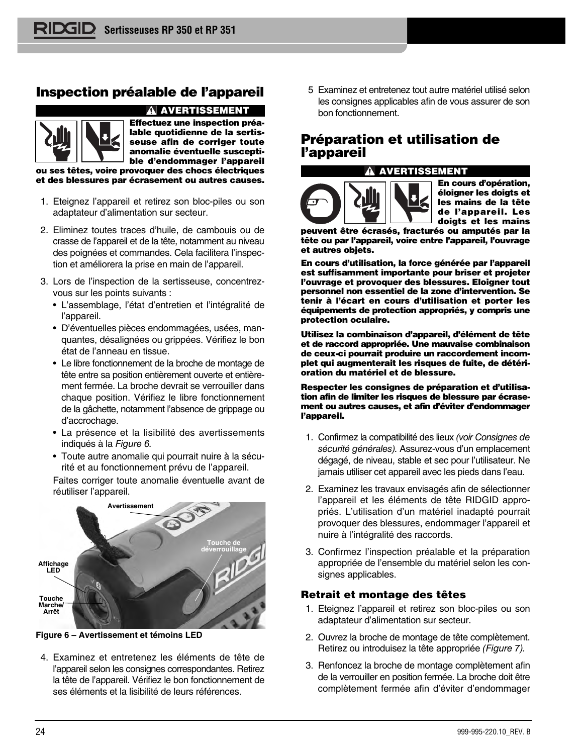## Inspection préalable de l'appareil

**⚠ AVERTISSEMENT**

**Effectuez une inspection préalable quotidienne de la sertisseuse afin de corriger toute anomalie éventuelle susceptible d'endommager l'appareil ou ses têtes, voire provoquer des chocs électriques et des blessures par écrasement ou autres causes.**

1. Eteignez l'appareil et retirez son bloc-piles ou son adaptateur d'alimentation sur secteur.
2. Eliminez toutes traces d'huile, de cambouis ou de crasse de l'appareil et de la tête, notamment au niveau des poignées et commandes. Cela facilitera l'inspection et améliorera la prise en main de l'appareil.
3. Lors de l'inspection de la sertisseuse, concentrez-vous sur les points suivants :
   - L'assemblage, l'état d'entretien et l'intégralité de l'appareil.
   - D'éventuelles pièces endommagées, usées, manquantes, désalignées ou grippées. Vérifiez le bon état de l'anneau en tissue.
   - Le libre fonctionnement de la broche de montage de tête entre sa position entièrement ouverte et entièrement fermée. La broche devrait se verrouiller dans chaque position. Vérifiez le libre fonctionnement de la gâchette, notamment l'absence de grippage ou d'accrochage.
   - La présence et la lisibilité des avertissements indiqués à la *Figure 6.*
   - Toute autre anomalie qui pourrait nuire à la sécurité et au fonctionnement prévu de l'appareil.

   Faites corriger toute anomalie éventuelle avant de réutiliser l'appareil.

Avertissement – Touche de déverrouillage – Affichage LED – Touche Marche/Arrêt

**Figure 6 – Avertissement et témoins LED**

4. Examinez et entretenez les éléments de tête de l'appareil selon les consignes correspondantes. Retirez la tête de l'appareil. Vérifiez le bon fonctionnement de ses éléments et la lisibilité de leurs références.
5. Examinez et entretenez tout autre matériel utilisé selon les consignes applicables afin de vous assurer de son bon fonctionnement.

## Préparation et utilisation de l'appareil

**⚠ AVERTISSEMENT**

**En cours d'opération, éloigner les doigts et les mains de la tête de l'appareil. Les doigts et les mains peuvent être écrasés, fracturés ou amputés par la tête ou par l'appareil, voire entre l'appareil, l'ouvrage et autres objets.**

**En cours d'utilisation, la force générée par l'appareil est suffisamment importante pour briser et projeter l'ouvrage et provoquer des blessures. Eloigner tout personnel non essentiel de la zone d'intervention. Se tenir à l'écart en cours d'utilisation et porter les équipements de protection appropriés, y compris une protection oculaire.**

**Utilisez la combinaison d'appareil, d'élément de tête et de raccord appropriée. Une mauvaise combinaison de ceux-ci pourrait produire un raccordement incomplet qui augmenterait les risques de fuite, de détérioration du matériel et de blessure.**

**Respecter les consignes de préparation et d'utilisation afin de limiter les risques de blessure par écrasement ou autres causes, et afin d'éviter d'endommager l'appareil.**

1. Confirmez la compatibilité des lieux *(voir Consignes de sécurité générales).* Assurez-vous d'un emplacement dégagé, de niveau, stable et sec pour l'utilisateur. Ne jamais utiliser cet appareil avec les pieds dans l'eau.
2. Examinez les travaux envisagés afin de sélectionner l'appareil et les éléments de tête RIDGID appropriés. L'utilisation d'un matériel inadapté pourrait provoquer des blessures, endommager l'appareil et nuire à l'intégralité des raccords.
3. Confirmez l'inspection préalable et la préparation appropriée de l'ensemble du matériel selon les consignes applicables.

### Retrait et montage des têtes

1. Eteignez l'appareil et retirez son bloc-piles ou son adaptateur d'alimentation sur secteur.
2. Ouvrez la broche de montage de tête complètement. Retirez ou introduisez la tête appropriée *(Figure 7).*
3. Renfoncez la broche de montage complètement afin de la verrouiller en position fermée. La broche doit être complètement fermée afin d'éviter d'endommager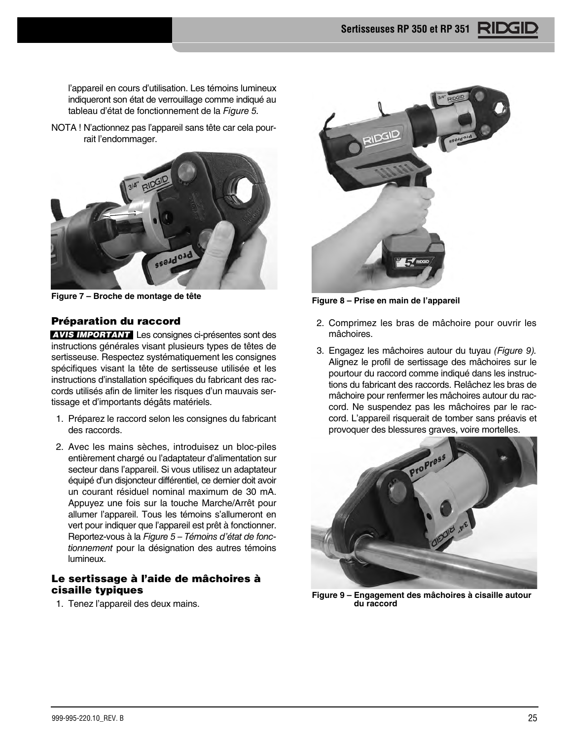l'appareil en cours d'utilisation. Les témoins lumineux indiqueront son état de verrouillage comme indiqué au tableau d'état de fonctionnement de la *Figure 5.*

NOTA ! N'actionnez pas l'appareil sans tête car cela pourrait l'endommager.

**Figure 7 – Broche de montage de tête**

### Préparation du raccord

**AVIS IMPORTANT** Les consignes ci-présentes sont des instructions générales visant plusieurs types de têtes de sertisseuse. Respectez systématiquement les consignes spécifiques visant la tête de sertisseuse utilisée et les instructions d'installation spécifiques du fabricant des raccords utilisés afin de limiter les risques d'un mauvais sertissage et d'importants dégâts matériels.

1. Préparez le raccord selon les consignes du fabricant des raccords.
2. Avec les mains sèches, introduisez un bloc-piles entièrement chargé ou l'adaptateur d'alimentation sur secteur dans l'appareil. Si vous utilisez un adaptateur équipé d'un disjoncteur différentiel, ce dernier doit avoir un courant résiduel nominal maximum de 30 mA. Appuyez une fois sur la touche Marche/Arrêt pour allumer l'appareil. Tous les témoins s'allumeront en vert pour indiquer que l'appareil est prêt à fonctionner. Reportez-vous à la *Figure 5 – Témoins d'état de fonctionnement* pour la désignation des autres témoins lumineux.

### Le sertissage à l'aide de mâchoires à cisaille typiques

1. Tenez l'appareil des deux mains.

**Figure 8 – Prise en main de l'appareil**

2. Comprimez les bras de mâchoire pour ouvrir les mâchoires.
3. Engagez les mâchoires autour du tuyau *(Figure 9).* Alignez le profil de sertissage des mâchoires sur le pourtour du raccord comme indiqué dans les instructions du fabricant des raccords. Relâchez les bras de mâchoire pour renfermer les mâchoires autour du raccord. Ne suspendez pas les mâchoires par le raccord. L'appareil risquerait de tomber sans préavis et provoquer des blessures graves, voire mortelles.

**Figure 9 – Engagement des mâchoires à cisaille autour du raccord**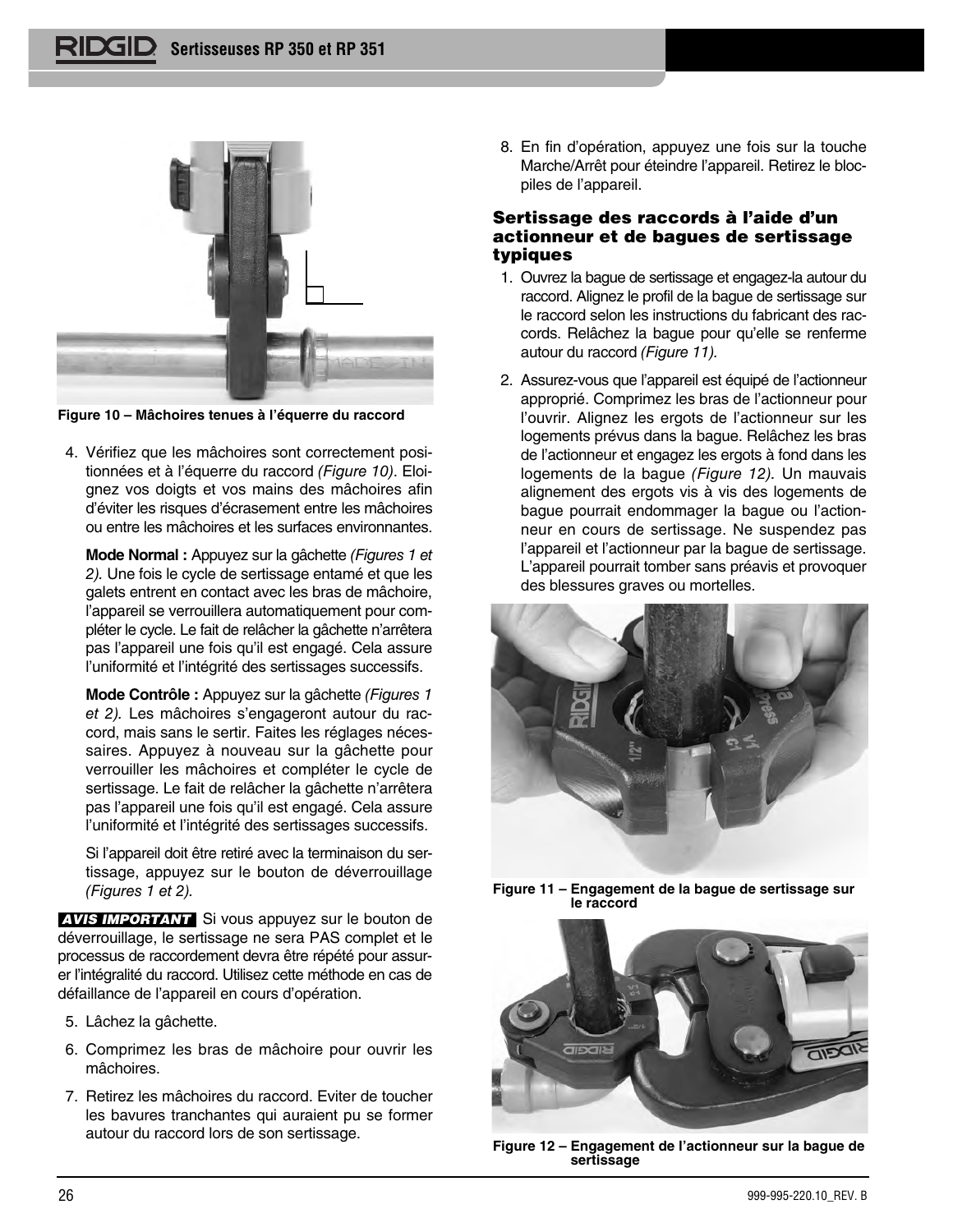Figure 10 – Mâchoires tenues à l'équerre du raccord

4. Vérifiez que les mâchoires sont correctement positionnées et à l'équerre du raccord *(Figure 10)*. Eloignez vos doigts et vos mains des mâchoires afin d'éviter les risques d'écrasement entre les mâchoires ou entre les mâchoires et les surfaces environnantes.

   **Mode Normal :** Appuyez sur la gâchette *(Figures 1 et 2).* Une fois le cycle de sertissage entamé et que les galets entrent en contact avec les bras de mâchoire, l'appareil se verrouillera automatiquement pour compléter le cycle. Le fait de relâcher la gâchette n'arrêtera pas l'appareil une fois qu'il est engagé. Cela assure l'uniformité et l'intégrité des sertissages successifs.

   **Mode Contrôle :** Appuyez sur la gâchette *(Figures 1 et 2).* Les mâchoires s'engageront autour du raccord, mais sans le sertir. Faites les réglages nécessaires. Appuyez à nouveau sur la gâchette pour verrouiller les mâchoires et compléter le cycle de sertissage. Le fait de relâcher la gâchette n'arrêtera pas l'appareil une fois qu'il est engagé. Cela assure l'uniformité et l'intégrité des sertissages successifs.

   Si l'appareil doit être retiré avec la terminaison du sertissage, appuyez sur le bouton de déverrouillage *(Figures 1 et 2).*

**AVIS IMPORTANT** Si vous appuyez sur le bouton de déverrouillage, le sertissage ne sera PAS complet et le processus de raccordement devra être répété pour assurer l'intégralité du raccord. Utilisez cette méthode en cas de défaillance de l'appareil en cours d'opération.

5. Lâchez la gâchette.
6. Comprimez les bras de mâchoire pour ouvrir les mâchoires.
7. Retirez les mâchoires du raccord. Eviter de toucher les bavures tranchantes qui auraient pu se former autour du raccord lors de son sertissage.
8. En fin d'opération, appuyez une fois sur la touche Marche/Arrêt pour éteindre l'appareil. Retirez le bloc-piles de l'appareil.

## Sertissage des raccords à l'aide d'un actionneur et de bagues de sertissage typiques

1. Ouvrez la bague de sertissage et engagez-la autour du raccord. Alignez le profil de la bague de sertissage sur le raccord selon les instructions du fabricant des raccords. Relâchez la bague pour qu'elle se renferme autour du raccord *(Figure 11).*
2. Assurez-vous que l'appareil est équipé de l'actionneur approprié. Comprimez les bras de l'actionneur pour l'ouvrir. Alignez les ergots de l'actionneur sur les logements prévus dans la bague. Relâchez les bras de l'actionneur et engagez les ergots à fond dans les logements de la bague *(Figure 12).* Un mauvais alignement des ergots vis à vis des logements de bague pourrait endommager la bague ou l'actionneur en cours de sertissage. Ne suspendez pas l'appareil et l'actionneur par la bague de sertissage. L'appareil pourrait tomber sans préavis et provoquer des blessures graves ou mortelles.

Figure 11 – Engagement de la bague de sertissage sur le raccord

Figure 12 – Engagement de l'actionneur sur la bague de sertissage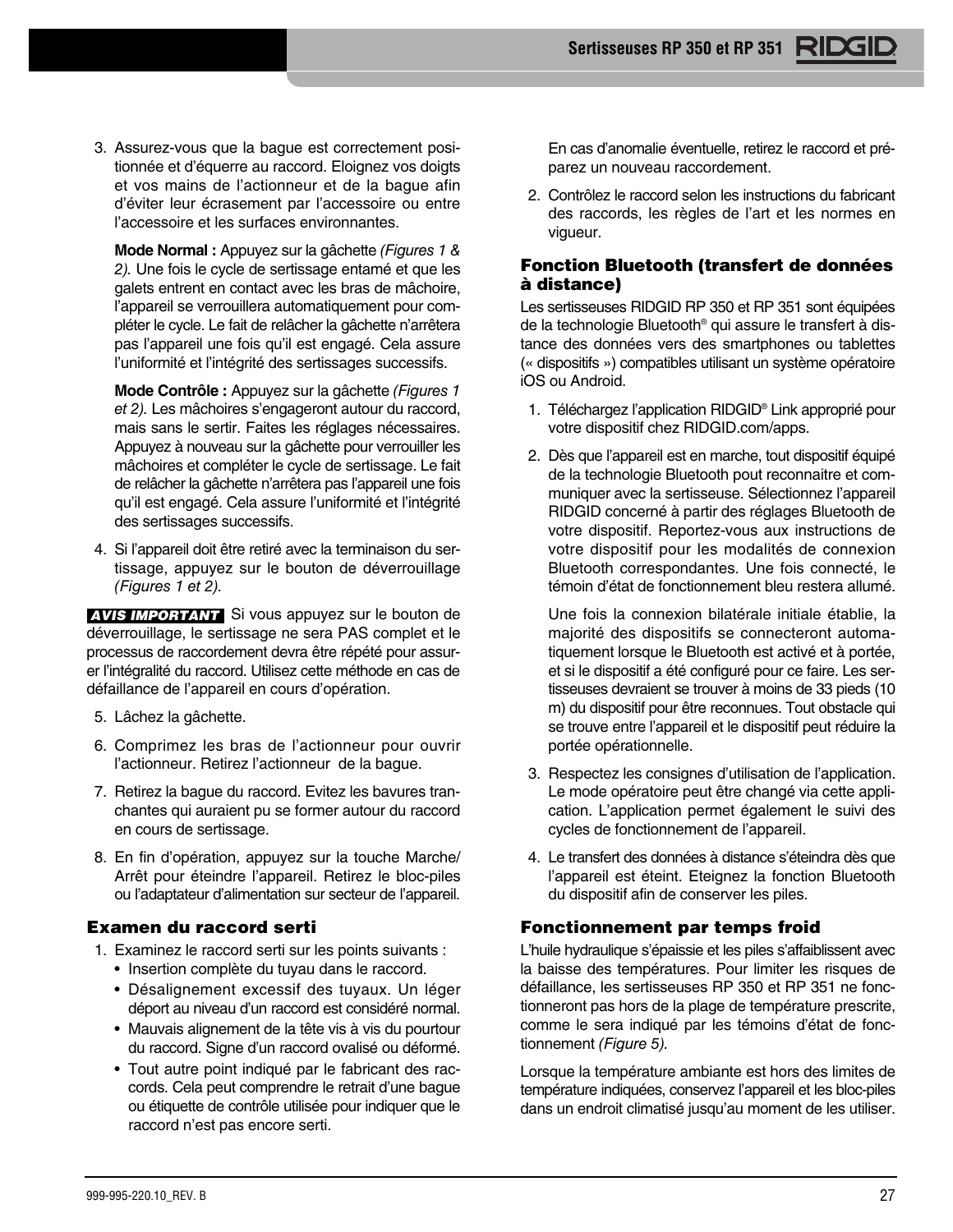3. Assurez-vous que la bague est correctement positionnée et d'équerre au raccord. Eloignez vos doigts et vos mains de l'actionneur et de la bague afin d'éviter leur écrasement par l'accessoire ou entre l'accessoire et les surfaces environnantes.

   **Mode Normal :** Appuyez sur la gâchette *(Figures 1 & 2).* Une fois le cycle de sertissage entamé et que les galets entrent en contact avec les bras de mâchoire, l'appareil se verrouillera automatiquement pour compléter le cycle. Le fait de relâcher la gâchette n'arrêtera pas l'appareil une fois qu'il est engagé. Cela assure l'uniformité et l'intégrité des sertissages successifs.

   **Mode Contrôle :** Appuyez sur la gâchette *(Figures 1 et 2).* Les mâchoires s'engageront autour du raccord, mais sans le sertir. Faites les réglages nécessaires. Appuyez à nouveau sur la gâchette pour verrouiller les mâchoires et compléter le cycle de sertissage. Le fait de relâcher la gâchette n'arrêtera pas l'appareil une fois qu'il est engagé. Cela assure l'uniformité et l'intégrité des sertissages successifs.

4. Si l'appareil doit être retiré avec la terminaison du sertissage, appuyez sur le bouton de déverrouillage *(Figures 1 et 2).*

**AVIS IMPORTANT** Si vous appuyez sur le bouton de déverrouillage, le sertissage ne sera PAS complet et le processus de raccordement devra être répété pour assurer l'intégralité du raccord. Utilisez cette méthode en cas de défaillance de l'appareil en cours d'opération.

5. Lâchez la gâchette.

6. Comprimez les bras de l'actionneur pour ouvrir l'actionneur. Retirez l'actionneur de la bague.

7. Retirez la bague du raccord. Evitez les bavures tranchantes qui auraient pu se former autour du raccord en cours de sertissage.

8. En fin d'opération, appuyez sur la touche Marche/Arrêt pour éteindre l'appareil. Retirez le bloc-piles ou l'adaptateur d'alimentation sur secteur de l'appareil.

### Examen du raccord serti

1. Examinez le raccord serti sur les points suivants :
   - Insertion complète du tuyau dans le raccord.
   - Désalignement excessif des tuyaux. Un léger déport au niveau d'un raccord est considéré normal.
   - Mauvais alignement de la tête vis à vis du pourtour du raccord. Signe d'un raccord ovalisé ou déformé.
   - Tout autre point indiqué par le fabricant des raccords. Cela peut comprendre le retrait d'une bague ou étiquette de contrôle utilisée pour indiquer que le raccord n'est pas encore serti.

   En cas d'anomalie éventuelle, retirez le raccord et préparez un nouveau raccordement.

2. Contrôlez le raccord selon les instructions du fabricant des raccords, les règles de l'art et les normes en vigueur.

### Fonction Bluetooth (transfert de données à distance)

Les sertisseuses RIDGID RP 350 et RP 351 sont équipées de la technologie Bluetooth® qui assure le transfert à distance des données vers des smartphones ou tablettes (« dispositifs ») compatibles utilisant un système opératoire iOS ou Android.

1. Téléchargez l'application RIDGID® Link approprié pour votre dispositif chez RIDGID.com/apps.

2. Dès que l'appareil est en marche, tout dispositif équipé de la technologie Bluetooth pout reconnaitre et communiquer avec la sertisseuse. Sélectionnez l'appareil RIDGID concerné à partir des réglages Bluetooth de votre dispositif. Reportez-vous aux instructions de votre dispositif pour les modalités de connexion Bluetooth correspondantes. Une fois connecté, le témoin d'état de fonctionnement bleu restera allumé.

   Une fois la connexion bilatérale initiale établie, la majorité des dispositifs se connecteront automatiquement lorsque le Bluetooth est activé et à portée, et si le dispositif a été configuré pour ce faire. Les sertisseuses devraient se trouver à moins de 33 pieds (10 m) du dispositif pour être reconnues. Tout obstacle qui se trouve entre l'appareil et le dispositif peut réduire la portée opérationnelle.

3. Respectez les consignes d'utilisation de l'application. Le mode opératoire peut être changé via cette application. L'application permet également le suivi des cycles de fonctionnement de l'appareil.

4. Le transfert des données à distance s'éteindra dès que l'appareil est éteint. Eteignez la fonction Bluetooth du dispositif afin de conserver les piles.

### Fonctionnement par temps froid

L'huile hydraulique s'épaissie et les piles s'affaiblissent avec la baisse des températures. Pour limiter les risques de défaillance, les sertisseuses RP 350 et RP 351 ne fonctionneront pas hors de la plage de température prescrite, comme le sera indiqué par les témoins d'état de fonctionnement *(Figure 5).*

Lorsque la température ambiante est hors des limites de température indiquées, conservez l'appareil et les bloc-piles dans un endroit climatisé jusqu'au moment de les utiliser.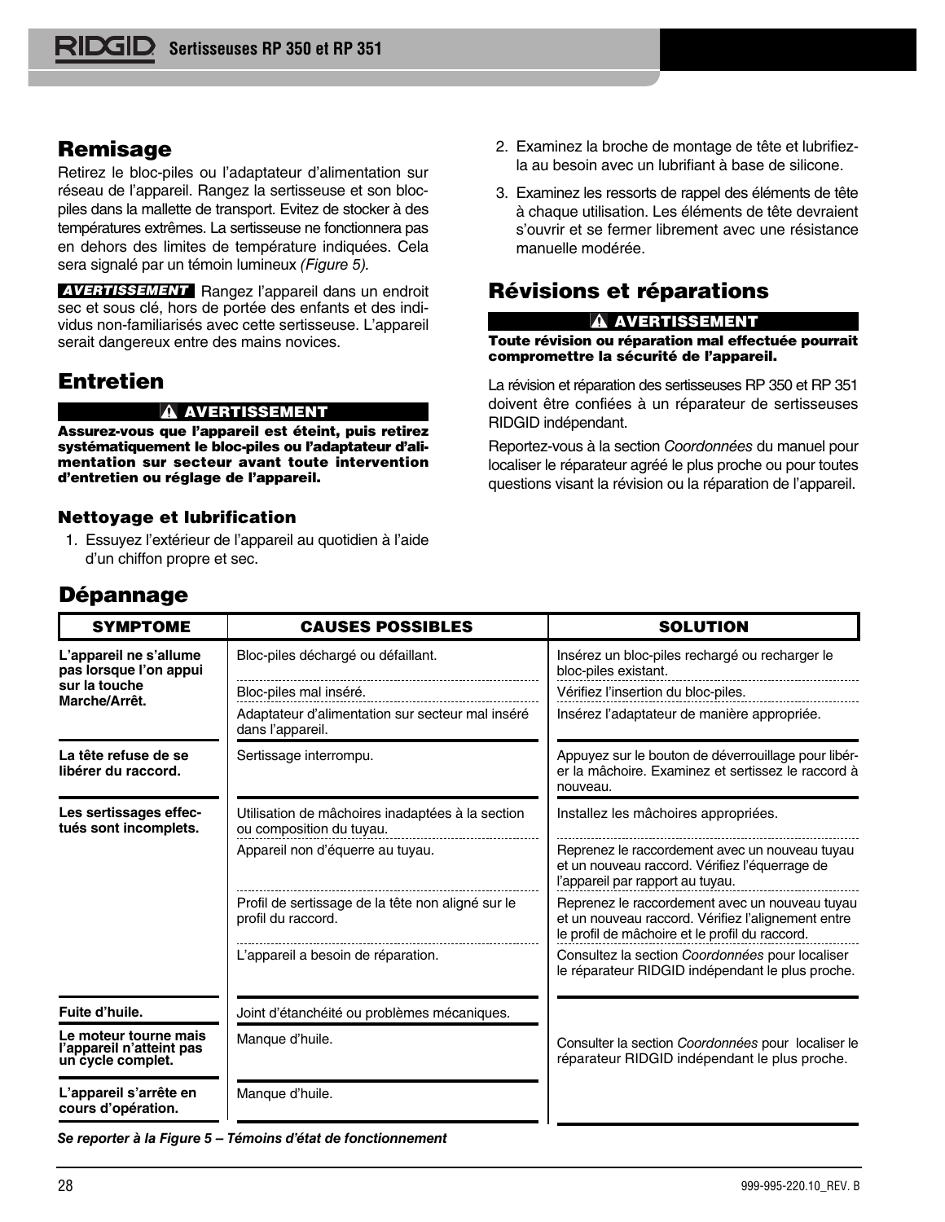## Remisage

Retirez le bloc-piles ou l'adaptateur d'alimentation sur réseau de l'appareil. Rangez la sertisseuse et son bloc-piles dans la mallette de transport. Evitez de stocker à des températures extrêmes. La sertisseuse ne fonctionnera pas en dehors des limites de température indiquées. Cela sera signalé par un témoin lumineux *(Figure 5).*

**AVERTISSEMENT** Rangez l'appareil dans un endroit sec et sous clé, hors de portée des enfants et des individus non-familiarisés avec cette sertisseuse. L'appareil serait dangereux entre des mains novices.

## Entretien

**⚠ AVERTISSEMENT**

**Assurez-vous que l'appareil est éteint, puis retirez systématiquement le bloc-piles ou l'adaptateur d'alimentation sur secteur avant toute intervention d'entretien ou réglage de l'appareil.**

### Nettoyage et lubrification

1. Essuyez l'extérieur de l'appareil au quotidien à l'aide d'un chiffon propre et sec.
2. Examinez la broche de montage de tête et lubrifiez-la au besoin avec un lubrifiant à base de silicone.
3. Examinez les ressorts de rappel des éléments de tête à chaque utilisation. Les éléments de tête devraient s'ouvrir et se fermer librement avec une résistance manuelle modérée.

## Révisions et réparations

**⚠ AVERTISSEMENT**

**Toute révision ou réparation mal effectuée pourrait compromettre la sécurité de l'appareil.**

La révision et réparation des sertisseuses RP 350 et RP 351 doivent être confiées à un réparateur de sertisseuses RIDGID indépendant.

Reportez-vous à la section *Coordonnées* du manuel pour localiser le réparateur agréé le plus proche ou pour toutes questions visant la révision ou la réparation de l'appareil.

## Dépannage

| SYMPTOME | CAUSES POSSIBLES | SOLUTION |
|---|---|---|
| **L'appareil ne s'allume pas lorsque l'on appui sur la touche Marche/Arrêt.** | Bloc-piles déchargé ou défaillant. | Insérez un bloc-piles rechargé ou recharger le bloc-piles existant. |
| | Bloc-piles mal inséré. | Vérifiez l'insertion du bloc-piles. |
| | Adaptateur d'alimentation sur secteur mal inséré dans l'appareil. | Insérez l'adaptateur de manière appropriée. |
| **La tête refuse de se libérer du raccord.** | Sertissage interrompu. | Appuyez sur le bouton de déverrouillage pour libérer la mâchoire. Examinez et sertissez le raccord à nouveau. |
| **Les sertissages effectués sont incomplets.** | Utilisation de mâchoires inadaptées à la section ou composition du tuyau. | Installez les mâchoires appropriées. |
| | Appareil non d'équerre au tuyau. | Reprenez le raccordement avec un nouveau tuyau et un nouveau raccord. Vérifiez l'équerrage de l'appareil par rapport au tuyau. |
| | Profil de sertissage de la tête non aligné sur le profil du raccord. | Reprenez le raccordement avec un nouveau tuyau et un nouveau raccord. Vérifiez l'alignement entre le profil de mâchoire et le profil du raccord. |
| | L'appareil a besoin de réparation. | Consultez la section *Coordonnées* pour localiser le réparateur RIDGID indépendant le plus proche. |
| **Fuite d'huile.** | Joint d'étanchéité ou problèmes mécaniques. | Consulter la section *Coordonnées* pour localiser le réparateur RIDGID indépendant le plus proche. |
| **Le moteur tourne mais l'appareil n'atteint pas un cycle complet.** | Manque d'huile. | |
| **L'appareil s'arrête en cours d'opération.** | Manque d'huile. | |

***Se reporter à la Figure 5 – Témoins d'état de fonctionnement***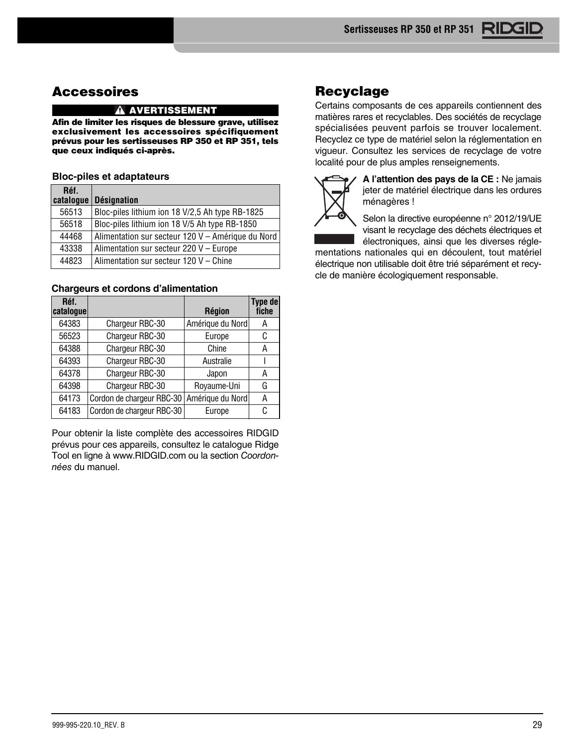## Accessoires

**⚠ AVERTISSEMENT**

**Afin de limiter les risques de blessure grave, utilisez exclusivement les accessoires spécifiquement prévus pour les sertisseuses RP 350 et RP 351, tels que ceux indiqués ci-après.**

**Bloc-piles et adaptateurs**

| Réf. catalogue | Désignation |
|---|---|
| 56513 | Bloc-piles lithium ion 18 V/2,5 Ah type RB-1825 |
| 56518 | Bloc-piles lithium ion 18 V/5 Ah type RB-1850 |
| 44468 | Alimentation sur secteur 120 V – Amérique du Nord |
| 43338 | Alimentation sur secteur 220 V – Europe |
| 44823 | Alimentation sur secteur 120 V – Chine |

**Chargeurs et cordons d'alimentation**

| Réf. catalogue | | Région | Type de fiche |
|---|---|---|---|
| 64383 | Chargeur RBC-30 | Amérique du Nord | A |
| 56523 | Chargeur RBC-30 | Europe | C |
| 64388 | Chargeur RBC-30 | Chine | A |
| 64393 | Chargeur RBC-30 | Australie | I |
| 64378 | Chargeur RBC-30 | Japon | A |
| 64398 | Chargeur RBC-30 | Royaume-Uni | G |
| 64173 | Cordon de chargeur RBC-30 | Amérique du Nord | A |
| 64183 | Cordon de chargeur RBC-30 | Europe | C |

Pour obtenir la liste complète des accessoires RIDGID prévus pour ces appareils, consultez le catalogue Ridge Tool en ligne à www.RIDGID.com ou la section *Coordonnées* du manuel.

## Recyclage

Certains composants de ces appareils contiennent des matières rares et recyclables. Des sociétés de recyclage spécialisées peuvent parfois se trouver localement. Recyclez ce type de matériel selon la réglementation en vigueur. Consultez les services de recyclage de votre localité pour de plus amples renseignements.

**A l'attention des pays de la CE :** Ne jamais jeter de matériel électrique dans les ordures ménagères !

Selon la directive européenne n° 2012/19/UE visant le recyclage des déchets électriques et électroniques, ainsi que les diverses réglementations nationales qui en découlent, tout matériel électrique non utilisable doit être trié séparément et recycle de manière écologiquement responsable.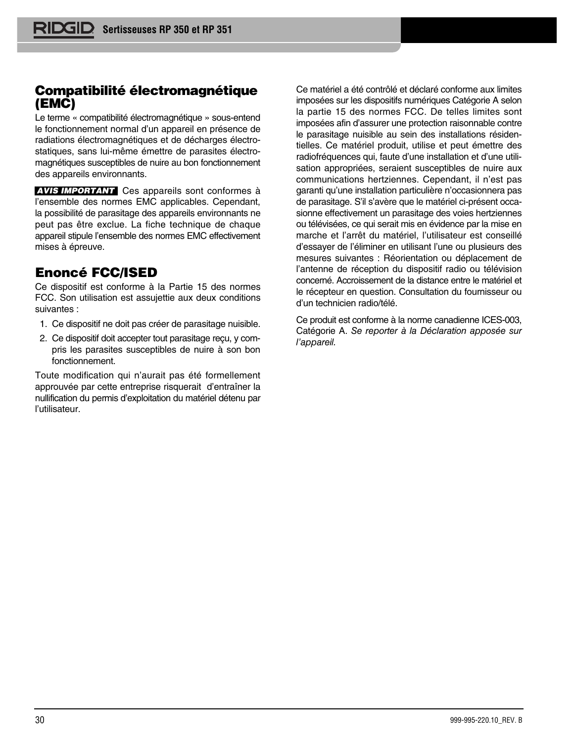## Compatibilité électromagnétique (EMC)

Le terme « compatibilité électromagnétique » sous-entend le fonctionnement normal d'un appareil en présence de radiations électromagnétiques et de décharges électrostatiques, sans lui-même émettre de parasites électromagnétiques susceptibles de nuire au bon fonctionnement des appareils environnants.

**AVIS IMPORTANT** Ces appareils sont conformes à l'ensemble des normes EMC applicables. Cependant, la possibilité de parasitage des appareils environnants ne peut pas être exclue. La fiche technique de chaque appareil stipule l'ensemble des normes EMC effectivement mises à épreuve.

## Enoncé FCC/ISED

Ce dispositif est conforme à la Partie 15 des normes FCC. Son utilisation est assujettie aux deux conditions suivantes :

1. Ce dispositif ne doit pas créer de parasitage nuisible.
2. Ce dispositif doit accepter tout parasitage reçu, y compris les parasites susceptibles de nuire à son bon fonctionnement.

Toute modification qui n'aurait pas été formellement approuvée par cette entreprise risquerait d'entraîner la nullification du permis d'exploitation du matériel détenu par l'utilisateur.

Ce matériel a été contrôlé et déclaré conforme aux limites imposées sur les dispositifs numériques Catégorie A selon la partie 15 des normes FCC. De telles limites sont imposées afin d'assurer une protection raisonnable contre le parasitage nuisible au sein des installations résidentielles. Ce matériel produit, utilise et peut émettre des radiofréquences qui, faute d'une installation et d'une utilisation appropriées, seraient susceptibles de nuire aux communications hertziennes. Cependant, il n'est pas garanti qu'une installation particulière n'occasionnera pas de parasitage. S'il s'avère que le matériel ci-présent occasionne effectivement un parasitage des voies hertziennes ou télévisées, ce qui serait mis en évidence par la mise en marche et l'arrêt du matériel, l'utilisateur est conseillé d'essayer de l'éliminer en utilisant l'une ou plusieurs des mesures suivantes : Réorientation ou déplacement de l'antenne de réception du dispositif radio ou télévision concerné. Accroissement de la distance entre le matériel et le récepteur en question. Consultation du fournisseur ou d'un technicien radio/télé.

Ce produit est conforme à la norme canadienne ICES-003, Catégorie A. *Se reporter à la Déclaration apposée sur l'appareil.*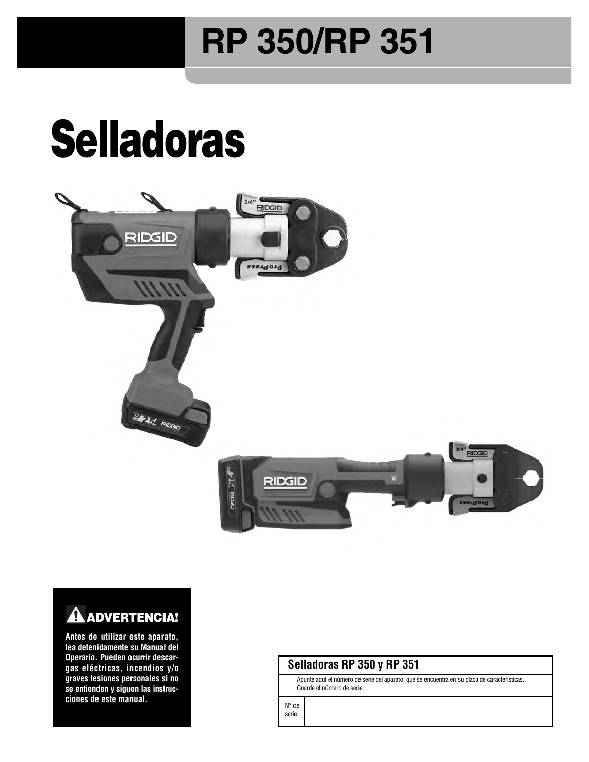# RP 350/RP 351

# Selladoras

**ADVERTENCIA!**

**Antes de utilizar este aparato, lea detenidamente su Manual del Operario. Pueden ocurrir descargas eléctricas, incendios y/o graves lesiones personales si no se entienden y siguen las instrucciones de este manual.**

| Selladoras RP 350 y RP 351 | |
|---|---|
| Apunte aquí el número de serie del aparato, que se encuentra en su placa de características. Guarde el número de serie. | |
| N° de serie | |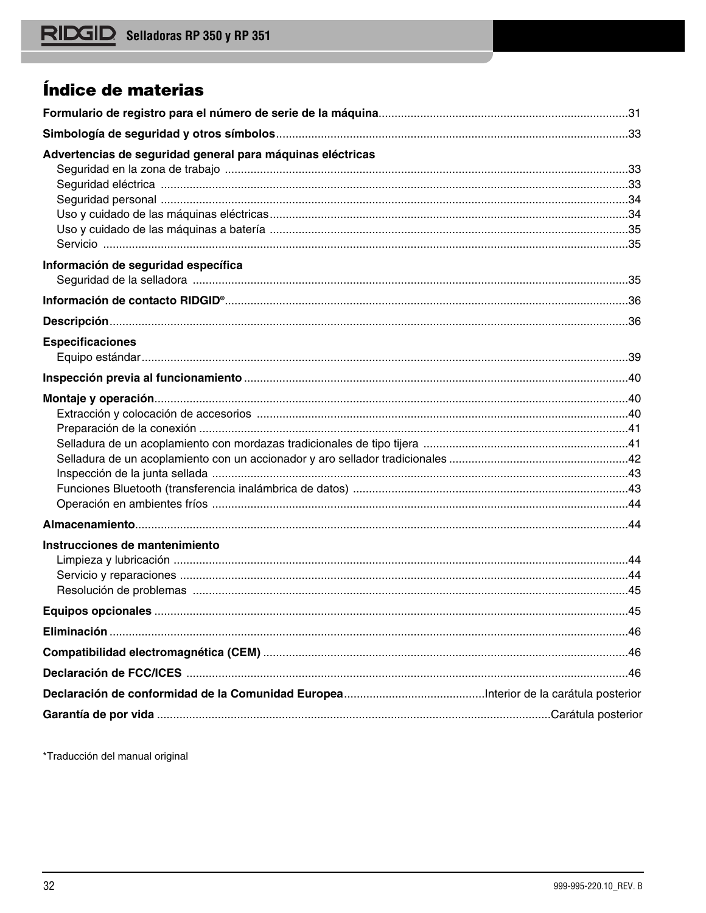# Índice de materias

**Formulario de registro para el número de serie de la máquina**.............................................................................31

**Simbología de seguridad y otros símbolos**.............................................................................................33

**Advertencias de seguridad general para máquinas eléctricas**

- Seguridad en la zona de trabajo .............................................................................................33
- Seguridad eléctrica .............................................................................................33
- Seguridad personal .............................................................................................34
- Uso y cuidado de las máquinas eléctricas.............................................................................................34
- Uso y cuidado de las máquinas a batería .............................................................................................35
- Servicio .............................................................................................35

**Información de seguridad específica**

- Seguridad de la selladora .............................................................................................35

**Información de contacto RIDGID®**.............................................................................................36

**Descripción**.............................................................................................36

**Especificaciones**

- Equipo estándar.............................................................................................39

**Inspección previa al funcionamiento** .............................................................................................40

**Montaje y operación**.............................................................................................40

- Extracción y colocación de accesorios .............................................................................................40
- Preparación de la conexión .............................................................................................41
- Selladura de un acoplamiento con mordazas tradicionales de tipo tijera .............................................................................................41
- Selladura de un acoplamiento con un accionador y aro sellador tradicionales .............................................................................................42
- Inspección de la junta sellada .............................................................................................43
- Funciones Bluetooth (transferencia inalámbrica de datos) .............................................................................................43
- Operación en ambientes fríos .............................................................................................44

**Almacenamiento**.............................................................................................44

**Instrucciones de mantenimiento**

- Limpieza y lubricación .............................................................................................44
- Servicio y reparaciones .............................................................................................44
- Resolución de problemas .............................................................................................45

**Equipos opcionales** .............................................................................................45

**Eliminación** .............................................................................................46

**Compatibilidad electromagnética (CEM)** .............................................................................................46

**Declaración de FCC/ICES** .............................................................................................46

**Declaración de conformidad de la Comunidad Europea**............................................Interior de la carátula posterior

**Garantía de por vida** .............................................................................................Carátula posterior

*Traducción del manual original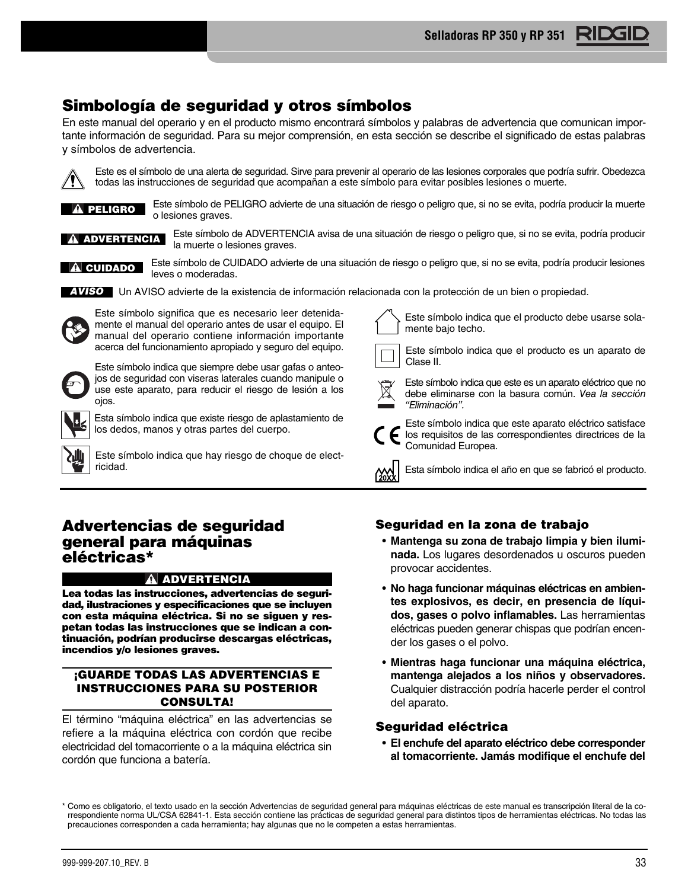## Simbología de seguridad y otros símbolos

En este manual del operario y en el producto mismo encontrará símbolos y palabras de advertencia que comunican importante información de seguridad. Para su mejor comprensión, en esta sección se describe el significado de estas palabras y símbolos de advertencia.

Este es el símbolo de una alerta de seguridad. Sirve para prevenir al operario de las lesiones corporales que podría sufrir. Obedezca todas las instrucciones de seguridad que acompañan a este símbolo para evitar posibles lesiones o muerte.

**PELIGRO** Este símbolo de PELIGRO advierte de una situación de riesgo o peligro que, si no se evita, podría producir la muerte o lesiones graves.

**ADVERTENCIA** Este símbolo de ADVERTENCIA avisa de una situación de riesgo o peligro que, si no se evita, podría producir la muerte o lesiones graves.

**CUIDADO** Este símbolo de CUIDADO advierte de una situación de riesgo o peligro que, si no se evita, podría producir lesiones leves o moderadas.

***AVISO*** Un AVISO advierte de la existencia de información relacionada con la protección de un bien o propiedad.

Este símbolo significa que es necesario leer detenidamente el manual del operario antes de usar el equipo. El manual del operario contiene información importante acerca del funcionamiento apropiado y seguro del equipo.

Este símbolo indica que siempre debe usar gafas o anteojos de seguridad con viseras laterales cuando manipule o use este aparato, para reducir el riesgo de lesión a los ojos.

Esta símbolo indica que existe riesgo de aplastamiento de los dedos, manos y otras partes del cuerpo.

Este símbolo indica que hay riesgo de choque de electricidad.

Este símbolo indica que el producto debe usarse solamente bajo techo.

Este símbolo indica que el producto es un aparato de Clase II.

Este símbolo indica que este es un aparato eléctrico que no debe eliminarse con la basura común. *Vea la sección "Eliminación".*

Este símbolo indica que este aparato eléctrico satisface los requisitos de las correspondientes directrices de la Comunidad Europea.

Esta símbolo indica el año en que se fabricó el producto.

## Advertencias de seguridad general para máquinas eléctricas*

**ADVERTENCIA**

**Lea todas las instrucciones, advertencias de seguridad, ilustraciones y especificaciones que se incluyen con esta máquina eléctrica. Si no se siguen y respetan todas las instrucciones que se indican a continuación, podrían producirse descargas eléctricas, incendios y/o lesiones graves.**

**¡GUARDE TODAS LAS ADVERTENCIAS E INSTRUCCIONES PARA SU POSTERIOR CONSULTA!**

El término "máquina eléctrica" en las advertencias se refiere a la máquina eléctrica con cordón que recibe electricidad del tomacorriente o a la máquina eléctrica sin cordón que funciona a batería.

### Seguridad en la zona de trabajo

- **Mantenga su zona de trabajo limpia y bien iluminada.** Los lugares desordenados u oscuros pueden provocar accidentes.
- **No haga funcionar máquinas eléctricas en ambientes explosivos, es decir, en presencia de líquidos, gases o polvo inflamables.** Las herramientas eléctricas pueden generar chispas que podrían encender los gases o el polvo.
- **Mientras haga funcionar una máquina eléctrica, mantenga alejados a los niños y observadores.** Cualquier distracción podría hacerle perder el control del aparato.

### Seguridad eléctrica

- **El enchufe del aparato eléctrico debe corresponder al tomacorriente. Jamás modifique el enchufe del**

\* Como es obligatorio, el texto usado en la sección Advertencias de seguridad general para máquinas eléctricas de este manual es transcripción literal de la correspondiente norma UL/CSA 62841-1. Esta sección contiene las prácticas de seguridad general para distintos tipos de herramientas eléctricas. No todas las precauciones corresponden a cada herramienta; hay algunas que no le competen a estas herramientas.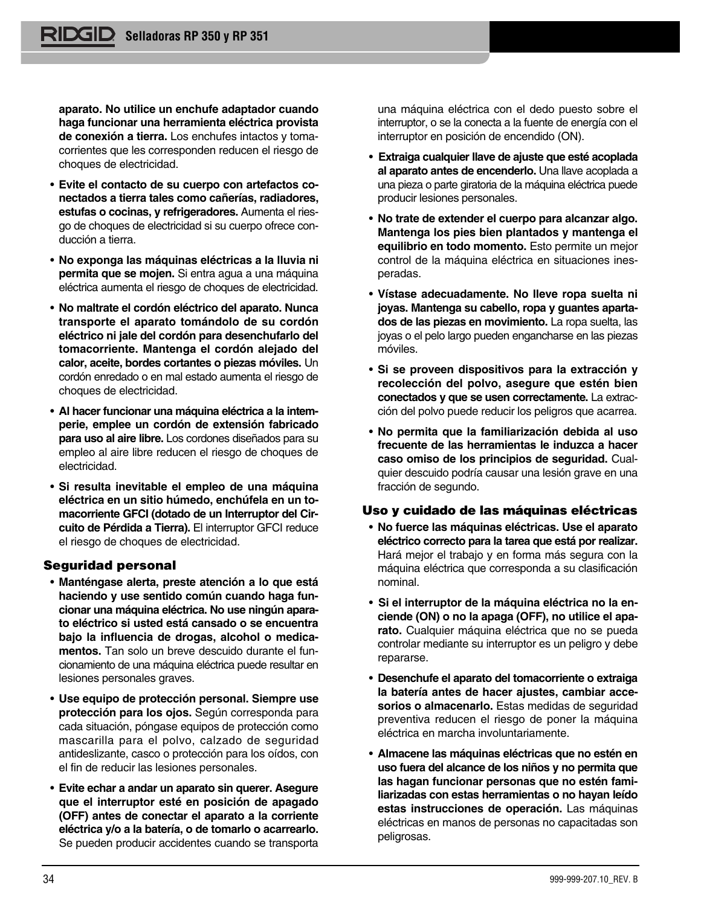**aparato. No utilice un enchufe adaptador cuando haga funcionar una herramienta eléctrica provista de conexión a tierra.** Los enchufes intactos y tomacorrientes que les corresponden reducen el riesgo de choques de electricidad.

- **Evite el contacto de su cuerpo con artefactos conectados a tierra tales como cañerías, radiadores, estufas o cocinas, y refrigeradores.** Aumenta el riesgo de choques de electricidad si su cuerpo ofrece conducción a tierra.
- **No exponga las máquinas eléctricas a la lluvia ni permita que se mojen.** Si entra agua a una máquina eléctrica aumenta el riesgo de choques de electricidad.
- **No maltrate el cordón eléctrico del aparato. Nunca transporte el aparato tomándolo de su cordón eléctrico ni jale del cordón para desenchufarlo del tomacorriente. Mantenga el cordón alejado del calor, aceite, bordes cortantes o piezas móviles.** Un cordón enredado o en mal estado aumenta el riesgo de choques de electricidad.
- **Al hacer funcionar una máquina eléctrica a la intemperie, emplee un cordón de extensión fabricado para uso al aire libre.** Los cordones diseñados para su empleo al aire libre reducen el riesgo de choques de electricidad.
- **Si resulta inevitable el empleo de una máquina eléctrica en un sitio húmedo, enchúfela en un tomacorriente GFCI (dotado de un Interruptor del Circuito de Pérdida a Tierra).** El interruptor GFCI reduce el riesgo de choques de electricidad.

## Seguridad personal

- **Manténgase alerta, preste atención a lo que está haciendo y use sentido común cuando haga funcionar una máquina eléctrica. No use ningún aparato eléctrico si usted está cansado o se encuentra bajo la influencia de drogas, alcohol o medicamentos.** Tan solo un breve descuido durante el funcionamiento de una máquina eléctrica puede resultar en lesiones personales graves.
- **Use equipo de protección personal. Siempre use protección para los ojos.** Según corresponda para cada situación, póngase equipos de protección como mascarilla para el polvo, calzado de seguridad antideslizante, casco o protección para los oídos, con el fin de reducir las lesiones personales.
- **Evite echar a andar un aparato sin querer. Asegure que el interruptor esté en posición de apagado (OFF) antes de conectar el aparato a la corriente eléctrica y/o a la batería, o de tomarlo o acarrearlo.** Se pueden producir accidentes cuando se transporta una máquina eléctrica con el dedo puesto sobre el interruptor, o se la conecta a la fuente de energía con el interruptor en posición de encendido (ON).
- **Extraiga cualquier llave de ajuste que esté acoplada al aparato antes de encenderlo.** Una llave acoplada a una pieza o parte giratoria de la máquina eléctrica puede producir lesiones personales.
- **No trate de extender el cuerpo para alcanzar algo. Mantenga los pies bien plantados y mantenga el equilibrio en todo momento.** Esto permite un mejor control de la máquina eléctrica en situaciones inesperadas.
- **Vístase adecuadamente. No lleve ropa suelta ni joyas. Mantenga su cabello, ropa y guantes apartados de las piezas en movimiento.** La ropa suelta, las joyas o el pelo largo pueden engancharse en las piezas móviles.
- **Si se proveen dispositivos para la extracción y recolección del polvo, asegure que estén bien conectados y que se usen correctamente.** La extracción del polvo puede reducir los peligros que acarrea.
- **No permita que la familiarización debida al uso frecuente de las herramientas le induzca a hacer caso omiso de los principios de seguridad.** Cualquier descuido podría causar una lesión grave en una fracción de segundo.

## Uso y cuidado de las máquinas eléctricas

- **No fuerce las máquinas eléctricas. Use el aparato eléctrico correcto para la tarea que está por realizar.** Hará mejor el trabajo y en forma más segura con la máquina eléctrica que corresponda a su clasificación nominal.
- **Si el interruptor de la máquina eléctrica no la enciende (ON) o no la apaga (OFF), no utilice el aparato.** Cualquier máquina eléctrica que no se pueda controlar mediante su interruptor es un peligro y debe repararse.
- **Desenchufe el aparato del tomacorriente o extraiga la batería antes de hacer ajustes, cambiar accesorios o almacenarlo.** Estas medidas de seguridad preventiva reducen el riesgo de poner la máquina eléctrica en marcha involuntariamente.
- **Almacene las máquinas eléctricas que no estén en uso fuera del alcance de los niños y no permita que las hagan funcionar personas que no estén familiarizadas con estas herramientas o no hayan leído estas instrucciones de operación.** Las máquinas eléctricas en manos de personas no capacitadas son peligrosas.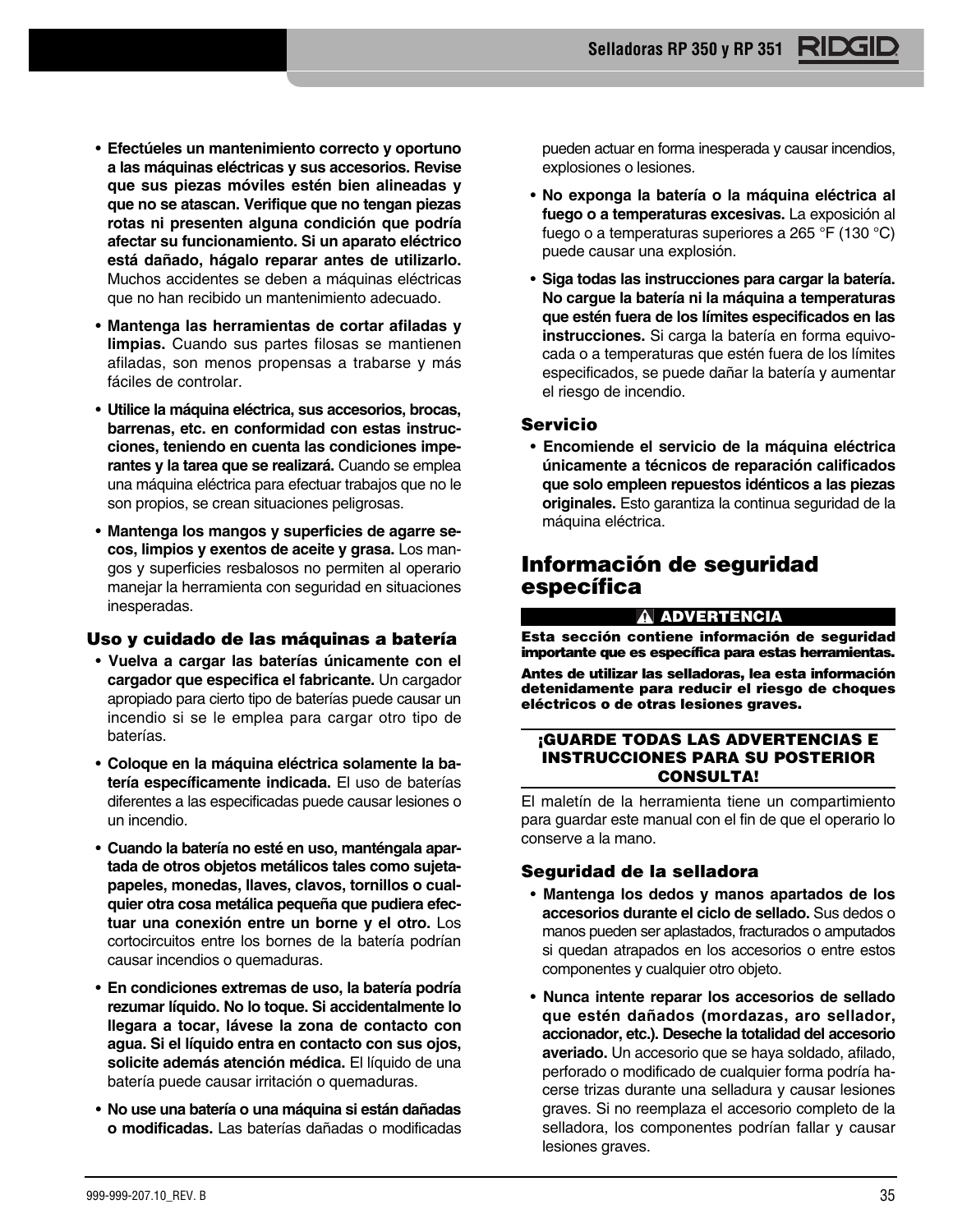- **Efectúeles un mantenimiento correcto y oportuno a las máquinas eléctricas y sus accesorios. Revise que sus piezas móviles estén bien alineadas y que no se atascan. Verifique que no tengan piezas rotas ni presenten alguna condición que podría afectar su funcionamiento. Si un aparato eléctrico está dañado, hágalo reparar antes de utilizarlo.** Muchos accidentes se deben a máquinas eléctricas que no han recibido un mantenimiento adecuado.

- **Mantenga las herramientas de cortar afiladas y limpias.** Cuando sus partes filosas se mantienen afiladas, son menos propensas a trabarse y más fáciles de controlar.

- **Utilice la máquina eléctrica, sus accesorios, brocas, barrenas, etc. en conformidad con estas instrucciones, teniendo en cuenta las condiciones imperantes y la tarea que se realizará.** Cuando se emplea una máquina eléctrica para efectuar trabajos que no le son propios, se crean situaciones peligrosas.

- **Mantenga los mangos y superficies de agarre secos, limpios y exentos de aceite y grasa.** Los mangos y superficies resbalosos no permiten al operario manejar la herramienta con seguridad en situaciones inesperadas.

### Uso y cuidado de las máquinas a batería

- **Vuelva a cargar las baterías únicamente con el cargador que especifica el fabricante.** Un cargador apropiado para cierto tipo de baterías puede causar un incendio si se le emplea para cargar otro tipo de baterías.

- **Coloque en la máquina eléctrica solamente la batería específicamente indicada.** El uso de baterías diferentes a las especificadas puede causar lesiones o un incendio.

- **Cuando la batería no esté en uso, manténgala apartada de otros objetos metálicos tales como sujetapapeles, monedas, llaves, clavos, tornillos o cualquier otra cosa metálica pequeña que pudiera efectuar una conexión entre un borne y el otro.** Los cortocircuitos entre los bornes de la batería podrían causar incendios o quemaduras.

- **En condiciones extremas de uso, la batería podría rezumar líquido. No lo toque. Si accidentalmente lo llegara a tocar, lávese la zona de contacto con agua. Si el líquido entra en contacto con sus ojos, solicite además atención médica.** El líquido de una batería puede causar irritación o quemaduras.

- **No use una batería o una máquina si están dañadas o modificadas.** Las baterías dañadas o modificadas pueden actuar en forma inesperada y causar incendios, explosiones o lesiones.

- **No exponga la batería o la máquina eléctrica al fuego o a temperaturas excesivas.** La exposición al fuego o a temperaturas superiores a 265 °F (130 °C) puede causar una explosión.

- **Siga todas las instrucciones para cargar la batería. No cargue la batería ni la máquina a temperaturas que estén fuera de los límites especificados en las instrucciones.** Si carga la batería en forma equivocada o a temperaturas que estén fuera de los límites especificados, se puede dañar la batería y aumentar el riesgo de incendio.

### Servicio

- **Encomiende el servicio de la máquina eléctrica únicamente a técnicos de reparación calificados que solo empleen repuestos idénticos a las piezas originales.** Esto garantiza la continua seguridad de la máquina eléctrica.

## Información de seguridad específica

**⚠ ADVERTENCIA**

**Esta sección contiene información de seguridad importante que es específica para estas herramientas.**

**Antes de utilizar las selladoras, lea esta información detenidamente para reducir el riesgo de choques eléctricos o de otras lesiones graves.**

**¡GUARDE TODAS LAS ADVERTENCIAS E INSTRUCCIONES PARA SU POSTERIOR CONSULTA!**

El maletín de la herramienta tiene un compartimiento para guardar este manual con el fin de que el operario lo conserve a la mano.

### Seguridad de la selladora

- **Mantenga los dedos y manos apartados de los accesorios durante el ciclo de sellado.** Sus dedos o manos pueden ser aplastados, fracturados o amputados si quedan atrapados en los accesorios o entre estos componentes y cualquier otro objeto.

- **Nunca intente reparar los accesorios de sellado que estén dañados (mordazas, aro sellador, accionador, etc.). Deseche la totalidad del accesorio averiado.** Un accesorio que se haya soldado, afilado, perforado o modificado de cualquier forma podría hacerse trizas durante una selladura y causar lesiones graves. Si no reemplaza el accesorio completo de la selladora, los componentes podrían fallar y causar lesiones graves.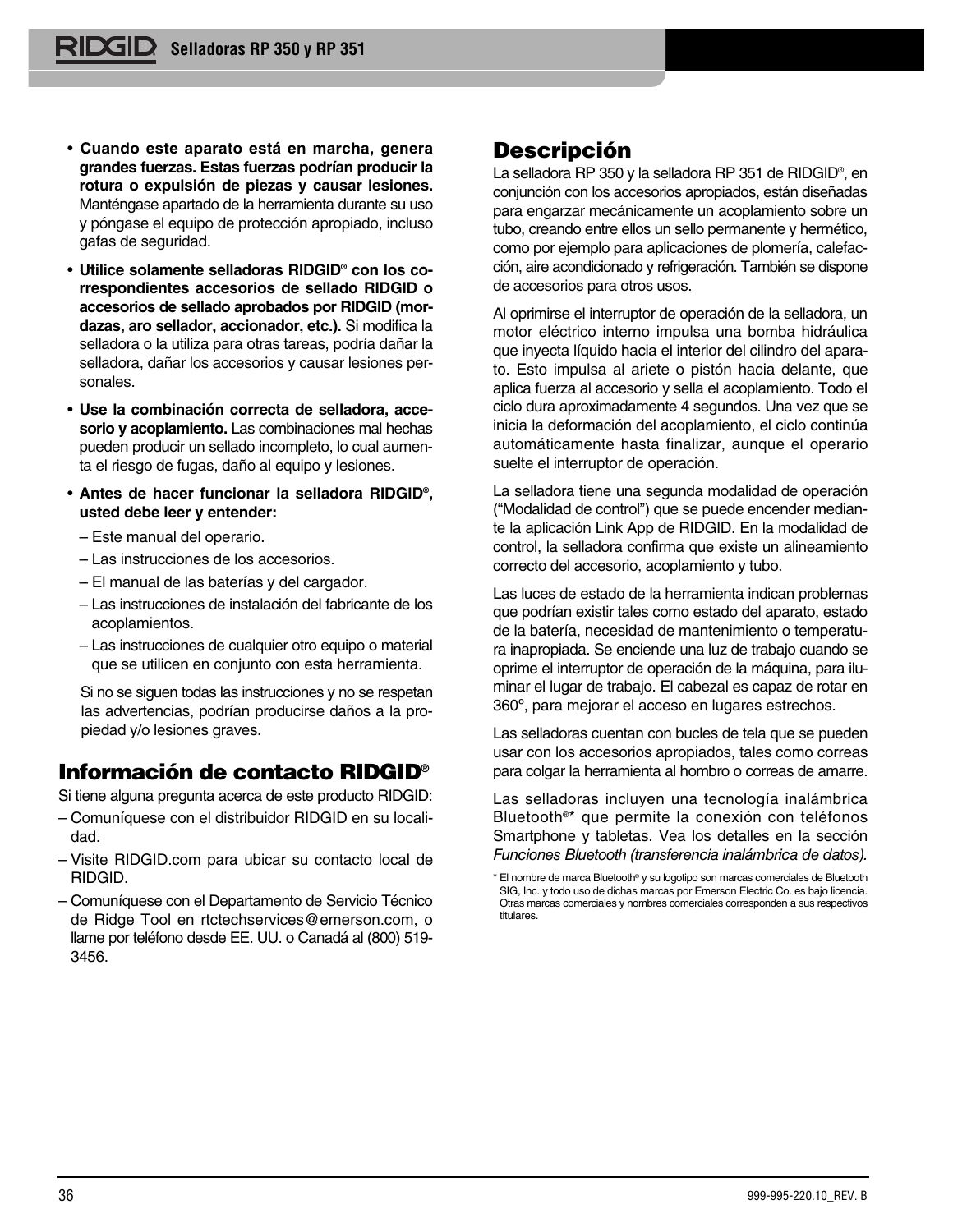- **Cuando este aparato está en marcha, genera grandes fuerzas. Estas fuerzas podrían producir la rotura o expulsión de piezas y causar lesiones.** Manténgase apartado de la herramienta durante su uso y póngase el equipo de protección apropiado, incluso gafas de seguridad.
- **Utilice solamente selladoras RIDGID® con los correspondientes accesorios de sellado RIDGID o accesorios de sellado aprobados por RIDGID (mordazas, aro sellador, accionador, etc.).** Si modifica la selladora o la utiliza para otras tareas, podría dañar la selladora, dañar los accesorios y causar lesiones personales.
- **Use la combinación correcta de selladora, accesorio y acoplamiento.** Las combinaciones mal hechas pueden producir un sellado incompleto, lo cual aumenta el riesgo de fugas, daño al equipo y lesiones.
- **Antes de hacer funcionar la selladora RIDGID®, usted debe leer y entender:**
  - Este manual del operario.
  - Las instrucciones de los accesorios.
  - El manual de las baterías y del cargador.
  - Las instrucciones de instalación del fabricante de los acoplamientos.
  - Las instrucciones de cualquier otro equipo o material que se utilicen en conjunto con esta herramienta.

  Si no se siguen todas las instrucciones y no se respetan las advertencias, podrían producirse daños a la propiedad y/o lesiones graves.

# Información de contacto RIDGID®

Si tiene alguna pregunta acerca de este producto RIDGID:

- Comuníquese con el distribuidor RIDGID en su localidad.
- Visite RIDGID.com para ubicar su contacto local de RIDGID.
- Comuníquese con el Departamento de Servicio Técnico de Ridge Tool en rtctechservices@emerson.com, o llame por teléfono desde EE. UU. o Canadá al (800) 519-3456.

# Descripción

La selladora RP 350 y la selladora RP 351 de RIDGID®, en conjunción con los accesorios apropiados, están diseñadas para engarzar mecánicamente un acoplamiento sobre un tubo, creando entre ellos un sello permanente y hermético, como por ejemplo para aplicaciones de plomería, calefacción, aire acondicionado y refrigeración. También se dispone de accesorios para otros usos.

Al oprimirse el interruptor de operación de la selladora, un motor eléctrico interno impulsa una bomba hidráulica que inyecta líquido hacia el interior del cilindro del aparato. Esto impulsa al ariete o pistón hacia delante, que aplica fuerza al accesorio y sella el acoplamiento. Todo el ciclo dura aproximadamente 4 segundos. Una vez que se inicia la deformación del acoplamiento, el ciclo continúa automáticamente hasta finalizar, aunque el operario suelte el interruptor de operación.

La selladora tiene una segunda modalidad de operación ("Modalidad de control") que se puede encender mediante la aplicación Link App de RIDGID. En la modalidad de control, la selladora confirma que existe un alineamiento correcto del accesorio, acoplamiento y tubo.

Las luces de estado de la herramienta indican problemas que podrían existir tales como estado del aparato, estado de la batería, necesidad de mantenimiento o temperatura inapropiada. Se enciende una luz de trabajo cuando se oprime el interruptor de operación de la máquina, para iluminar el lugar de trabajo. El cabezal es capaz de rotar en 360°, para mejorar el acceso en lugares estrechos.

Las selladoras cuentan con bucles de tela que se pueden usar con los accesorios apropiados, tales como correas para colgar la herramienta al hombro o correas de amarre.

Las selladoras incluyen una tecnología inalámbrica Bluetooth®* que permite la conexión con teléfonos Smartphone y tabletas. Vea los detalles en la sección *Funciones Bluetooth (transferencia inalámbrica de datos).*

\* El nombre de marca Bluetooth® y su logotipo son marcas comerciales de Bluetooth SIG, Inc. y todo uso de dichas marcas por Emerson Electric Co. es bajo licencia. Otras marcas comerciales y nombres comerciales corresponden a sus respectivos titulares.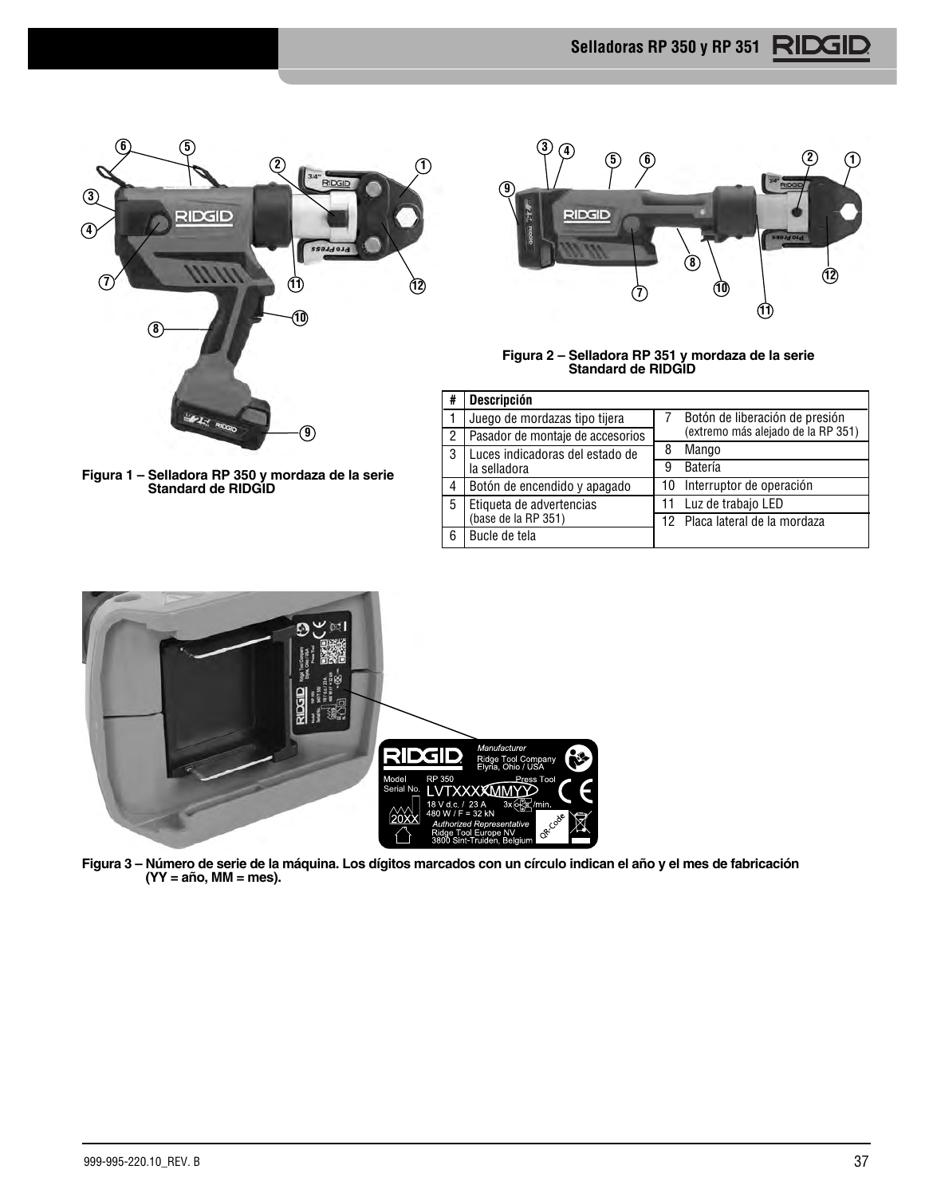Figura 1 – Selladora RP 350 y mordaza de la serie Standard de RIDGID

Figura 2 – Selladora RP 351 y mordaza de la serie Standard de RIDGID

| # | Descripción | # | Descripción |
|---|---|---|---|
| 1 | Juego de mordazas tipo tijera | 7 | Botón de liberación de presión (extremo más alejado de la RP 351) |
| 2 | Pasador de montaje de accesorios | | |
| 3 | Luces indicadoras del estado de la selladora | 8 | Mango |
| | | 9 | Batería |
| 4 | Botón de encendido y apagado | 10 | Interruptor de operación |
| 5 | Etiqueta de advertencias (base de la RP 351) | 11 | Luz de trabajo LED |
| | | 12 | Placa lateral de la mordaza |
| 6 | Bucle de tela | | |

Figura 3 – Número de serie de la máquina. Los dígitos marcados con un círculo indican el año y el mes de fabricación (YY = año, MM = mes).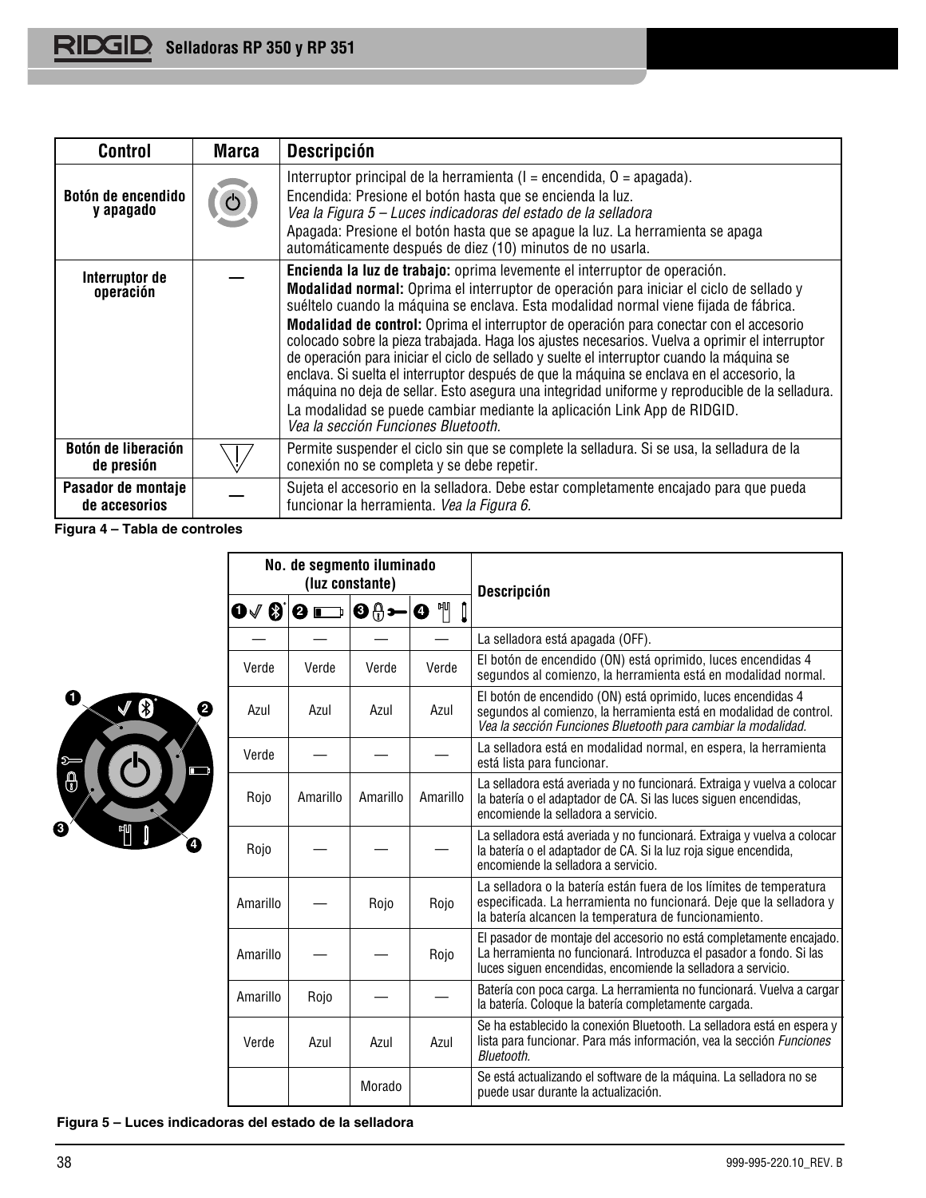| Control | Marca | Descripción |
|---|---|---|
| **Botón de encendido y apagado** | | Interruptor principal de la herramienta (I = encendida, O = apagada).<br>Encendida: Presione el botón hasta que se encienda la luz.<br>*Vea la Figura 5 – Luces indicadoras del estado de la selladora*<br>Apagada: Presione el botón hasta que se apague la luz. La herramienta se apaga automáticamente después de diez (10) minutos de no usarla. |
| **Interruptor de operación** | — | **Encienda la luz de trabajo:** oprima levemente el interruptor de operación.<br>**Modalidad normal:** Oprima el interruptor de operación para iniciar el ciclo de sellado y suéltelo cuando la máquina se enclava. Esta modalidad normal viene fijada de fábrica.<br>**Modalidad de control:** Oprima el interruptor de operación para conectar con el accesorio colocado sobre la pieza trabajada. Haga los ajustes necesarios. Vuelva a oprimir el interruptor de operación para iniciar el ciclo de sellado y suelte el interruptor cuando la máquina se enclava. Si suelta el interruptor después de que la máquina se enclava en el accesorio, la máquina no deja de sellar. Esto asegura una integridad uniforme y reproducible de la selladura.<br>La modalidad se puede cambiar mediante la aplicación Link App de RIDGID.<br>*Vea la sección Funciones Bluetooth.* |
| **Botón de liberación de presión** | | Permite suspender el ciclo sin que se complete la selladura. Si se usa, la selladura de la conexión no se completa y se debe repetir. |
| **Pasador de montaje de accesorios** | — | Sujeta el accesorio en la selladora. Debe estar completamente encajado para que pueda funcionar la herramienta. *Vea la Figura 6.* |

**Figura 4 – Tabla de controles**

| No. de segmento iluminado (luz constante) | | | | Descripción |
|---|---|---|---|---|
| 1 | 2 | 3 | 4 | |
| — | — | — | — | La selladora está apagada (OFF). |
| Verde | Verde | Verde | Verde | El botón de encendido (ON) está oprimido, luces encendidas 4 segundos al comienzo, la herramienta está en modalidad normal. |
| Azul | Azul | Azul | Azul | El botón de encendido (ON) está oprimido, luces encendidas 4 segundos al comienzo, la herramienta está en modalidad de control. *Vea la sección Funciones Bluetooth para cambiar la modalidad.* |
| Verde | — | — | — | La selladora está en modalidad normal, en espera, la herramienta está lista para funcionar. |
| Rojo | Amarillo | Amarillo | Amarillo | La selladora está averiada y no funcionará. Extraiga y vuelva a colocar la batería o el adaptador de CA. Si las luces siguen encendidas, encomiende la selladora a servicio. |
| Rojo | — | — | — | La selladora está averiada y no funcionará. Extraiga y vuelva a colocar la batería o el adaptador de CA. Si la luz roja sigue encendida, encomiende la selladora a servicio. |
| Amarillo | — | Rojo | Rojo | La selladora o la batería están fuera de los límites de temperatura especificada. La herramienta no funcionará. Deje que la selladora y la batería alcancen la temperatura de funcionamiento. |
| Amarillo | — | — | Rojo | El pasador de montaje del accesorio no está completamente encajado. La herramienta no funcionará. Introduzca el pasador a fondo. Si las luces siguen encendidas, encomiende la selladora a servicio. |
| Amarillo | Rojo | — | — | Batería con poca carga. La herramienta no funcionará. Vuelva a cargar la batería. Coloque la batería completamente cargada. |
| Verde | Azul | Azul | Azul | Se ha establecido la conexión Bluetooth. La selladora está en espera y lista para funcionar. Para más información, vea la sección *Funciones Bluetooth.* |
| | | Morado | | Se está actualizando el software de la máquina. La selladora no se puede usar durante la actualización. |

**Figura 5 – Luces indicadoras del estado de la selladora**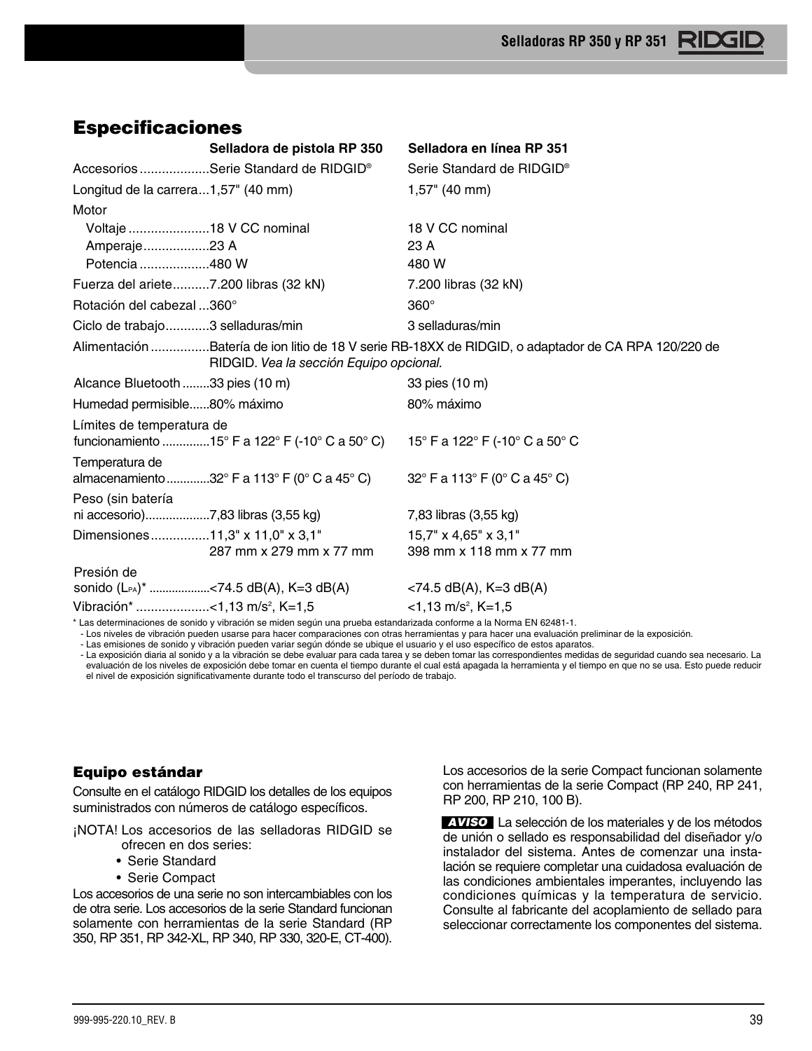## Especificaciones

| | Selladora de pistola RP 350 | Selladora en línea RP 351 |
|---|---|---|
| Accesorios | Serie Standard de RIDGID® | Serie Standard de RIDGID® |
| Longitud de la carrera | 1,57" (40 mm) | 1,57" (40 mm) |
| Motor | | |
| Voltaje | 18 V CC nominal | 18 V CC nominal |
| Amperaje | 23 A | 23 A |
| Potencia | 480 W | 480 W |
| Fuerza del ariete | 7.200 libras (32 kN) | 7.200 libras (32 kN) |
| Rotación del cabezal | 360° | 360° |
| Ciclo de trabajo | 3 selladuras/min | 3 selladuras/min |
| Alimentación | Batería de ion litio de 18 V serie RB-18XX de RIDGID, o adaptador de CA RPA 120/220 de RIDGID. *Vea la sección Equipo opcional.* | |
| Alcance Bluetooth | 33 pies (10 m) | 33 pies (10 m) |
| Humedad permisible | 80% máximo | 80% máximo |
| Límites de temperatura de funcionamiento | 15° F a 122° F (-10° C a 50° C) | 15° F a 122° F (-10° C a 50° C |
| Temperatura de almacenamiento | 32° F a 113° F (0° C a 45° C) | 32° F a 113° F (0° C a 45° C) |
| Peso (sin batería ni accesorio) | 7,83 libras (3,55 kg) | 7,83 libras (3,55 kg) |
| Dimensiones | 11,3" x 11,0" x 3,1"<br>287 mm x 279 mm x 77 mm | 15,7" x 4,65" x 3,1"<br>398 mm x 118 mm x 77 mm |
| Presión de sonido ($L_{PA}$)* | <74.5 dB(A), K=3 dB(A) | <74.5 dB(A), K=3 dB(A) |
| Vibración* | <1,13 m/s², K=1,5 | <1,13 m/s², K=1,5 |

\* Las determinaciones de sonido y vibración se miden según una prueba estandarizada conforme a la Norma EN 62481-1.
- Los niveles de vibración pueden usarse para hacer comparaciones con otras herramientas y para hacer una evaluación preliminar de la exposición.
- Las emisiones de sonido y vibración pueden variar según dónde se ubique el usuario y el uso específico de estos aparatos.
- La exposición diaria al sonido y a la vibración se debe evaluar para cada tarea y se deben tomar las correspondientes medidas de seguridad cuando sea necesario. La evaluación de los niveles de exposición debe tomar en cuenta el tiempo durante el cual está apagada la herramienta y el tiempo en que no se usa. Esto puede reducir el nivel de exposición significativamente durante todo el transcurso del período de trabajo.

### Equipo estándar

Consulte en el catálogo RIDGID los detalles de los equipos suministrados con números de catálogo específicos.

¡NOTA! Los accesorios de las selladoras RIDGID se ofrecen en dos series:
- Serie Standard
- Serie Compact

Los accesorios de una serie no son intercambiables con los de otra serie. Los accesorios de la serie Standard funcionan solamente con herramientas de la serie Standard (RP 350, RP 351, RP 342-XL, RP 340, RP 330, 320-E, CT-400). Los accesorios de la serie Compact funcionan solamente con herramientas de la serie Compact (RP 240, RP 241, RP 200, RP 210, 100 B).

**AVISO** La selección de los materiales y de los métodos de unión o sellado es responsabilidad del diseñador y/o instalador del sistema. Antes de comenzar una instalación se requiere completar una cuidadosa evaluación de las condiciones ambientales imperantes, incluyendo las condiciones químicas y la temperatura de servicio. Consulte al fabricante del acoplamiento de sellado para seleccionar correctamente los componentes del sistema.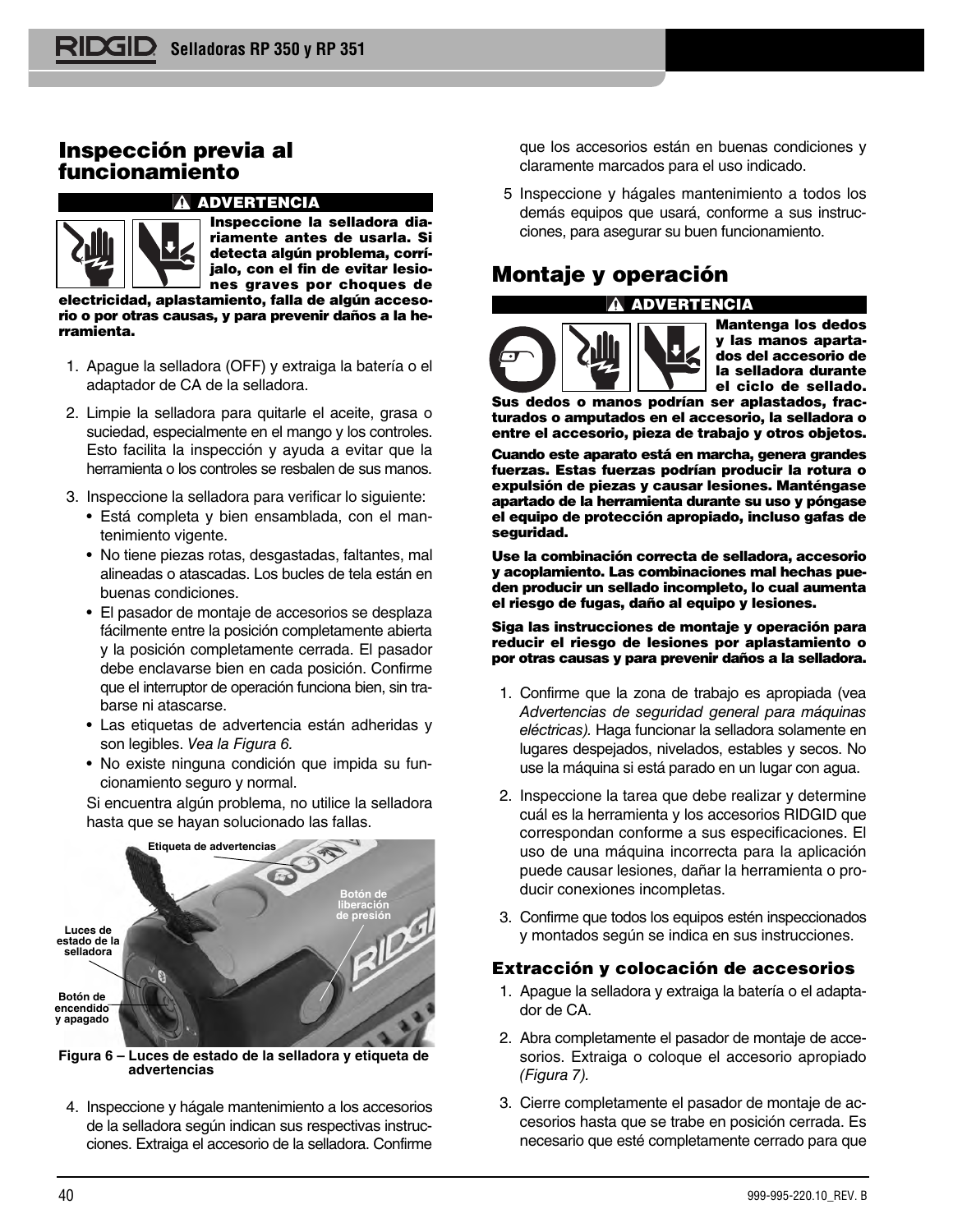## Inspección previa al funcionamiento

**⚠ ADVERTENCIA**

**Inspeccione la selladora diariamente antes de usarla. Si detecta algún problema, corríjalo, con el fin de evitar lesiones graves por choques de electricidad, aplastamiento, falla de algún accesorio o por otras causas, y para prevenir daños a la herramienta.**

1. Apague la selladora (OFF) y extraiga la batería o el adaptador de CA de la selladora.
2. Limpie la selladora para quitarle el aceite, grasa o suciedad, especialmente en el mango y los controles. Esto facilita la inspección y ayuda a evitar que la herramienta o los controles se resbalen de sus manos.
3. Inspeccione la selladora para verificar lo siguiente:
   - Está completa y bien ensamblada, con el mantenimiento vigente.
   - No tiene piezas rotas, desgastadas, faltantes, mal alineadas o atascadas. Los bucles de tela están en buenas condiciones.
   - El pasador de montaje de accesorios se desplaza fácilmente entre la posición completamente abierta y la posición completamente cerrada. El pasador debe enclavarse bien en cada posición. Confirme que el interruptor de operación funciona bien, sin trabarse ni atascarse.
   - Las etiquetas de advertencia están adheridas y son legibles. *Vea la Figura 6.*
   - No existe ninguna condición que impida su funcionamiento seguro y normal.

   Si encuentra algún problema, no utilice la selladora hasta que se hayan solucionado las fallas.

Etiqueta de advertencias

Botón de liberación de presión

Luces de estado de la selladora

Botón de encendido y apagado

**Figura 6 – Luces de estado de la selladora y etiqueta de advertencias**

4. Inspeccione y hágale mantenimiento a los accesorios de la selladora según indican sus respectivas instrucciones. Extraiga el accesorio de la selladora. Confirme que los accesorios están en buenas condiciones y claramente marcados para el uso indicado.
5. Inspeccione y hágales mantenimiento a todos los demás equipos que usará, conforme a sus instrucciones, para asegurar su buen funcionamiento.

## Montaje y operación

**⚠ ADVERTENCIA**

**Mantenga los dedos y las manos apartados del accesorio de la selladora durante el ciclo de sellado. Sus dedos o manos podrían ser aplastados, fracturados o amputados en el accesorio, la selladora o entre el accesorio, pieza de trabajo y otros objetos.**

**Cuando este aparato está en marcha, genera grandes fuerzas. Estas fuerzas podrían producir la rotura o expulsión de piezas y causar lesiones. Manténgase apartado de la herramienta durante su uso y póngase el equipo de protección apropiado, incluso gafas de seguridad.**

**Use la combinación correcta de selladora, accesorio y acoplamiento. Las combinaciones mal hechas pueden producir un sellado incompleto, lo cual aumenta el riesgo de fugas, daño al equipo y lesiones.**

**Siga las instrucciones de montaje y operación para reducir el riesgo de lesiones por aplastamiento o por otras causas y para prevenir daños a la selladora.**

1. Confirme que la zona de trabajo es apropiada (vea *Advertencias de seguridad general para máquinas eléctricas).* Haga funcionar la selladora solamente en lugares despejados, nivelados, estables y secos. No use la máquina si está parado en un lugar con agua.
2. Inspeccione la tarea que debe realizar y determine cuál es la herramienta y los accesorios RIDGID que correspondan conforme a sus especificaciones. El uso de una máquina incorrecta para la aplicación puede causar lesiones, dañar la herramienta o producir conexiones incompletas.
3. Confirme que todos los equipos estén inspeccionados y montados según se indica en sus instrucciones.

### Extracción y colocación de accesorios

1. Apague la selladora y extraiga la batería o el adaptador de CA.
2. Abra completamente el pasador de montaje de accesorios. Extraiga o coloque el accesorio apropiado *(Figura 7).*
3. Cierre completamente el pasador de montaje de accesorios hasta que se trabe en posición cerrada. Es necesario que esté completamente cerrado para que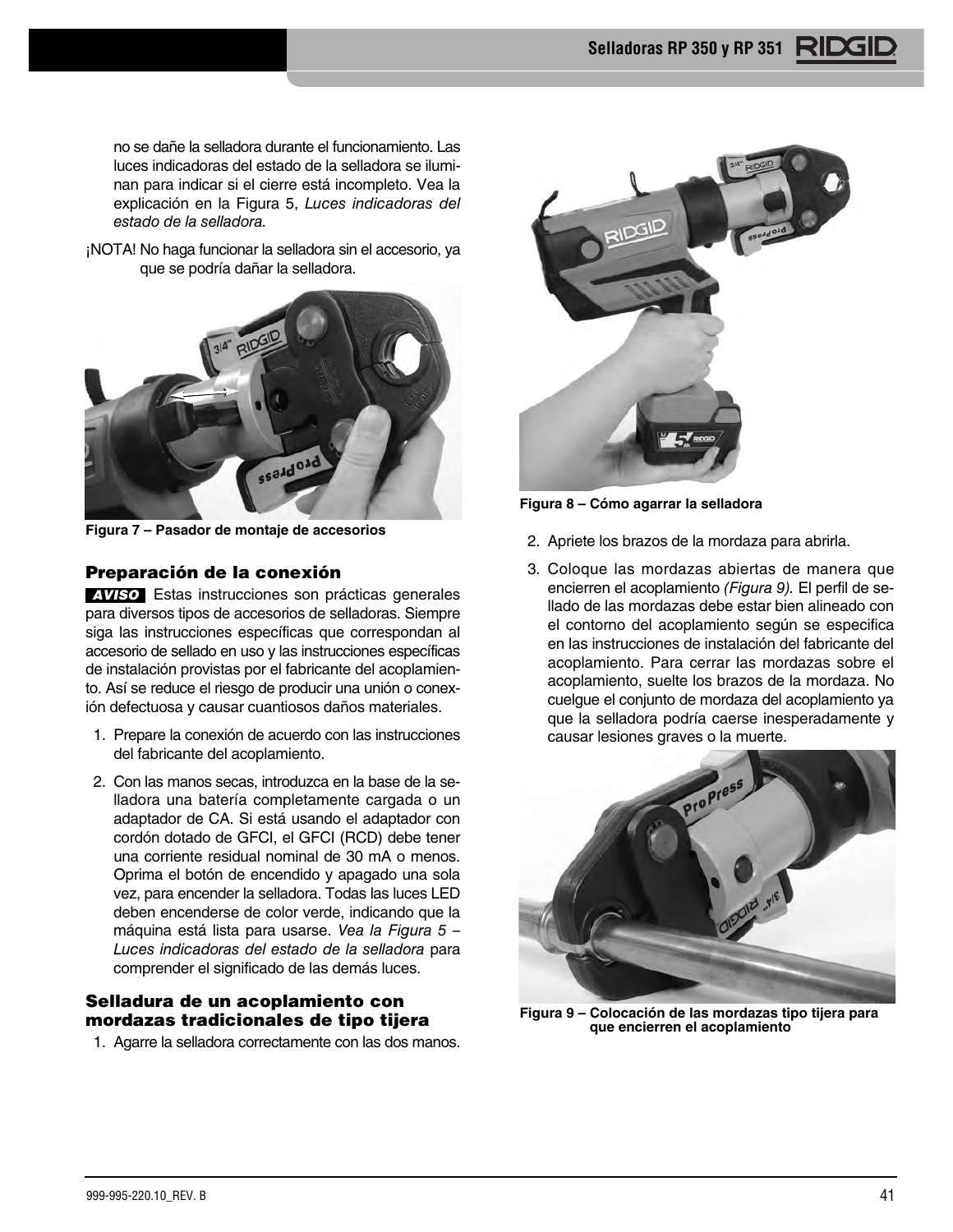no se dañe la selladora durante el funcionamiento. Las luces indicadoras del estado de la selladora se iluminan para indicar si el cierre está incompleto. Vea la explicación en la Figura 5, *Luces indicadoras del estado de la selladora.*

¡NOTA! No haga funcionar la selladora sin el accesorio, ya que se podría dañar la selladora.

**Figura 7 – Pasador de montaje de accesorios**

### Preparación de la conexión

**AVISO** Estas instrucciones son prácticas generales para diversos tipos de accesorios de selladoras. Siempre siga las instrucciones específicas que correspondan al accesorio de sellado en uso y las instrucciones específicas de instalación provistas por el fabricante del acoplamiento. Así se reduce el riesgo de producir una unión o conexión defectuosa y causar cuantiosos daños materiales.

1. Prepare la conexión de acuerdo con las instrucciones del fabricante del acoplamiento.
2. Con las manos secas, introduzca en la base de la selladora una batería completamente cargada o un adaptador de CA. Si está usando el adaptador con cordón dotado de GFCI, el GFCI (RCD) debe tener una corriente residual nominal de 30 mA o menos. Oprima el botón de encendido y apagado una sola vez, para encender la selladora. Todas las luces LED deben encenderse de color verde, indicando que la máquina está lista para usarse. *Vea la Figura 5 – Luces indicadoras del estado de la selladora* para comprender el significado de las demás luces.

### Selladura de un acoplamiento con mordazas tradicionales de tipo tijera

1. Agarre la selladora correctamente con las dos manos.

**Figura 8 – Cómo agarrar la selladora**

2. Apriete los brazos de la mordaza para abrirla.
3. Coloque las mordazas abiertas de manera que encierren el acoplamiento *(Figura 9).* El perfil de sellado de las mordazas debe estar bien alineado con el contorno del acoplamiento según se especifica en las instrucciones de instalación del fabricante del acoplamiento. Para cerrar las mordazas sobre el acoplamiento, suelte los brazos de la mordaza. No cuelgue el conjunto de mordaza del acoplamiento ya que la selladora podría caerse inesperadamente y causar lesiones graves o la muerte.

**Figura 9 – Colocación de las mordazas tipo tijera para que encierren el acoplamiento**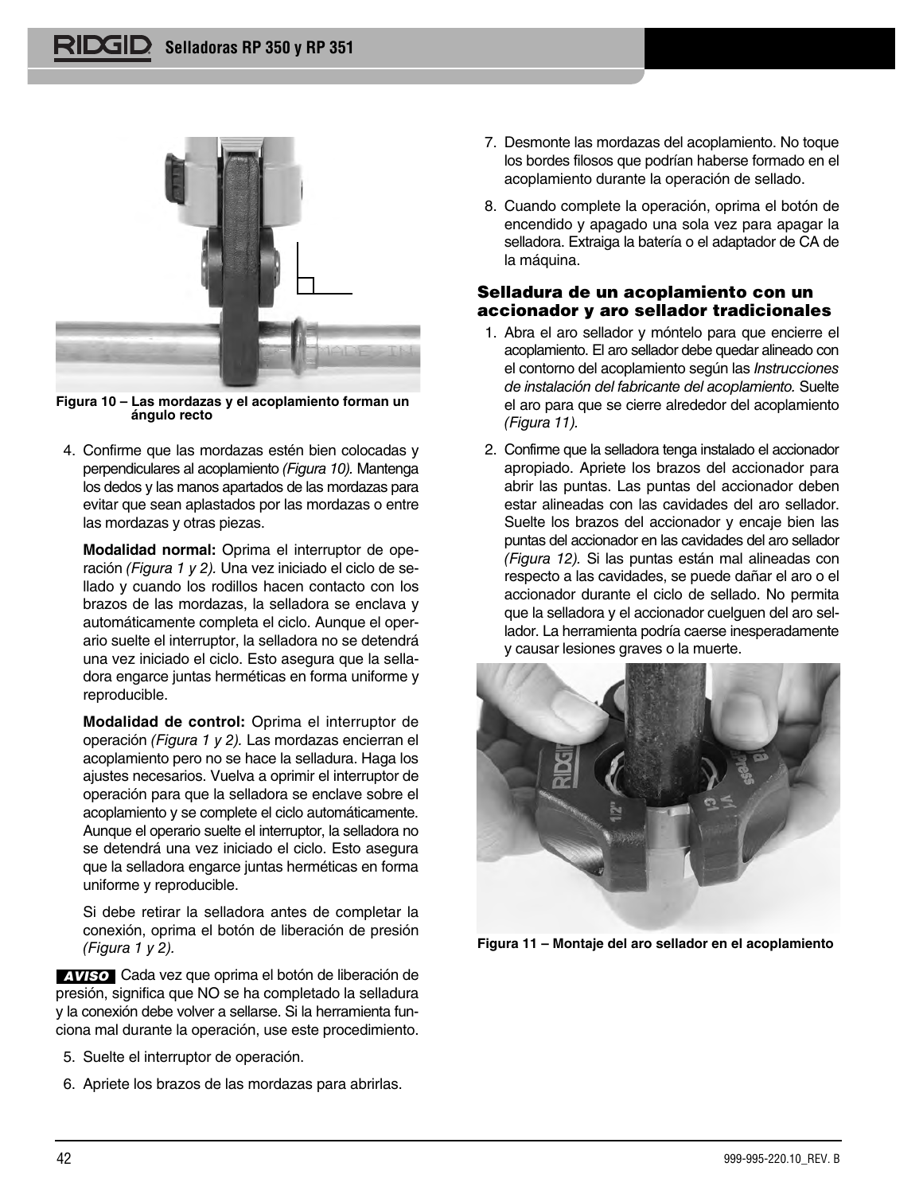Figura 10 – Las mordazas y el acoplamiento forman un ángulo recto

4. Confirme que las mordazas estén bien colocadas y perpendiculares al acoplamiento *(Figura 10)*. Mantenga los dedos y las manos apartados de las mordazas para evitar que sean aplastados por las mordazas o entre las mordazas y otras piezas.

   **Modalidad normal:** Oprima el interruptor de operación *(Figura 1 y 2)*. Una vez iniciado el ciclo de sellado y cuando los rodillos hacen contacto con los brazos de las mordazas, la selladora se enclava y automáticamente completa el ciclo. Aunque el operario suelte el interruptor, la selladora no se detendrá una vez iniciado el ciclo. Esto asegura que la selladora engarce juntas herméticas en forma uniforme y reproducible.

   **Modalidad de control:** Oprima el interruptor de operación *(Figura 1 y 2)*. Las mordazas encierran el acoplamiento pero no se hace la selladura. Haga los ajustes necesarios. Vuelva a oprimir el interruptor de operación para que la selladora se enclave sobre el acoplamiento y se complete el ciclo automáticamente. Aunque el operario suelte el interruptor, la selladora no se detendrá una vez iniciado el ciclo. Esto asegura que la selladora engarce juntas herméticas en forma uniforme y reproducible.

   Si debe retirar la selladora antes de completar la conexión, oprima el botón de liberación de presión *(Figura 1 y 2)*.

**AVISO** Cada vez que oprima el botón de liberación de presión, significa que NO se ha completado la selladura y la conexión debe volver a sellarse. Si la herramienta funciona mal durante la operación, use este procedimiento.

5. Suelte el interruptor de operación.
6. Apriete los brazos de las mordazas para abrirlas.
7. Desmonte las mordazas del acoplamiento. No toque los bordes filosos que podrían haberse formado en el acoplamiento durante la operación de sellado.
8. Cuando complete la operación, oprima el botón de encendido y apagado una sola vez para apagar la selladora. Extraiga la batería o el adaptador de CA de la máquina.

### Selladura de un acoplamiento con un accionador y aro sellador tradicionales

1. Abra el aro sellador y móntelo para que encierre el acoplamiento. El aro sellador debe quedar alineado con el contorno del acoplamiento según las *Instrucciones de instalación del fabricante del acoplamiento.* Suelte el aro para que se cierre alrededor del acoplamiento *(Figura 11)*.
2. Confirme que la selladora tenga instalado el accionador apropiado. Apriete los brazos del accionador para abrir las puntas. Las puntas del accionador deben estar alineadas con las cavidades del aro sellador. Suelte los brazos del accionador y encaje bien las puntas del accionador en las cavidades del aro sellador *(Figura 12)*. Si las puntas están mal alineadas con respecto a las cavidades, se puede dañar el aro o el accionador durante el ciclo de sellado. No permita que la selladora y el accionador cuelguen del aro sellador. La herramienta podría caerse inesperadamente y causar lesiones graves o la muerte.

Figura 11 – Montaje del aro sellador en el acoplamiento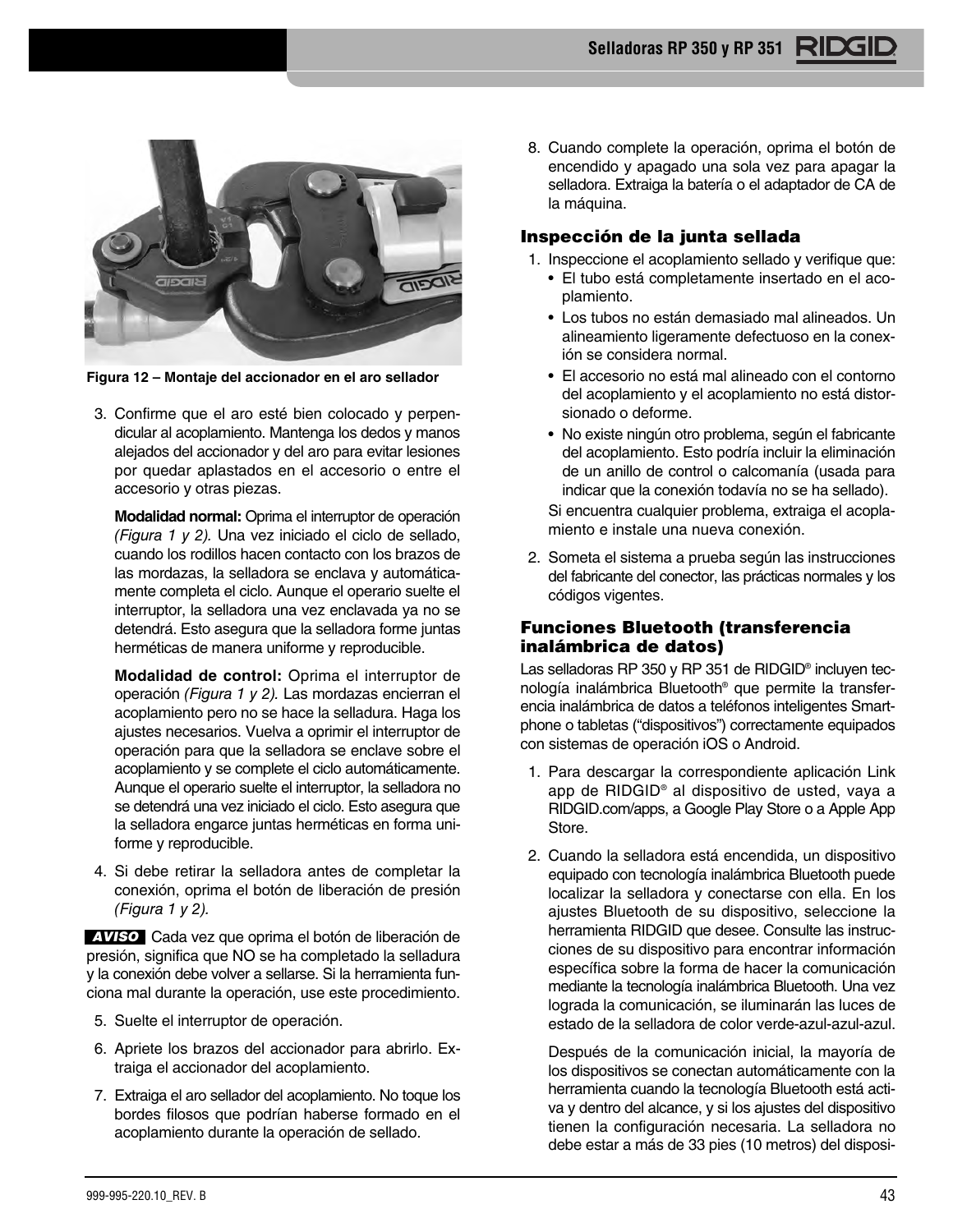Figura 12 – Montaje del accionador en el aro sellador

3. Confirme que el aro esté bien colocado y perpendicular al acoplamiento. Mantenga los dedos y manos alejados del accionador y del aro para evitar lesiones por quedar aplastados en el accesorio o entre el accesorio y otras piezas.

   **Modalidad normal:** Oprima el interruptor de operación *(Figura 1 y 2).* Una vez iniciado el ciclo de sellado, cuando los rodillos hacen contacto con los brazos de las mordazas, la selladora se enclava y automáticamente completa el ciclo. Aunque el operario suelte el interruptor, la selladora una vez enclavada ya no se detendrá. Esto asegura que la selladora forme juntas herméticas de manera uniforme y reproducible.

   **Modalidad de control:** Oprima el interruptor de operación *(Figura 1 y 2).* Las mordazas encierran el acoplamiento pero no se hace la selladura. Haga los ajustes necesarios. Vuelva a oprimir el interruptor de operación para que la selladora se enclave sobre el acoplamiento y se complete el ciclo automáticamente. Aunque el operario suelte el interruptor, la selladora no se detendrá una vez iniciado el ciclo. Esto asegura que la selladora engarce juntas herméticas en forma uniforme y reproducible.

4. Si debe retirar la selladora antes de completar la conexión, oprima el botón de liberación de presión *(Figura 1 y 2).*

**AVISO** Cada vez que oprima el botón de liberación de presión, significa que NO se ha completado la selladura y la conexión debe volver a sellarse. Si la herramienta funciona mal durante la operación, use este procedimiento.

5. Suelte el interruptor de operación.
6. Apriete los brazos del accionador para abrirlo. Extraiga el accionador del acoplamiento.
7. Extraiga el aro sellador del acoplamiento. No toque los bordes filosos que podrían haberse formado en el acoplamiento durante la operación de sellado.
8. Cuando complete la operación, oprima el botón de encendido y apagado una sola vez para apagar la selladora. Extraiga la batería o el adaptador de CA de la máquina.

### Inspección de la junta sellada

1. Inspeccione el acoplamiento sellado y verifique que:
   - El tubo está completamente insertado en el acoplamiento.
   - Los tubos no están demasiado mal alineados. Un alineamiento ligeramente defectuoso en la conexión se considera normal.
   - El accesorio no está mal alineado con el contorno del acoplamiento y el acoplamiento no está distorsionado o deforme.
   - No existe ningún otro problema, según el fabricante del acoplamiento. Esto podría incluir la eliminación de un anillo de control o calcomanía (usada para indicar que la conexión todavía no se ha sellado).

   Si encuentra cualquier problema, extraiga el acoplamiento e instale una nueva conexión.

2. Someta el sistema a prueba según las instrucciones del fabricante del conector, las prácticas normales y los códigos vigentes.

### Funciones Bluetooth (transferencia inalámbrica de datos)

Las selladoras RP 350 y RP 351 de RIDGID® incluyen tecnología inalámbrica Bluetooth® que permite la transferencia inalámbrica de datos a teléfonos inteligentes Smartphone o tabletas ("dispositivos") correctamente equipados con sistemas de operación iOS o Android.

1. Para descargar la correspondiente aplicación Link app de RIDGID® al dispositivo de usted, vaya a RIDGID.com/apps, a Google Play Store o a Apple App Store.
2. Cuando la selladora está encendida, un dispositivo equipado con tecnología inalámbrica Bluetooth puede localizar la selladora y conectarse con ella. En los ajustes Bluetooth de su dispositivo, seleccione la herramienta RIDGID que desee. Consulte las instrucciones de su dispositivo para encontrar información específica sobre la forma de hacer la comunicación mediante la tecnología inalámbrica Bluetooth. Una vez lograda la comunicación, se iluminarán las luces de estado de la selladora de color verde-azul-azul-azul.

   Después de la comunicación inicial, la mayoría de los dispositivos se conectan automáticamente con la herramienta cuando la tecnología Bluetooth está activa y dentro del alcance, y si los ajustes del dispositivo tienen la configuración necesaria. La selladora no debe estar a más de 33 pies (10 metros) del disposi-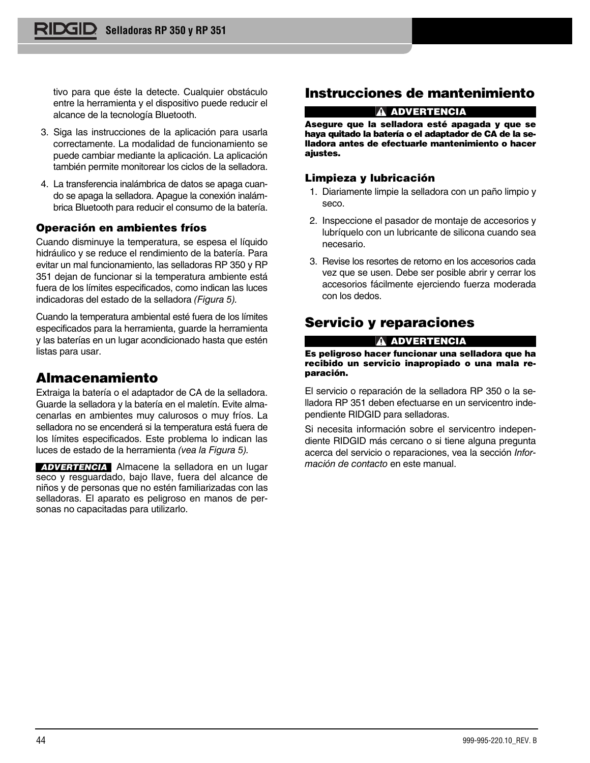tivo para que éste la detecte. Cualquier obstáculo entre la herramienta y el dispositivo puede reducir el alcance de la tecnología Bluetooth.

3. Siga las instrucciones de la aplicación para usarla correctamente. La modalidad de funcionamiento se puede cambiar mediante la aplicación. La aplicación también permite monitorear los ciclos de la selladora.
4. La transferencia inalámbrica de datos se apaga cuando se apaga la selladora. Apague la conexión inalámbrica Bluetooth para reducir el consumo de la batería.

### Operación en ambientes fríos

Cuando disminuye la temperatura, se espesa el líquido hidráulico y se reduce el rendimiento de la batería. Para evitar un mal funcionamiento, las selladoras RP 350 y RP 351 dejan de funcionar si la temperatura ambiente está fuera de los límites especificados, como indican las luces indicadoras del estado de la selladora *(Figura 5).*

Cuando la temperatura ambiental esté fuera de los límites especificados para la herramienta, guarde la herramienta y las baterías en un lugar acondicionado hasta que estén listas para usar.

## Almacenamiento

Extraiga la batería o el adaptador de CA de la selladora. Guarde la selladora y la batería en el maletín. Evite almacenarlas en ambientes muy calurosos o muy fríos. La selladora no se encenderá si la temperatura está fuera de los límites especificados. Este problema lo indican las luces de estado de la herramienta *(vea la Figura 5).*

**ADVERTENCIA** Almacene la selladora en un lugar seco y resguardado, bajo llave, fuera del alcance de niños y de personas que no estén familiarizadas con las selladoras. El aparato es peligroso en manos de personas no capacitadas para utilizarlo.

## Instrucciones de mantenimiento

**⚠ ADVERTENCIA**

**Asegure que la selladora esté apagada y que se haya quitado la batería o el adaptador de CA de la selladora antes de efectuarle mantenimiento o hacer ajustes.**

### Limpieza y lubricación

1. Diariamente limpie la selladora con un paño limpio y seco.
2. Inspeccione el pasador de montaje de accesorios y lubríquelo con un lubricante de silicona cuando sea necesario.
3. Revise los resortes de retorno en los accesorios cada vez que se usen. Debe ser posible abrir y cerrar los accesorios fácilmente ejerciendo fuerza moderada con los dedos.

## Servicio y reparaciones

**⚠ ADVERTENCIA**

**Es peligroso hacer funcionar una selladora que ha recibido un servicio inapropiado o una mala reparación.**

El servicio o reparación de la selladora RP 350 o la selladora RP 351 deben efectuarse en un servicentro independiente RIDGID para selladoras.

Si necesita información sobre el servicentro independiente RIDGID más cercano o si tiene alguna pregunta acerca del servicio o reparaciones, vea la sección *Información de contacto* en este manual.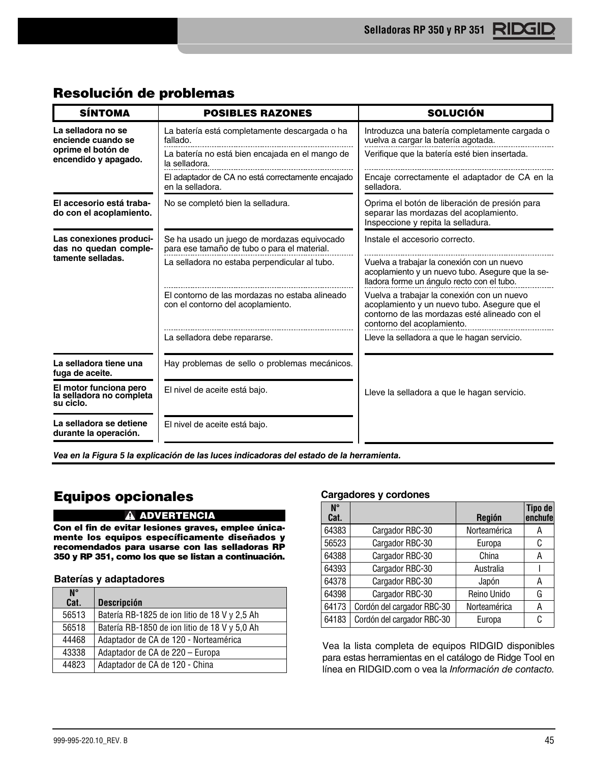## Resolución de problemas

| SÍNTOMA | POSIBLES RAZONES | SOLUCIÓN |
|---|---|---|
| **La selladora no se enciende cuando se oprime el botón de encendido y apagado.** | La batería está completamente descargada o ha fallado. | Introduzca una batería completamente cargada o vuelva a cargar la batería agotada. |
| | La batería no está bien encajada en el mango de la selladora. | Verifique que la batería esté bien insertada. |
| | El adaptador de CA no está correctamente encajado en la selladora. | Encaje correctamente el adaptador de CA en la selladora. |
| **El accesorio está trabado con el acoplamiento.** | No se completó bien la selladura. | Oprima el botón de liberación de presión para separar las mordazas del acoplamiento. Inspeccione y repita la selladura. |
| **Las conexiones producidas no quedan completamente selladas.** | Se ha usado un juego de mordazas equivocado para ese tamaño de tubo o para el material. | Instale el accesorio correcto. |
| | La selladora no estaba perpendicular al tubo. | Vuelva a trabajar la conexión con un nuevo acoplamiento y un nuevo tubo. Asegure que la selladora forme un ángulo recto con el tubo. |
| | El contorno de las mordazas no estaba alineado con el contorno del acoplamiento. | Vuelva a trabajar la conexión con un nuevo acoplamiento y un nuevo tubo. Asegure que el contorno de las mordazas esté alineado con el contorno del acoplamiento. |
| | La selladora debe repararse. | Lleve la selladora a que le hagan servicio. |
| **La selladora tiene una fuga de aceite.** | Hay problemas de sello o problemas mecánicos. | Lleve la selladora a que le hagan servicio. |
| **El motor funciona pero la selladora no completa su ciclo.** | El nivel de aceite está bajo. | |
| **La selladora se detiene durante la operación.** | El nivel de aceite está bajo. | |

***Vea en la Figura 5 la explicación de las luces indicadoras del estado de la herramienta.***

## Equipos opcionales

**⚠ ADVERTENCIA**

**Con el fin de evitar lesiones graves, emplee únicamente los equipos específicamente diseñados y recomendados para usarse con las selladoras RP 350 y RP 351, como los que se listan a continuación.**

### Baterías y adaptadores

| N° Cat. | Descripción |
|---|---|
| 56513 | Batería RB-1825 de ion litio de 18 V y 2,5 Ah |
| 56518 | Batería RB-1850 de ion litio de 18 V y 5,0 Ah |
| 44468 | Adaptador de CA de 120 - Norteamérica |
| 43338 | Adaptador de CA de 220 – Europa |
| 44823 | Adaptador de CA de 120 - China |

### Cargadores y cordones

| N° Cat. | | Región | Tipo de enchufe |
|---|---|---|---|
| 64383 | Cargador RBC-30 | Norteamérica | A |
| 56523 | Cargador RBC-30 | Europa | C |
| 64388 | Cargador RBC-30 | China | A |
| 64393 | Cargador RBC-30 | Australia | I |
| 64378 | Cargador RBC-30 | Japón | A |
| 64398 | Cargador RBC-30 | Reino Unido | G |
| 64173 | Cordón del cargador RBC-30 | Norteamérica | A |
| 64183 | Cordón del cargador RBC-30 | Europa | C |

Vea la lista completa de equipos RIDGID disponibles para estas herramientas en el catálogo de Ridge Tool en línea en RIDGID.com o vea la *Información de contacto.*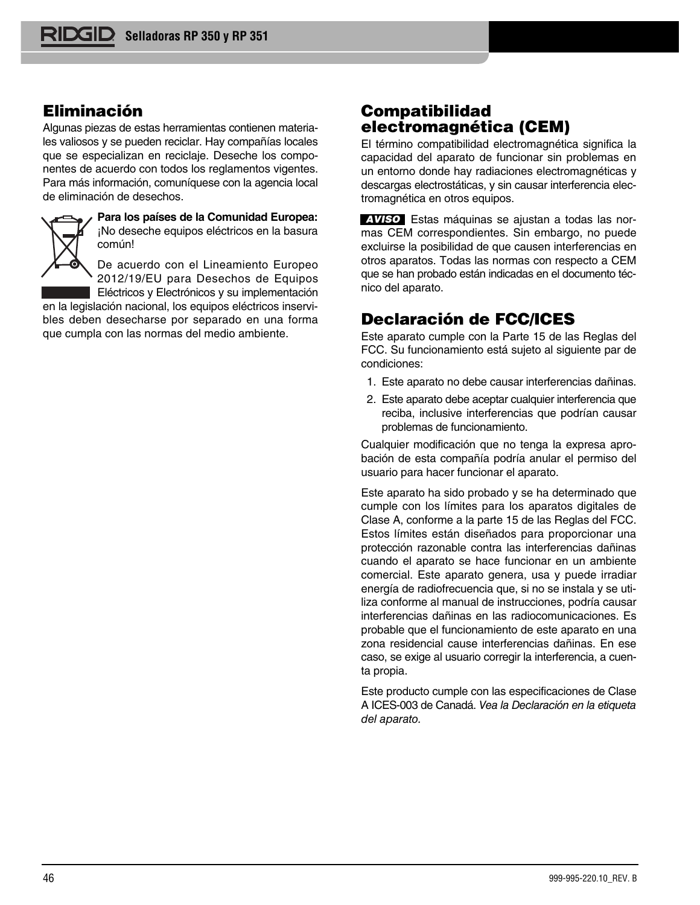## Eliminación

Algunas piezas de estas herramientas contienen materiales valiosos y se pueden reciclar. Hay compañías locales que se especializan en reciclaje. Deseche los componentes de acuerdo con todos los reglamentos vigentes. Para más información, comuníquese con la agencia local de eliminación de desechos.

**Para los países de la Comunidad Europea:** ¡No deseche equipos eléctricos en la basura común!

De acuerdo con el Lineamiento Europeo 2012/19/EU para Desechos de Equipos Eléctricos y Electrónicos y su implementación en la legislación nacional, los equipos eléctricos inservibles deben desecharse por separado en una forma que cumpla con las normas del medio ambiente.

## Compatibilidad electromagnética (CEM)

El término compatibilidad electromagnética significa la capacidad del aparato de funcionar sin problemas en un entorno donde hay radiaciones electromagnéticas y descargas electrostáticas, y sin causar interferencia electromagnética en otros equipos.

**AVISO** Estas máquinas se ajustan a todas las normas CEM correspondientes. Sin embargo, no puede excluirse la posibilidad de que causen interferencias en otros aparatos. Todas las normas con respecto a CEM que se han probado están indicadas en el documento técnico del aparato.

## Declaración de FCC/ICES

Este aparato cumple con la Parte 15 de las Reglas del FCC. Su funcionamiento está sujeto al siguiente par de condiciones:

1. Este aparato no debe causar interferencias dañinas.
2. Este aparato debe aceptar cualquier interferencia que reciba, inclusive interferencias que podrían causar problemas de funcionamiento.

Cualquier modificación que no tenga la expresa aprobación de esta compañía podría anular el permiso del usuario para hacer funcionar el aparato.

Este aparato ha sido probado y se ha determinado que cumple con los límites para los aparatos digitales de Clase A, conforme a la parte 15 de las Reglas del FCC. Estos límites están diseñados para proporcionar una protección razonable contra las interferencias dañinas cuando el aparato se hace funcionar en un ambiente comercial. Este aparato genera, usa y puede irradiar energía de radiofrecuencia que, si no se instala y se utiliza conforme al manual de instrucciones, podría causar interferencias dañinas en las radiocomunicaciones. Es probable que el funcionamiento de este aparato en una zona residencial cause interferencias dañinas. En ese caso, se exige al usuario corregir la interferencia, a cuenta propia.

Este producto cumple con las especificaciones de Clase A ICES-003 de Canadá. *Vea la Declaración en la etiqueta del aparato.*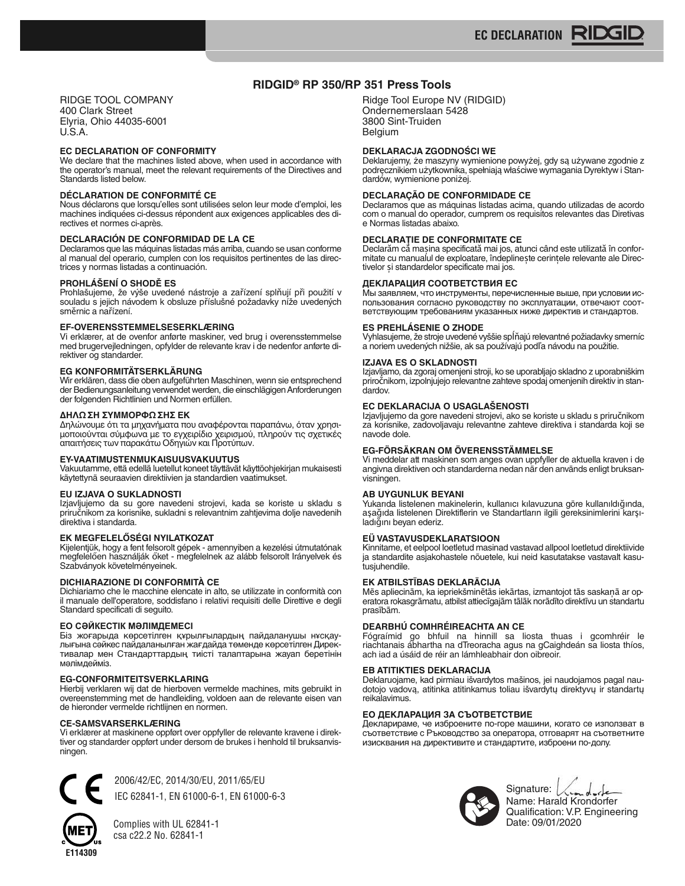# RIDGID® RP 350/RP 351 Press Tools

RIDGE TOOL COMPANY
400 Clark Street
Elyria, Ohio 44035-6001
U.S.A.

Ridge Tool Europe NV (RIDGID)
Ondernemerslaan 5428
3800 Sint-Truiden
Belgium

**EC DECLARATION OF CONFORMITY**
We declare that the machines listed above, when used in accordance with the operator's manual, meet the relevant requirements of the Directives and Standards listed below.

**DÉCLARATION DE CONFORMITÉ CE**
Nous déclarons que lorsqu'elles sont utilisées selon leur mode d'emploi, les machines indiquées ci-dessus répondent aux exigences applicables des directives et normes ci-après.

**DECLARACIÓN DE CONFORMIDAD DE LA CE**
Declaramos que las máquinas listadas más arriba, cuando se usan conforme al manual del operario, cumplen con los requisitos pertinentes de las directrices y normas listadas a continuación.

**PROHLÁŠENÍ O SHODĚ ES**
Prohlašujeme, že výše uvedené nástroje a zařízení splňují při použití v souladu s jejich návodem k obsluze příslušné požadavky níže uvedených směrnic a nařízení.

**EF-OVERENSSTEMMELSESERKLÆRING**
Vi erklærer, at de ovenfor anførte maskiner, ved brug i overensstemmelse med brugervejledningen, opfylder de relevante krav i de nedenfor anførte direktiver og standarder.

**EG KONFORMITÄTSERKLÄRUNG**
Wir erklären, dass die oben aufgeführten Maschinen, wenn sie entsprechend der Bedienungsanleitung verwendet werden, die einschlägigen Anforderungen der folgenden Richtlinien und Normen erfüllen.

**ΔΗΛΩΣΗ ΣΥΜΜΟΡΦΩΣΗΣ ΕΚ**
Δηλώνουμε ότι τα μηχανήματα που αναφέρονται παραπάνω, όταν χρησιμοποιούνται σύμφωνα με το εγχειρίδιο χειρισμού, πληρούν τις σχετικές απαιτήσεις των παρακάτω Οδηγιών και Προτύπων.

**EY-VAATIMUSTENMUKAISUUSVAKUUTUS**
Vakuutamme, että edellä luetellut koneet täyttävät käyttöohjekirjan mukaisesti käytettynä seuraavien direktiivien ja standardien vaatimukset.

**EU IZJAVA O SUKLADNOSTI**
Izjavljujemo da su gore navedeni strojevi, kada se koriste u skladu s priručnikom za korisnike, sukladni s relevantnim zahtjevima dolje navedenih direktiva i standarda.

**EK MEGFELELŐSÉGI NYILATKOZAT**
Kijelentjük, hogy a fent felsorolt gépek - amennyiben a kezelési útmutatónak megfelelően használják őket - megfelelnek az alább felsorolt Irányelvek és Szabványok követelményeinek.

**DICHIARAZIONE DI CONFORMITÀ CE**
Dichiariamo che le macchine elencate in alto, se utilizzate in conformità con il manuale dell'operatore, soddisfano i relativi requisiti delle Direttive e degli Standard specificati di seguito.

**ЕО СӘЙКЕСТІК МӘЛІМДЕМЕСІ**
Біз жоғарыда көрсетілген құрылғылардың пайдаланушы нұсқаулығына сәйкес пайдаланылған жағдайда төменде көрсетілген Директивалар мен Стандарттардың тиісті талаптарына жауап беретінін мәлімдейміз.

**EG-CONFORMITEITSVERKLARING**
Hierbij verklaren wij dat de hierboven vermelde machines, mits gebruikt in overeenstemming met de handleiding, voldoen aan de relevante eisen van de hieronder vermelde richtlijnen en normen.

**CE-SAMSVARSERKLÆRING**
Vi erklærer at maskinene oppført over oppfyller de relevante kravene i direktiver og standarder oppført under dersom de brukes i henhold til bruksanvisningen.

**DEKLARACJA ZGODNOŚCI WE**
Deklarujemy, że maszyny wymienione powyżej, gdy są używane zgodnie z podręcznikiem użytkownika, spełniają właściwe wymagania Dyrektyw i Standardów, wymienione poniżej.

**DECLARAÇÃO DE CONFORMIDADE CE**
Declaramos que as máquinas listadas acima, quando utilizadas de acordo com o manual do operador, cumprem os requisitos relevantes das Diretivas e Normas listadas abaixo.

**DECLARAȚIE DE CONFORMITATE CE**
Declarăm că mașina specificată mai jos, atunci când este utilizată în conformitate cu manualul de exploatare, îndeplinește cerințele relevante ale Directivelor și standardelor specificate mai jos.

**ДЕКЛАРАЦИЯ СООТВЕТСТВИЯ ЕС**
Мы заявляем, что инструменты, перечисленные выше, при условии использования согласно руководству по эксплуатации, отвечают соответствующим требованиям указанных ниже директив и стандартов.

**ES PREHLÁSENIE O ZHODE**
Vyhlasujeme, že stroje uvedené vyššie spĺňajú relevantné požiadavky smerníc a noriem uvedených nižšie, ak sa používajú podľa návodu na použitie.

**IZJAVA ES O SKLADNOSTI**
Izjavljujemo, da zgoraj omenjeni stroji, ko se uporabljajo skladno z uporabniškim priročnikom, izpolnjujejo relevantne zahteve spodaj omenjenih direktiv in standardov.

**EC DEKLARACIJA O USAGLAŠENOSTI**
Izjavljujemo da gore navedeni strojevi, ako se koriste u skladu s priručnikom za korisnike, zadovoljavaju relevantne zahteve direktiva i standarda koji se navode dole.

**EG-FÖRSÄKRAN OM ÖVERENSSTÄMMELSE**
Vi meddelar att maskinen som anges ovan uppfyller de aktuella kraven i de angivna direktiven och standarderna nedan när den används enligt bruksanvisningen.

**AB UYGUNLUK BEYANI**
Yukarıda listelenen makinelerin, kullanıcı kılavuzuna göre kullanıldığında, aşağıda listelenen Direktiflerin ve Standartların ilgili gereksinimlerini karşıladığını beyan ederiz.

**EÜ VASTAVUSDEKLARATSIOON**
Kinnitame, et eelpool loetletud masinad vastavad allpool loetletud direktiivide ja standardite asjakohastele nõuetele, kui neid kasutatakse vastavalt kasutusjuhendile.

**EK ATBILSTĪBAS DEKLARĀCIJA**
Mēs apliecinām, ka iepriekšminētās iekārtas, izmantojot tās saskaņā ar operatora rokasgrāmatu, atbilst attiecīgajām tālāk norādīto direktīvu un standartu prasībām.

**DEARBHÚ COMHRÉIREACHTA AN CE**
Fógraímid go bhfuil na hinnill sa liosta thuas i gcomhréir le riachtanais ábhartha na dTreoracha agus na gCaighdeán sa liosta thíos, ach iad a úsáid de réir an lámhleabhair don oibreoir.

**EB ATITIKTIES DEKLARACIJA**
Deklaruojame, kad pirmiau išvardytos mašinos, jei naudojamos pagal naudotojo vadovą, atitinka atitinkamus toliau išvardytų direktyvų ir standartų reikalavimus.

**ЕО ДЕКЛАРАЦИЯ ЗА СЪОТВЕТСТВИЕ**
Декларираме, че изброените по-горе машини, когато се използват в съответствие с Ръководство за оператора, отговарят на съответните изисквания на директивите и стандартите, изброени по-долу.

CE
2006/42/EC, 2014/30/EU, 2011/65/EU
IEC 62841-1, EN 61000-6-1, EN 61000-6-3

MET E114309
Complies with UL 62841-1
csa c22.2 No. 62841-1

Signature:
Name: Harald Krondorfer
Qualification: V.P. Engineering
Date: 09/01/2020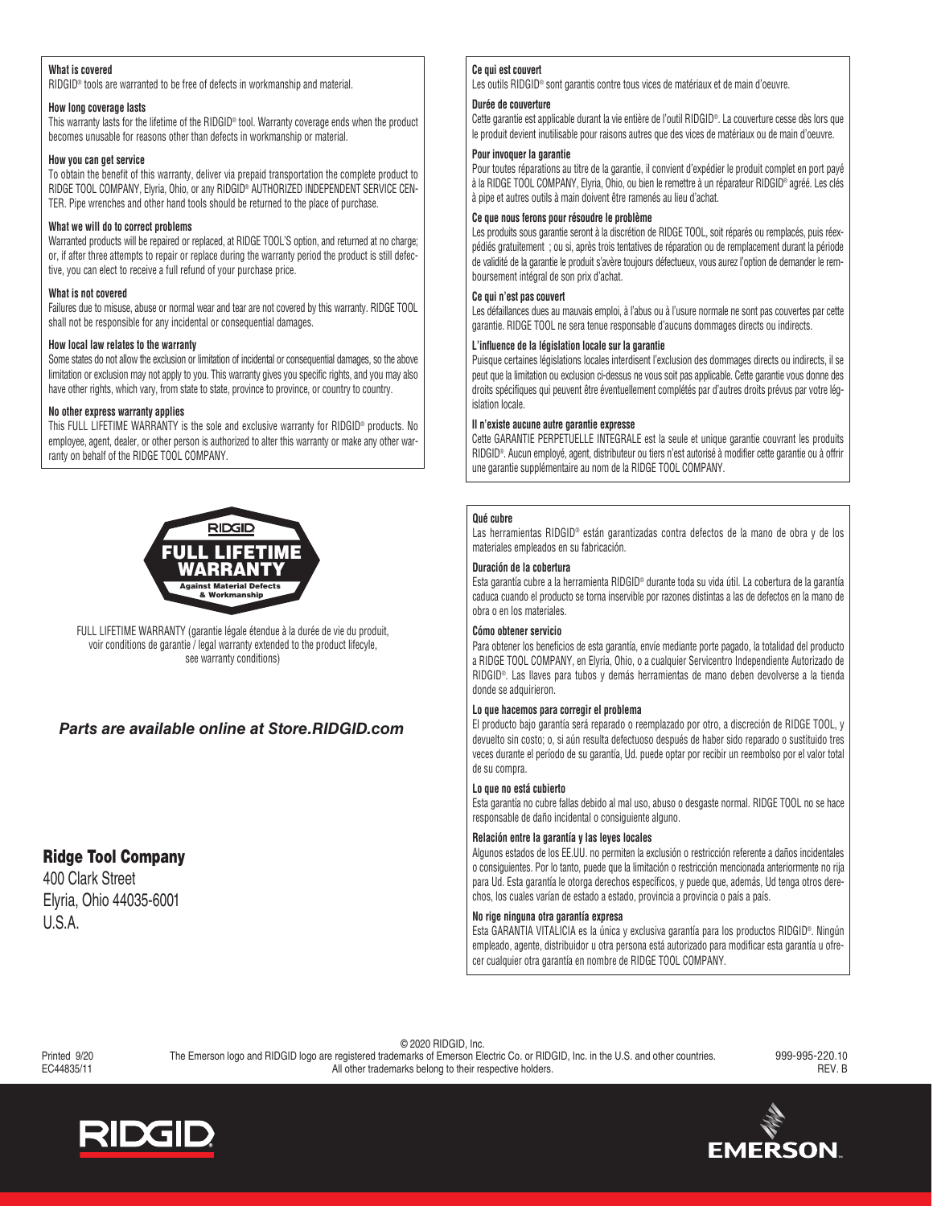### What is covered

RIDGID® tools are warranted to be free of defects in workmanship and material.

### How long coverage lasts

This warranty lasts for the lifetime of the RIDGID® tool. Warranty coverage ends when the product becomes unusable for reasons other than defects in workmanship or material.

### How you can get service

To obtain the benefit of this warranty, deliver via prepaid transportation the complete product to RIDGE TOOL COMPANY, Elyria, Ohio, or any RIDGID® AUTHORIZED INDEPENDENT SERVICE CENTER. Pipe wrenches and other hand tools should be returned to the place of purchase.

### What we will do to correct problems

Warranted products will be repaired or replaced, at RIDGE TOOL'S option, and returned at no charge; or, if after three attempts to repair or replace during the warranty period the product is still defective, you can elect to receive a full refund of your purchase price.

### What is not covered

Failures due to misuse, abuse or normal wear and tear are not covered by this warranty. RIDGE TOOL shall not be responsible for any incidental or consequential damages.

### How local law relates to the warranty

Some states do not allow the exclusion or limitation of incidental or consequential damages, so the above limitation or exclusion may not apply to you. This warranty gives you specific rights, and you may also have other rights, which vary, from state to state, province to province, or country to country.

### No other express warranty applies

This FULL LIFETIME WARRANTY is the sole and exclusive warranty for RIDGID® products. No employee, agent, dealer, or other person is authorized to alter this warranty or make any other warranty on behalf of the RIDGE TOOL COMPANY.

RIDGID
FULL LIFETIME WARRANTY
Against Material Defects & Workmanship

FULL LIFETIME WARRANTY (garantie légale étendue à la durée de vie du produit, voir conditions de garantie / legal warranty extended to the product lifecycle, see warranty conditions)

***Parts are available online at Store.RIDGID.com***

**Ridge Tool Company**
400 Clark Street
Elyria, Ohio 44035-6001
U.S.A.

### Ce qui est couvert

Les outils RIDGID® sont garantis contre tous vices de matériaux et de main d'oeuvre.

### Durée de couverture

Cette garantie est applicable durant la vie entière de l'outil RIDGID®. La couverture cesse dès lors que le produit devient inutilisable pour raisons autres que des vices de matériaux ou de main d'oeuvre.

### Pour invoquer la garantie

Pour toutes réparations au titre de la garantie, il convient d'expédier le produit complet en port payé à la RIDGE TOOL COMPANY, Elyria, Ohio, ou bien le remettre à un réparateur RIDGID® agréé. Les clés à pipe et autres outils à main doivent être ramenés au lieu d'achat.

### Ce que nous ferons pour résoudre le problème

Les produits sous garantie seront à la discrétion de RIDGE TOOL, soit réparés ou remplacés, puis réexpédiés gratuitement ; ou si, après trois tentatives de réparation ou de remplacement durant la période de validité de la garantie le produit s'avère toujours défectueux, vous aurez l'option de demander le remboursement intégral de son prix d'achat.

### Ce qui n'est pas couvert

Les défaillances dues au mauvais emploi, à l'abus ou à l'usure normale ne sont pas couvertes par cette garantie. RIDGE TOOL ne sera tenue responsable d'aucuns dommages directs ou indirects.

### L'influence de la législation locale sur la garantie

Puisque certaines législations locales interdisent l'exclusion des dommages directs ou indirects, il se peut que la limitation ou exclusion ci-dessus ne vous soit pas applicable. Cette garantie vous donne des droits spécifiques qui peuvent être éventuellement complétés par d'autres droits prévus par votre législation locale.

### Il n'existe aucune autre garantie expresse

Cette GARANTIE PERPETUELLE INTEGRALE est la seule et unique garantie couvrant les produits RIDGID®. Aucun employé, agent, distributeur ou tiers n'est autorisé à modifier cette garantie ou à offrir une garantie supplémentaire au nom de la RIDGE TOOL COMPANY.

### Qué cubre

Las herramientas RIDGID® están garantizadas contra defectos de la mano de obra y de los materiales empleados en su fabricación.

### Duración de la cobertura

Esta garantía cubre a la herramienta RIDGID® durante toda su vida útil. La cobertura de la garantía caduca cuando el producto se torna inservible por razones distintas a las de defectos en la mano de obra o en los materiales.

### Cómo obtener servicio

Para obtener los beneficios de esta garantía, envíe mediante porte pagado, la totalidad del producto a RIDGE TOOL COMPANY, en Elyria, Ohio, o a cualquier Servicentro Independiente Autorizado de RIDGID®. Las llaves para tubos y demás herramientas de mano deben devolverse a la tienda donde se adquirieron.

### Lo que hacemos para corregir el problema

El producto bajo garantía será reparado o reemplazado por otro, a discreción de RIDGE TOOL, y devuelto sin costo; o, si aún resulta defectuoso después de haber sido reparado o sustituido tres veces durante el período de su garantía, Ud. puede optar por recibir un reembolso por el valor total de su compra.

### Lo que no está cubierto

Esta garantía no cubre fallas debido al mal uso, abuso o desgaste normal. RIDGE TOOL no se hace responsable de daño incidental o consiguiente alguno.

### Relación entre la garantía y las leyes locales

Algunos estados de los EE.UU. no permiten la exclusión o restricción referente a daños incidentales o consiguientes. Por lo tanto, puede que la limitación o restricción mencionada anteriormente no rija para Ud. Esta garantía le otorga derechos específicos, y puede que, además, Ud tenga otros derechos, los cuales varían de estado a estado, provincia a provincia o país a país.

### No rige ninguna otra garantía expresa

Esta GARANTIA VITALICIA es la única y exclusiva garantía para los productos RIDGID®. Ningún empleado, agente, distribuidor u otra persona está autorizado para modificar esta garantía u ofrecer cualquier otra garantía en nombre de RIDGE TOOL COMPANY.

Printed 9/20
EC44835/11

© 2020 RIDGID, Inc.
The Emerson logo and RIDGID logo are registered trademarks of Emerson Electric Co. or RIDGID, Inc. in the U.S. and other countries.
All other trademarks belong to their respective holders.

999-995-220.10
REV. B

RIDGID

EMERSON